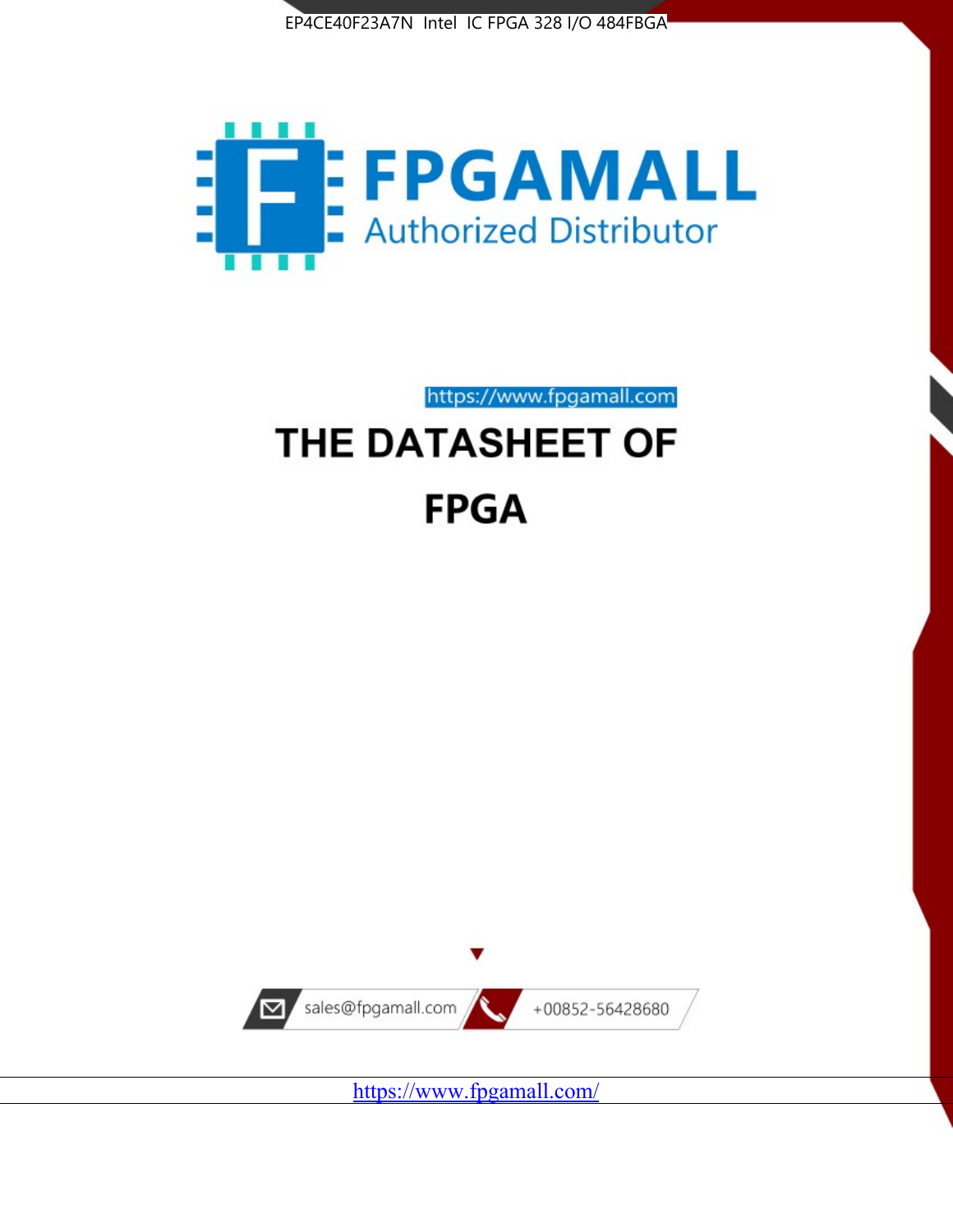EP4CE40F23A7N Intel IC FPGA 328 I/O 484FBGA

FPGAMALL

Authorized Distributor

https://www.fpgamall.com

# THE DATASHEET OF

# FPGA

sales@fpgamall.com

+00852-56428680

https://www.fpgamall.com/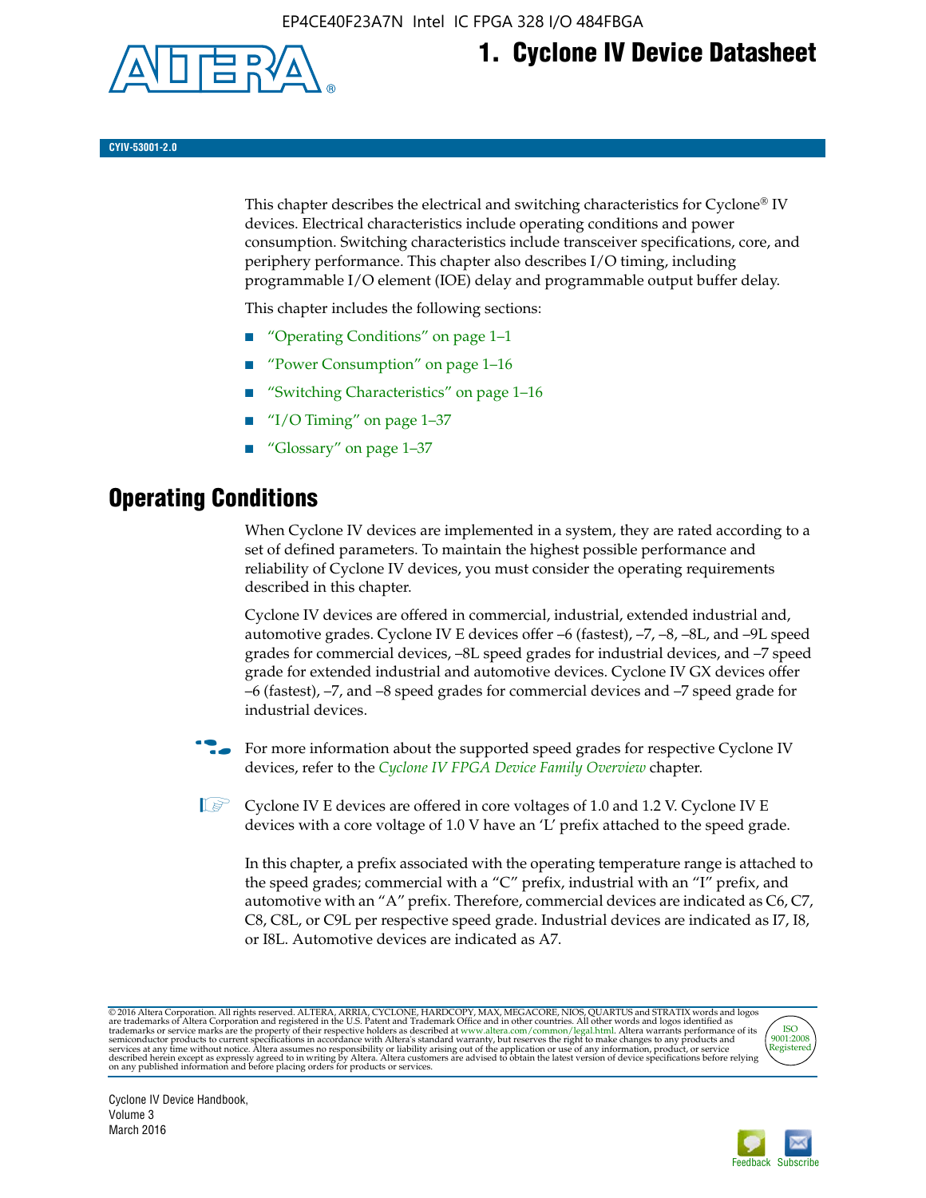# 1. Cyclone IV Device Datasheet

CYIV-53001-2.0

This chapter describes the electrical and switching characteristics for Cyclone® IV devices. Electrical characteristics include operating conditions and power consumption. Switching characteristics include transceiver specifications, core, and periphery performance. This chapter also describes I/O timing, including programmable I/O element (IOE) delay and programmable output buffer delay.

This chapter includes the following sections:

- "Operating Conditions" on page 1–1
- "Power Consumption" on page 1–16
- "Switching Characteristics" on page 1–16
- "I/O Timing" on page 1–37
- "Glossary" on page 1–37

## Operating Conditions

When Cyclone IV devices are implemented in a system, they are rated according to a set of defined parameters. To maintain the highest possible performance and reliability of Cyclone IV devices, you must consider the operating requirements described in this chapter.

Cyclone IV devices are offered in commercial, industrial, extended industrial and, automotive grades. Cyclone IV E devices offer –6 (fastest), –7, –8, –8L, and –9L speed grades for commercial devices, –8L speed grades for industrial devices, and –7 speed grade for extended industrial and automotive devices. Cyclone IV GX devices offer –6 (fastest), –7, and –8 speed grades for commercial devices and –7 speed grade for industrial devices.

For more information about the supported speed grades for respective Cyclone IV devices, refer to the *Cyclone IV FPGA Device Family Overview* chapter.

Cyclone IV E devices are offered in core voltages of 1.0 and 1.2 V. Cyclone IV E devices with a core voltage of 1.0 V have an 'L' prefix attached to the speed grade.

In this chapter, a prefix associated with the operating temperature range is attached to the speed grades; commercial with a "C" prefix, industrial with an "I" prefix, and automotive with an "A" prefix. Therefore, commercial devices are indicated as C6, C7, C8, C8L, or C9L per respective speed grade. Industrial devices are indicated as I7, I8, or I8L. Automotive devices are indicated as A7.

© 2016 Altera Corporation. All rights reserved. ALTERA, ARRIA, CYCLONE, HARDCOPY, MAX, MEGACORE, NIOS, QUARTUS and STRATIX words and logos are trademarks of Altera Corporation and registered in the U.S. Patent and Trademark Office and in other countries. All other words and logos identified as trademarks or service marks are the property of their respective holders as described at www.altera.com/common/legal.html. Altera warrants performance of its semiconductor products to current specifications in accordance with Altera's standard warranty, but reserves the right to make changes to any products and services at any time without notice. Altera assumes no responsibility or liability arising out of the application or use of any information, product, or service described herein except as expressly agreed to in writing by Altera. Altera customers are advised to obtain the latest version of device specifications before relying on any published information and before placing orders for products or services.

Cyclone IV Device Handbook,
Volume 3
March 2016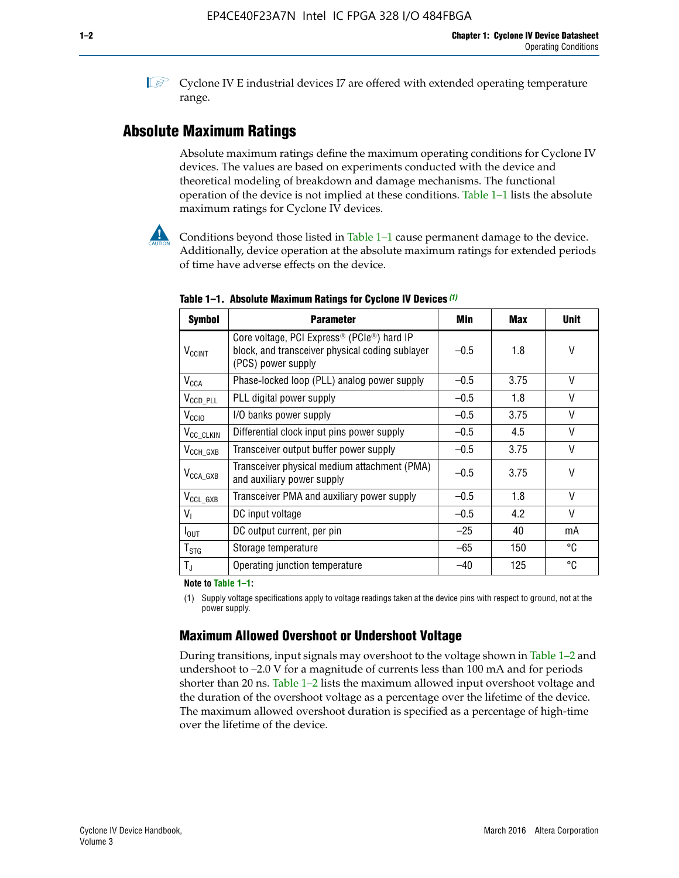Cyclone IV E industrial devices I7 are offered with extended operating temperature range.

## Absolute Maximum Ratings

Absolute maximum ratings define the maximum operating conditions for Cyclone IV devices. The values are based on experiments conducted with the device and theoretical modeling of breakdown and damage mechanisms. The functional operation of the device is not implied at these conditions. Table 1–1 lists the absolute maximum ratings for Cyclone IV devices.

Conditions beyond those listed in Table 1–1 cause permanent damage to the device. Additionally, device operation at the absolute maximum ratings for extended periods of time have adverse effects on the device.

**Table 1–1. Absolute Maximum Ratings for Cyclone IV Devices** *(1)*

| Symbol | Parameter | Min | Max | Unit |
|---|---|---|---|---|
| $V_{CCINT}$ | Core voltage, PCI Express® (PCIe®) hard IP block, and transceiver physical coding sublayer (PCS) power supply | –0.5 | 1.8 | V |
| $V_{CCA}$ | Phase-locked loop (PLL) analog power supply | –0.5 | 3.75 | V |
| $V_{CCD\_PLL}$ | PLL digital power supply | –0.5 | 1.8 | V |
| $V_{CCIO}$ | I/O banks power supply | –0.5 | 3.75 | V |
| $V_{CC\_CLKIN}$ | Differential clock input pins power supply | –0.5 | 4.5 | V |
| $V_{CCH\_GXB}$ | Transceiver output buffer power supply | –0.5 | 3.75 | V |
| $V_{CCA\_GXB}$ | Transceiver physical medium attachment (PMA) and auxiliary power supply | –0.5 | 3.75 | V |
| $V_{CCL\_GXB}$ | Transceiver PMA and auxiliary power supply | –0.5 | 1.8 | V |
| $V_I$ | DC input voltage | –0.5 | 4.2 | V |
| $I_{OUT}$ | DC output current, per pin | –25 | 40 | mA |
| $T_{STG}$ | Storage temperature | –65 | 150 | °C |
| $T_J$ | Operating junction temperature | –40 | 125 | °C |

**Note to Table 1–1:**

(1) Supply voltage specifications apply to voltage readings taken at the device pins with respect to ground, not at the power supply.

### Maximum Allowed Overshoot or Undershoot Voltage

During transitions, input signals may overshoot to the voltage shown in Table 1–2 and undershoot to –2.0 V for a magnitude of currents less than 100 mA and for periods shorter than 20 ns. Table 1–2 lists the maximum allowed input overshoot voltage and the duration of the overshoot voltage as a percentage over the lifetime of the device. The maximum allowed overshoot duration is specified as a percentage of high-time over the lifetime of the device.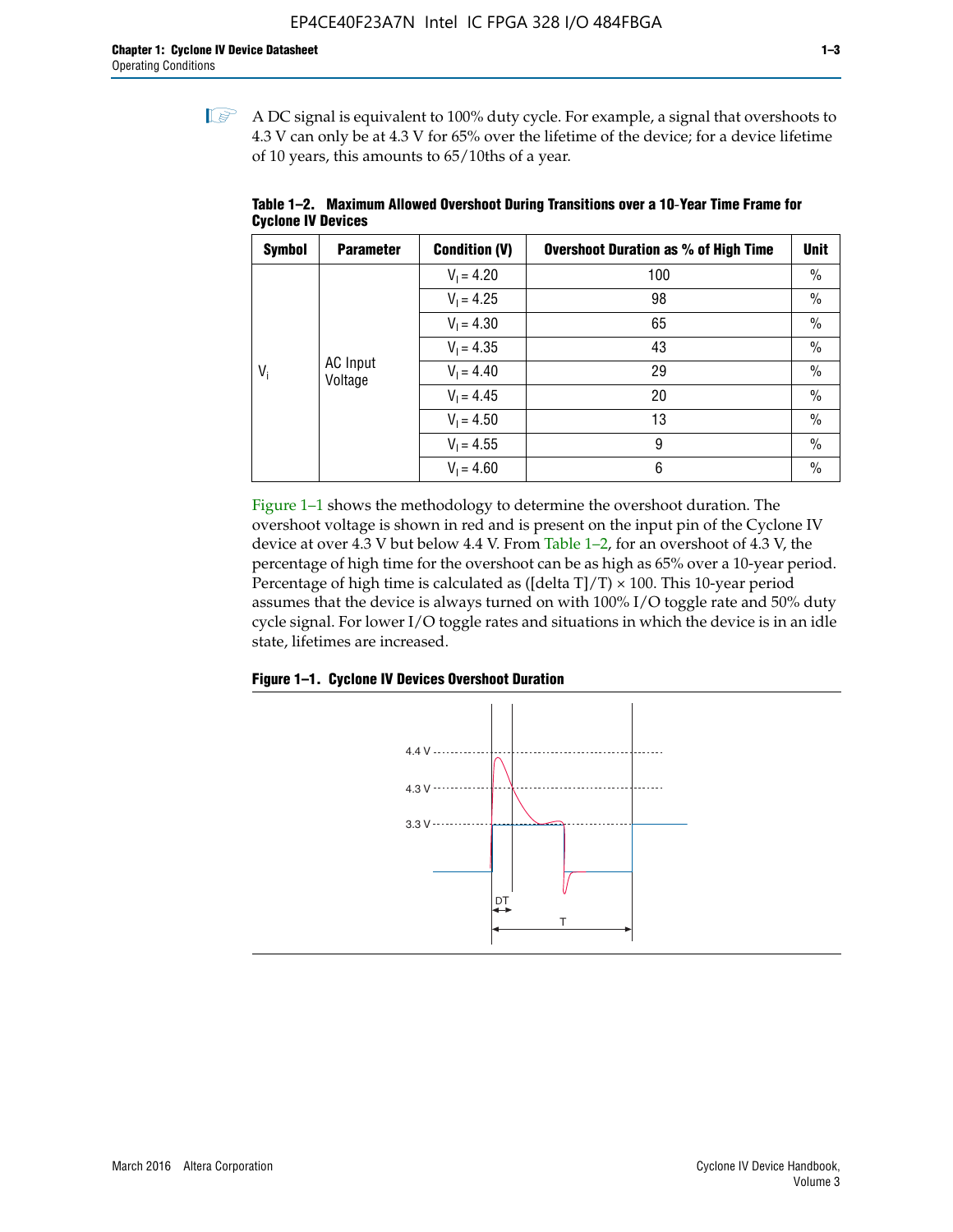A DC signal is equivalent to 100% duty cycle. For example, a signal that overshoots to 4.3 V can only be at 4.3 V for 65% over the lifetime of the device; for a device lifetime of 10 years, this amounts to 65/10ths of a year.

**Table 1–2. Maximum Allowed Overshoot During Transitions over a 10-Year Time Frame for Cyclone IV Devices**

| Symbol | Parameter | Condition (V) | Overshoot Duration as % of High Time | Unit |
|---|---|---|---|---|
| $V_i$ | AC Input Voltage | $V_I = 4.20$ | 100 | % |
| | | $V_I = 4.25$ | 98 | % |
| | | $V_I = 4.30$ | 65 | % |
| | | $V_I = 4.35$ | 43 | % |
| | | $V_I = 4.40$ | 29 | % |
| | | $V_I = 4.45$ | 20 | % |
| | | $V_I = 4.50$ | 13 | % |
| | | $V_I = 4.55$ | 9 | % |
| | | $V_I = 4.60$ | 6 | % |

Figure 1–1 shows the methodology to determine the overshoot duration. The overshoot voltage is shown in red and is present on the input pin of the Cyclone IV device at over 4.3 V but below 4.4 V. From Table 1–2, for an overshoot of 4.3 V, the percentage of high time for the overshoot can be as high as 65% over a 10-year period. Percentage of high time is calculated as ([delta T]/T) × 100. This 10-year period assumes that the device is always turned on with 100% I/O toggle rate and 50% duty cycle signal. For lower I/O toggle rates and situations in which the device is in an idle state, lifetimes are increased.

**Figure 1–1. Cyclone IV Devices Overshoot Duration**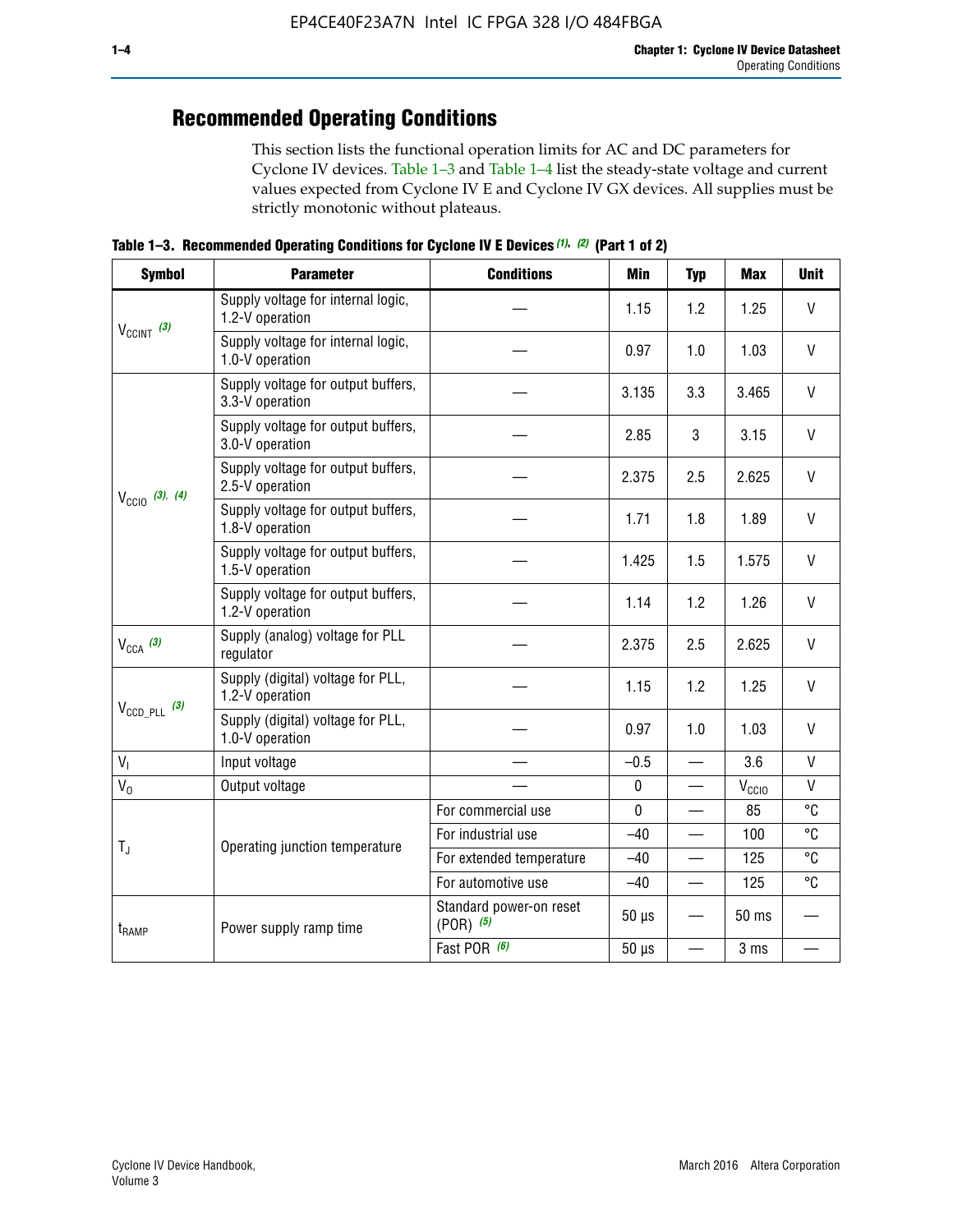## Recommended Operating Conditions

This section lists the functional operation limits for AC and DC parameters for Cyclone IV devices. Table 1–3 and Table 1–4 list the steady-state voltage and current values expected from Cyclone IV E and Cyclone IV GX devices. All supplies must be strictly monotonic without plateaus.

**Table 1–3. Recommended Operating Conditions for Cyclone IV E Devices** *(1), (2)* **(Part 1 of 2)**

| Symbol | Parameter | Conditions | Min | Typ | Max | Unit |
|---|---|---|---|---|---|---|
| $V_{CCINT}$ *(3)* | Supply voltage for internal logic, 1.2-V operation | — | 1.15 | 1.2 | 1.25 | V |
| | Supply voltage for internal logic, 1.0-V operation | — | 0.97 | 1.0 | 1.03 | V |
| $V_{CCIO}$ *(3), (4)* | Supply voltage for output buffers, 3.3-V operation | — | 3.135 | 3.3 | 3.465 | V |
| | Supply voltage for output buffers, 3.0-V operation | — | 2.85 | 3 | 3.15 | V |
| | Supply voltage for output buffers, 2.5-V operation | — | 2.375 | 2.5 | 2.625 | V |
| | Supply voltage for output buffers, 1.8-V operation | — | 1.71 | 1.8 | 1.89 | V |
| | Supply voltage for output buffers, 1.5-V operation | — | 1.425 | 1.5 | 1.575 | V |
| | Supply voltage for output buffers, 1.2-V operation | — | 1.14 | 1.2 | 1.26 | V |
| $V_{CCA}$ *(3)* | Supply (analog) voltage for PLL regulator | — | 2.375 | 2.5 | 2.625 | V |
| $V_{CCD\_PLL}$ *(3)* | Supply (digital) voltage for PLL, 1.2-V operation | — | 1.15 | 1.2 | 1.25 | V |
| | Supply (digital) voltage for PLL, 1.0-V operation | — | 0.97 | 1.0 | 1.03 | V |
| $V_I$ | Input voltage | — | –0.5 | — | 3.6 | V |
| $V_O$ | Output voltage | — | 0 | — | $V_{CCIO}$ | V |
| $T_J$ | Operating junction temperature | For commercial use | 0 | — | 85 | °C |
| | | For industrial use | –40 | — | 100 | °C |
| | | For extended temperature | –40 | — | 125 | °C |
| | | For automotive use | –40 | — | 125 | °C |
| $t_{RAMP}$ | Power supply ramp time | Standard power-on reset (POR) *(5)* | 50 µs | — | 50 ms | — |
| | | Fast POR *(6)* | 50 µs | — | 3 ms | — |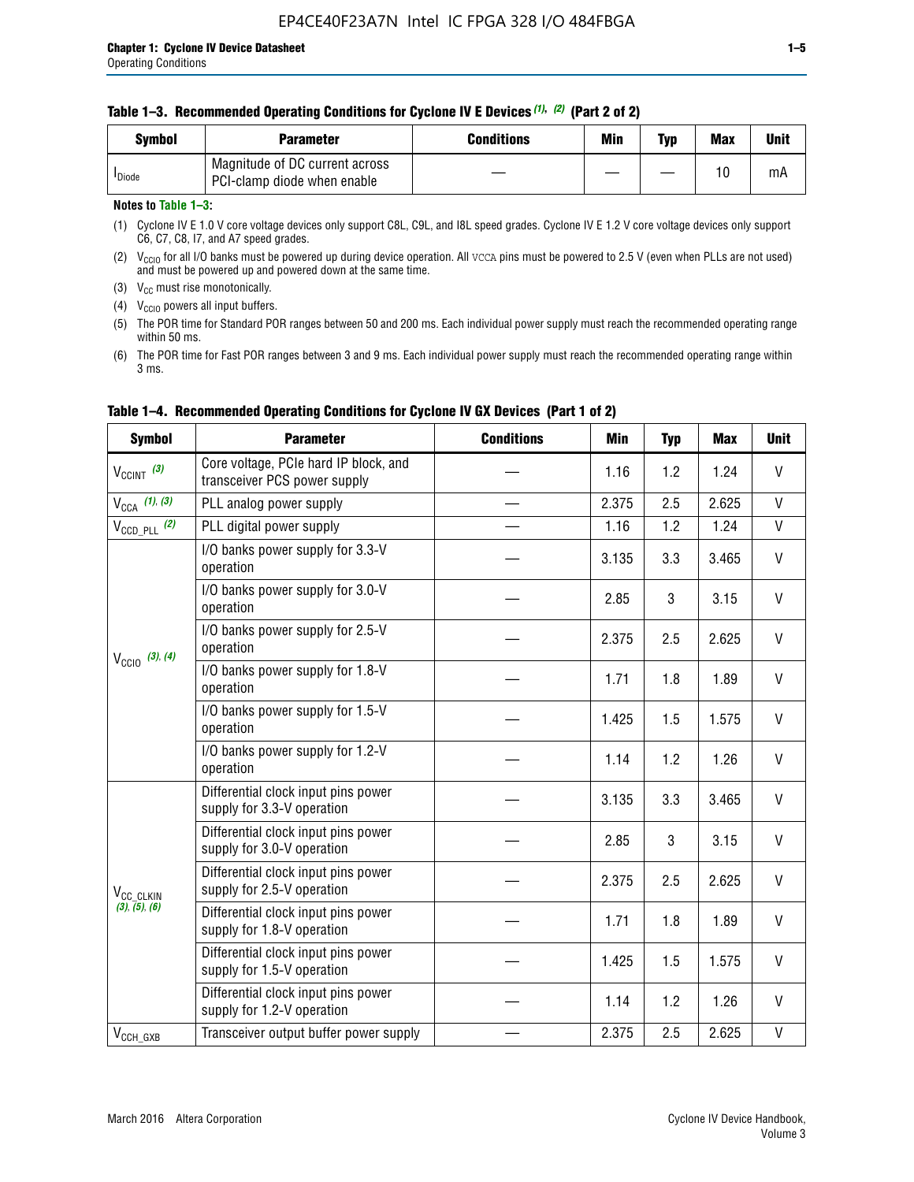**Table 1–3. Recommended Operating Conditions for Cyclone IV E Devices (1), (2) (Part 2 of 2)**

| Symbol | Parameter | Conditions | Min | Typ | Max | Unit |
|---|---|---|---|---|---|---|
| $I_{Diode}$ | Magnitude of DC current across PCI-clamp diode when enable | — | — | — | 10 | mA |

**Notes to Table 1–3:**

(1) Cyclone IV E 1.0 V core voltage devices only support C8L, C9L, and I8L speed grades. Cyclone IV E 1.2 V core voltage devices only support C6, C7, C8, I7, and A7 speed grades.

(2) $V_{CCIO}$ for all I/O banks must be powered up during device operation. All VCCA pins must be powered to 2.5 V (even when PLLs are not used) and must be powered up and powered down at the same time.

(3) $V_{CC}$ must rise monotonically.

(4) $V_{CCIO}$ powers all input buffers.

(5) The POR time for Standard POR ranges between 50 and 200 ms. Each individual power supply must reach the recommended operating range within 50 ms.

(6) The POR time for Fast POR ranges between 3 and 9 ms. Each individual power supply must reach the recommended operating range within 3 ms.

**Table 1–4. Recommended Operating Conditions for Cyclone IV GX Devices (Part 1 of 2)**

| Symbol | Parameter | Conditions | Min | Typ | Max | Unit |
|---|---|---|---|---|---|---|
| $V_{CCINT}$ (3) | Core voltage, PCIe hard IP block, and transceiver PCS power supply | — | 1.16 | 1.2 | 1.24 | V |
| $V_{CCA}$ (1), (3) | PLL analog power supply | — | 2.375 | 2.5 | 2.625 | V |
| $V_{CCD\_PLL}$ (2) | PLL digital power supply | — | 1.16 | 1.2 | 1.24 | V |
| $V_{CCIO}$ (3), (4) | I/O banks power supply for 3.3-V operation | — | 3.135 | 3.3 | 3.465 | V |
| | I/O banks power supply for 3.0-V operation | — | 2.85 | 3 | 3.15 | V |
| | I/O banks power supply for 2.5-V operation | — | 2.375 | 2.5 | 2.625 | V |
| | I/O banks power supply for 1.8-V operation | — | 1.71 | 1.8 | 1.89 | V |
| | I/O banks power supply for 1.5-V operation | — | 1.425 | 1.5 | 1.575 | V |
| | I/O banks power supply for 1.2-V operation | — | 1.14 | 1.2 | 1.26 | V |
| $V_{CC\_CLKIN}$ (3), (5), (6) | Differential clock input pins power supply for 3.3-V operation | — | 3.135 | 3.3 | 3.465 | V |
| | Differential clock input pins power supply for 3.0-V operation | — | 2.85 | 3 | 3.15 | V |
| | Differential clock input pins power supply for 2.5-V operation | — | 2.375 | 2.5 | 2.625 | V |
| | Differential clock input pins power supply for 1.8-V operation | — | 1.71 | 1.8 | 1.89 | V |
| | Differential clock input pins power supply for 1.5-V operation | — | 1.425 | 1.5 | 1.575 | V |
| | Differential clock input pins power supply for 1.2-V operation | — | 1.14 | 1.2 | 1.26 | V |
| $V_{CCH\_GXB}$ | Transceiver output buffer power supply | — | 2.375 | 2.5 | 2.625 | V |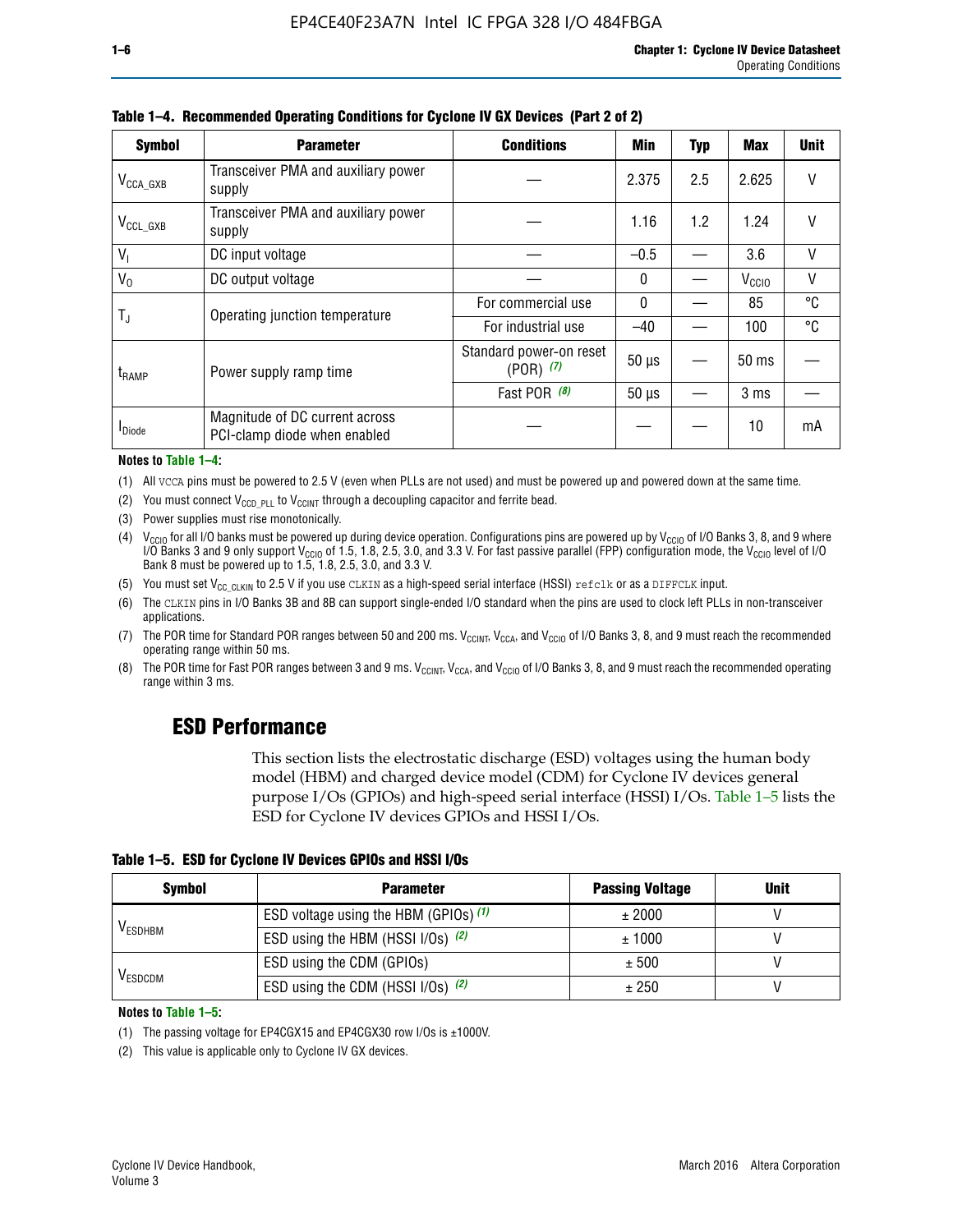**Table 1–4. Recommended Operating Conditions for Cyclone IV GX Devices (Part 2 of 2)**

| Symbol | Parameter | Conditions | Min | Typ | Max | Unit |
|---|---|---|---|---|---|---|
| $V_{CCA\_GXB}$ | Transceiver PMA and auxiliary power supply | — | 2.375 | 2.5 | 2.625 | V |
| $V_{CCL\_GXB}$ | Transceiver PMA and auxiliary power supply | — | 1.16 | 1.2 | 1.24 | V |
| $V_I$ | DC input voltage | — | –0.5 | — | 3.6 | V |
| $V_O$ | DC output voltage | — | 0 | — | $V_{CCIO}$ | V |
| $T_J$ | Operating junction temperature | For commercial use | 0 | — | 85 | °C |
| | | For industrial use | –40 | — | 100 | °C |
| $t_{RAMP}$ | Power supply ramp time | Standard power-on reset (POR) *(7)* | 50 µs | — | 50 ms | — |
| | | Fast POR *(8)* | 50 µs | — | 3 ms | — |
| $I_{Diode}$ | Magnitude of DC current across PCI-clamp diode when enabled | — | — | — | 10 | mA |

**Notes to Table 1–4:**

(1) All VCCA pins must be powered to 2.5 V (even when PLLs are not used) and must be powered up and powered down at the same time.

(2) You must connect $V_{CCD\_PLL}$ to $V_{CCINT}$ through a decoupling capacitor and ferrite bead.

(3) Power supplies must rise monotonically.

(4) $V_{CCIO}$ for all I/O banks must be powered up during device operation. Configurations pins are powered up by $V_{CCIO}$ of I/O Banks 3, 8, and 9 where I/O Banks 3 and 9 only support $V_{CCIO}$ of 1.5, 1.8, 2.5, 3.0, and 3.3 V. For fast passive parallel (FPP) configuration mode, the $V_{CCIO}$ level of I/O Bank 8 must be powered up to 1.5, 1.8, 2.5, 3.0, and 3.3 V.

(5) You must set $V_{CC\_CLKIN}$ to 2.5 V if you use CLKIN as a high-speed serial interface (HSSI) refclk or as a DIFFCLK input.

(6) The CLKIN pins in I/O Banks 3B and 8B can support single-ended I/O standard when the pins are used to clock left PLLs in non-transceiver applications.

(7) The POR time for Standard POR ranges between 50 and 200 ms. $V_{CCINT}$, $V_{CCA}$, and $V_{CCIO}$ of I/O Banks 3, 8, and 9 must reach the recommended operating range within 50 ms.

(8) The POR time for Fast POR ranges between 3 and 9 ms. $V_{CCINT}$, $V_{CCA}$, and $V_{CCIO}$ of I/O Banks 3, 8, and 9 must reach the recommended operating range within 3 ms.

## ESD Performance

This section lists the electrostatic discharge (ESD) voltages using the human body model (HBM) and charged device model (CDM) for Cyclone IV devices general purpose I/Os (GPIOs) and high-speed serial interface (HSSI) I/Os. Table 1–5 lists the ESD for Cyclone IV devices GPIOs and HSSI I/Os.

**Table 1–5. ESD for Cyclone IV Devices GPIOs and HSSI I/Os**

| Symbol | Parameter | Passing Voltage | Unit |
|---|---|---|---|
| $V_{ESDHBM}$ | ESD voltage using the HBM (GPIOs) *(1)* | ± 2000 | V |
| | ESD using the HBM (HSSI I/Os) *(2)* | ± 1000 | V |
| $V_{ESDCDM}$ | ESD using the CDM (GPIOs) | ± 500 | V |
| | ESD using the CDM (HSSI I/Os) *(2)* | ± 250 | V |

**Notes to Table 1–5:**

(1) The passing voltage for EP4CGX15 and EP4CGX30 row I/Os is ±1000V.

(2) This value is applicable only to Cyclone IV GX devices.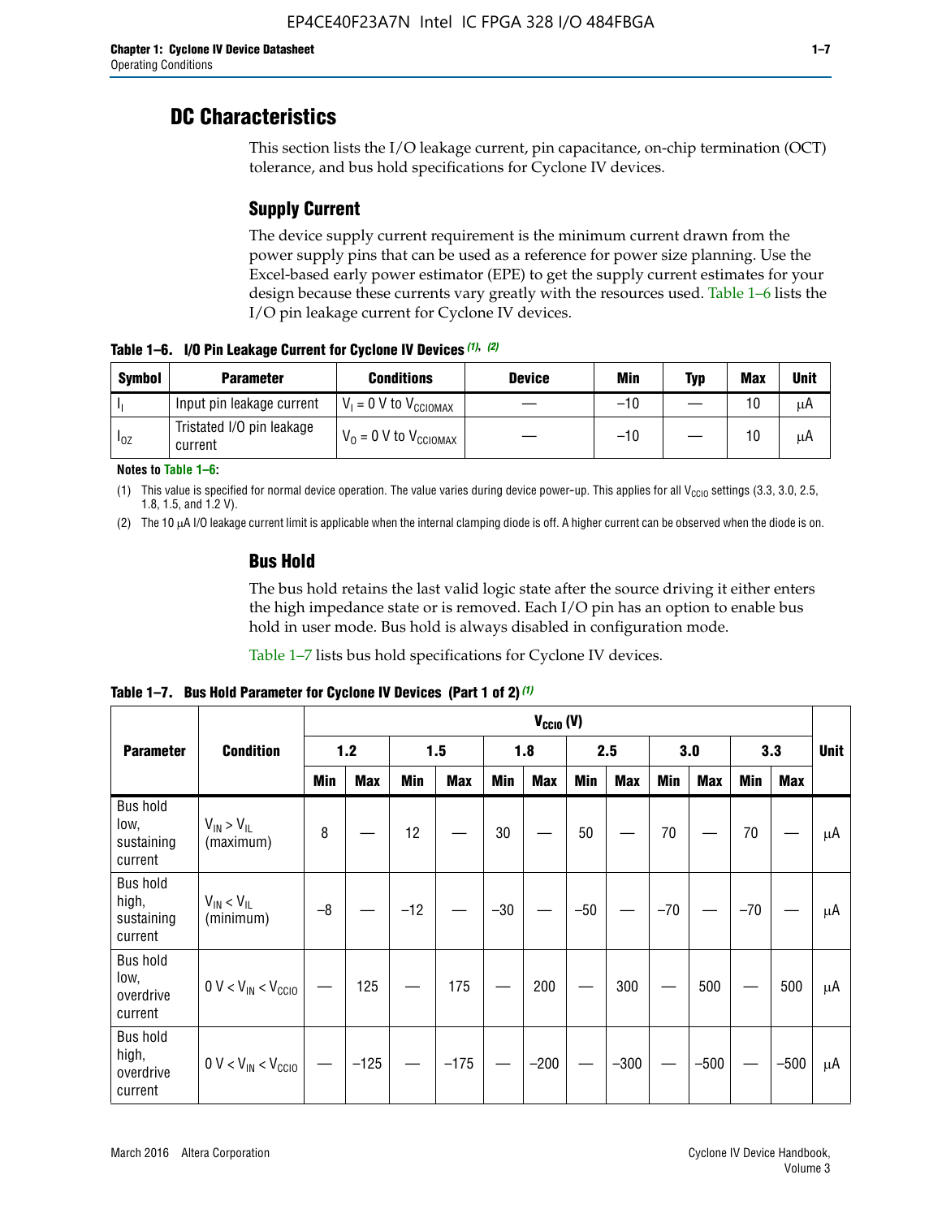# DC Characteristics

This section lists the I/O leakage current, pin capacitance, on-chip termination (OCT) tolerance, and bus hold specifications for Cyclone IV devices.

## Supply Current

The device supply current requirement is the minimum current drawn from the power supply pins that can be used as a reference for power size planning. Use the Excel-based early power estimator (EPE) to get the supply current estimates for your design because these currents vary greatly with the resources used. Table 1–6 lists the I/O pin leakage current for Cyclone IV devices.

**Table 1–6. I/O Pin Leakage Current for Cyclone IV Devices (1), (2)**

| Symbol | Parameter | Conditions | Device | Min | Typ | Max | Unit |
|---|---|---|---|---|---|---|---|
| $I_I$ | Input pin leakage current | $V_I$ = 0 V to $V_{CCIOMAX}$ | — | –10 | — | 10 | µA |
| $I_{OZ}$ | Tristated I/O pin leakage current | $V_O$ = 0 V to $V_{CCIOMAX}$ | — | –10 | — | 10 | µA |

**Notes to Table 1–6:**

(1) This value is specified for normal device operation. The value varies during device power-up. This applies for all $V_{CCIO}$ settings (3.3, 3.0, 2.5, 1.8, 1.5, and 1.2 V).

(2) The 10 µA I/O leakage current limit is applicable when the internal clamping diode is off. A higher current can be observed when the diode is on.

## Bus Hold

The bus hold retains the last valid logic state after the source driving it either enters the high impedance state or is removed. Each I/O pin has an option to enable bus hold in user mode. Bus hold is always disabled in configuration mode.

Table 1–7 lists bus hold specifications for Cyclone IV devices.

**Table 1–7. Bus Hold Parameter for Cyclone IV Devices (Part 1 of 2) (1)**

| Parameter | Condition | $V_{CCIO}$ (V) | | | | | | | | | | | | Unit |
|---|---|---|---|---|---|---|---|---|---|---|---|---|---|---|
| | | 1.2 | | 1.5 | | 1.8 | | 2.5 | | 3.0 | | 3.3 | | |
| | | Min | Max | Min | Max | Min | Max | Min | Max | Min | Max | Min | Max | |
| Bus hold low, sustaining current | $V_{IN} > V_{IL}$ (maximum) | 8 | — | 12 | — | 30 | — | 50 | — | 70 | — | 70 | — | µA |
| Bus hold high, sustaining current | $V_{IN} < V_{IL}$ (minimum) | –8 | — | –12 | — | –30 | — | –50 | — | –70 | — | –70 | — | µA |
| Bus hold low, overdrive current | $0\ V < V_{IN} < V_{CCIO}$ | — | 125 | — | 175 | — | 200 | — | 300 | — | 500 | — | 500 | µA |
| Bus hold high, overdrive current | $0\ V < V_{IN} < V_{CCIO}$ | — | –125 | — | –175 | — | –200 | — | –300 | — | –500 | — | –500 | µA |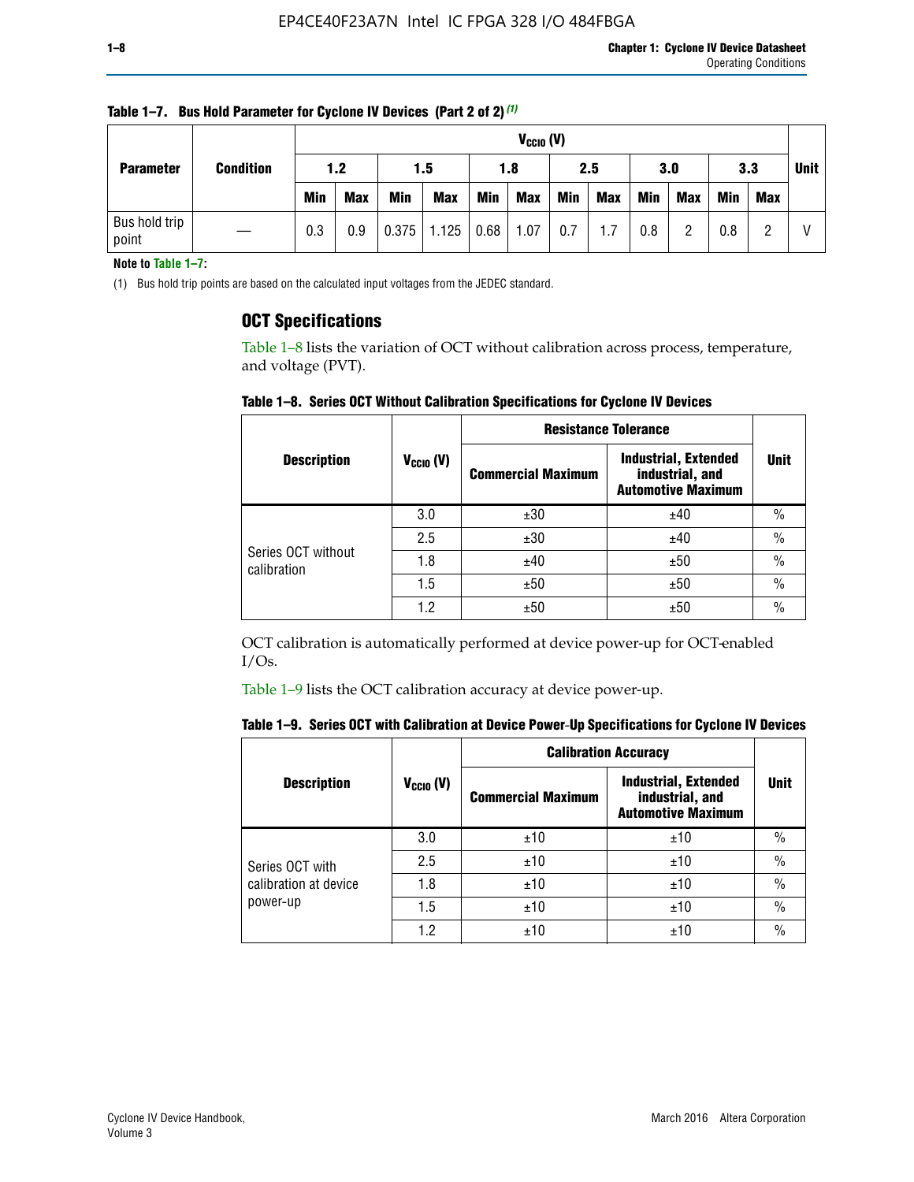**Table 1–7. Bus Hold Parameter for Cyclone IV Devices (Part 2 of 2)** [(1)]

| Parameter | Condition | $V_{CCIO}$ (V) | | | | | | | | | | | | Unit |
|---|---|---|---|---|---|---|---|---|---|---|---|---|---|---|
| | | 1.2 | | 1.5 | | 1.8 | | 2.5 | | 3.0 | | 3.3 | | |
| | | Min | Max | Min | Max | Min | Max | Min | Max | Min | Max | Min | Max | |
| Bus hold trip point | — | 0.3 | 0.9 | 0.375 | 1.125 | 0.68 | 1.07 | 0.7 | 1.7 | 0.8 | 2 | 0.8 | 2 | V |

**Note to Table 1–7:**

(1) Bus hold trip points are based on the calculated input voltages from the JEDEC standard.

## OCT Specifications

Table 1–8 lists the variation of OCT without calibration across process, temperature, and voltage (PVT).

**Table 1–8. Series OCT Without Calibration Specifications for Cyclone IV Devices**

| Description | $V_{CCIO}$ (V) | Resistance Tolerance | | Unit |
|---|---|---|---|---|
| | | Commercial Maximum | Industrial, Extended industrial, and Automotive Maximum | |
| Series OCT without calibration | 3.0 | ±30 | ±40 | % |
| | 2.5 | ±30 | ±40 | % |
| | 1.8 | ±40 | ±50 | % |
| | 1.5 | ±50 | ±50 | % |
| | 1.2 | ±50 | ±50 | % |

OCT calibration is automatically performed at device power-up for OCT-enabled I/Os.

Table 1–9 lists the OCT calibration accuracy at device power-up.

**Table 1–9. Series OCT with Calibration at Device Power-Up Specifications for Cyclone IV Devices**

| Description | $V_{CCIO}$ (V) | Calibration Accuracy | | Unit |
|---|---|---|---|---|
| | | Commercial Maximum | Industrial, Extended industrial, and Automotive Maximum | |
| Series OCT with calibration at device power-up | 3.0 | ±10 | ±10 | % |
| | 2.5 | ±10 | ±10 | % |
| | 1.8 | ±10 | ±10 | % |
| | 1.5 | ±10 | ±10 | % |
| | 1.2 | ±10 | ±10 | % |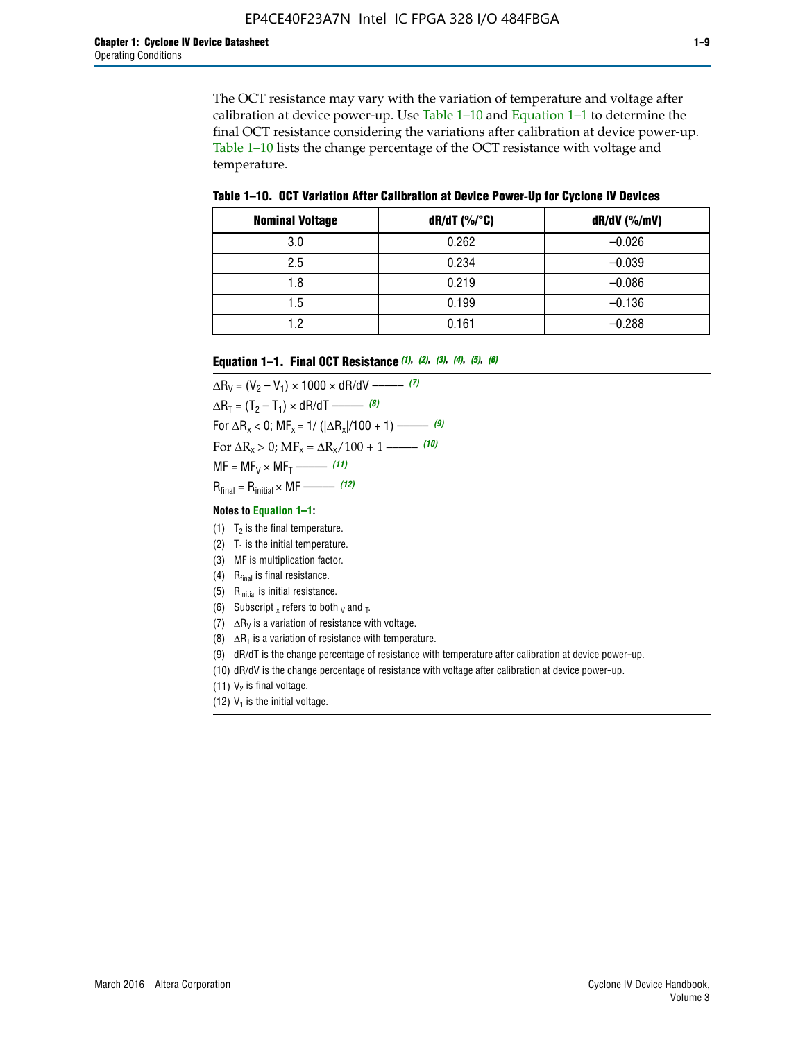The OCT resistance may vary with the variation of temperature and voltage after calibration at device power-up. Use Table 1–10 and Equation 1–1 to determine the final OCT resistance considering the variations after calibration at device power-up. Table 1–10 lists the change percentage of the OCT resistance with voltage and temperature.

**Table 1–10. OCT Variation After Calibration at Device Power-Up for Cyclone IV Devices**

| Nominal Voltage | dR/dT (%/°C) | dR/dV (%/mV) |
|---|---|---|
| 3.0 | 0.262 | –0.026 |
| 2.5 | 0.234 | –0.039 |
| 1.8 | 0.219 | –0.086 |
| 1.5 | 0.199 | –0.136 |
| 1.2 | 0.161 | –0.288 |

**Equation 1–1. Final OCT Resistance** *(1), (2), (3), (4), (5), (6)*

$$\Delta R_V = (V_2 - V_1) \times 1000 \times dR/dV \text{ ——— } (7)$$

$$\Delta R_T = (T_2 - T_1) \times dR/dT \text{ ——— } (8)$$

$$\text{For } \Delta R_x < 0;\ MF_x = 1/ (|\Delta R_x|/100 + 1) \text{ ——— } (9)$$

$$\text{For } \Delta R_x > 0;\ MF_x = \Delta R_x/100 + 1 \text{ ——— } (10)$$

$$MF = MF_V \times MF_T \text{ ——— } (11)$$

$$R_{final} = R_{initial} \times MF \text{ ——— } (12)$$

**Notes to Equation 1–1:**

(1) $T_2$ is the final temperature.
(2) $T_1$ is the initial temperature.
(3) MF is multiplication factor.
(4) $R_{final}$ is final resistance.
(5) $R_{initial}$ is initial resistance.
(6) Subscript $_x$ refers to both $_V$ and $_T$.
(7) $\Delta R_V$ is a variation of resistance with voltage.
(8) $\Delta R_T$ is a variation of resistance with temperature.
(9) dR/dT is the change percentage of resistance with temperature after calibration at device power-up.
(10) dR/dV is the change percentage of resistance with voltage after calibration at device power-up.
(11) $V_2$ is final voltage.
(12) $V_1$ is the initial voltage.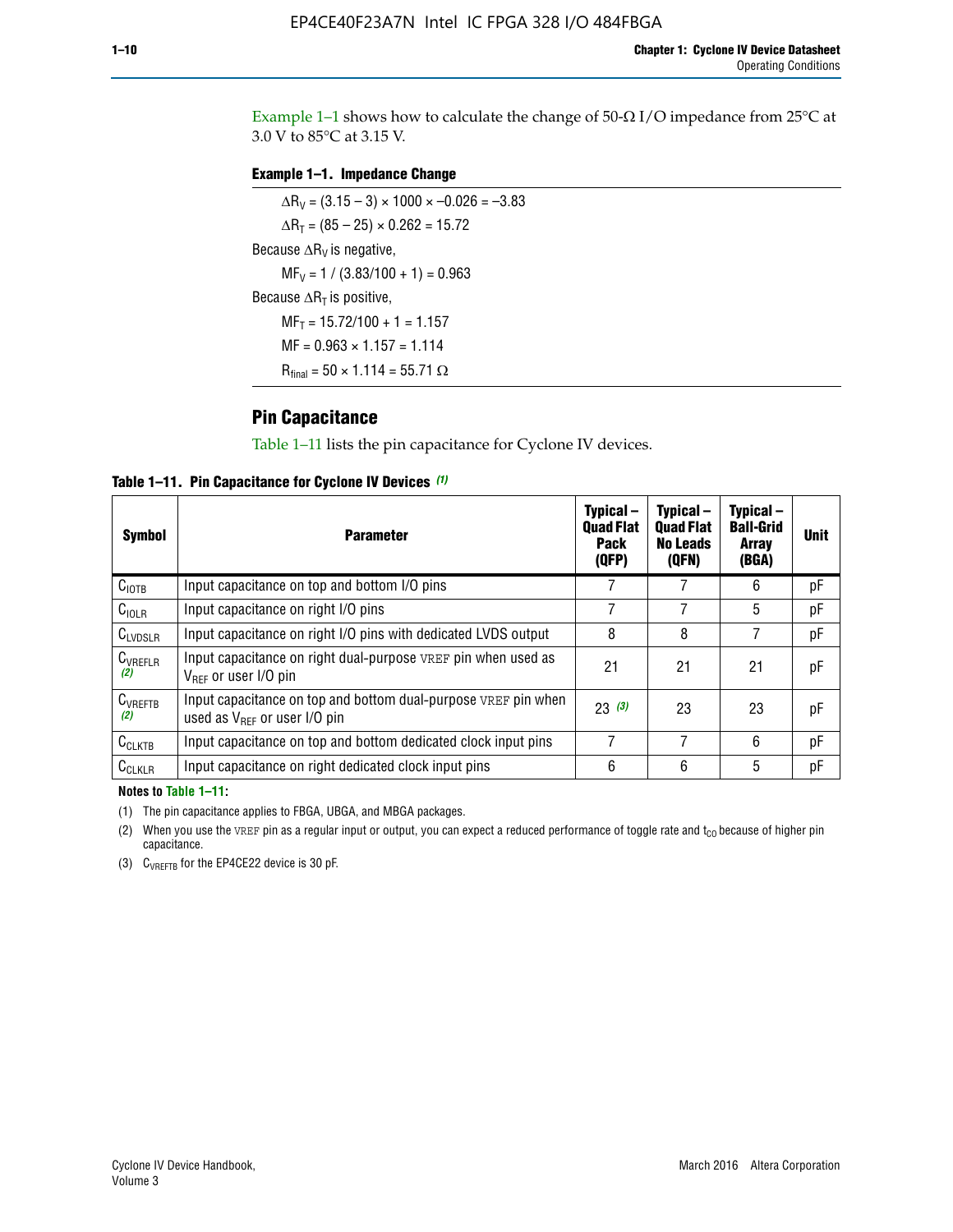Example 1–1 shows how to calculate the change of 50-Ω I/O impedance from 25°C at 3.0 V to 85°C at 3.15 V.

**Example 1–1. Impedance Change**

$\Delta R_V = (3.15 - 3) \times 1000 \times -0.026 = -3.83$

$\Delta R_T = (85 - 25) \times 0.262 = 15.72$

Because $\Delta R_V$ is negative,

$MF_V = 1 / (3.83/100 + 1) = 0.963$

Because $\Delta R_T$ is positive,

$MF_T = 15.72/100 + 1 = 1.157$

$MF = 0.963 \times 1.157 = 1.114$

$R_{final} = 50 \times 1.114 = 55.71\ \Omega$

## Pin Capacitance

Table 1–11 lists the pin capacitance for Cyclone IV devices.

**Table 1–11. Pin Capacitance for Cyclone IV Devices (1)**

| Symbol | Parameter | Typical – Quad Flat Pack (QFP) | Typical – Quad Flat No Leads (QFN) | Typical – Ball-Grid Array (BGA) | Unit |
|---|---|---|---|---|---|
| $C_{IOTB}$ | Input capacitance on top and bottom I/O pins | 7 | 7 | 6 | pF |
| $C_{IOLR}$ | Input capacitance on right I/O pins | 7 | 7 | 5 | pF |
| $C_{LVDSLR}$ | Input capacitance on right I/O pins with dedicated LVDS output | 8 | 8 | 7 | pF |
| $C_{VREFLR}$ (2) | Input capacitance on right dual-purpose VREF pin when used as $V_{REF}$ or user I/O pin | 21 | 21 | 21 | pF |
| $C_{VREFTB}$ (2) | Input capacitance on top and bottom dual-purpose VREF pin when used as $V_{REF}$ or user I/O pin | 23 (3) | 23 | 23 | pF |
| $C_{CLKTB}$ | Input capacitance on top and bottom dedicated clock input pins | 7 | 7 | 6 | pF |
| $C_{CLKLR}$ | Input capacitance on right dedicated clock input pins | 6 | 6 | 5 | pF |

**Notes to Table 1–11:**

(1) The pin capacitance applies to FBGA, UBGA, and MBGA packages.

(2) When you use the VREF pin as a regular input or output, you can expect a reduced performance of toggle rate and $t_{CO}$ because of higher pin capacitance.

(3) $C_{VREFTB}$ for the EP4CE22 device is 30 pF.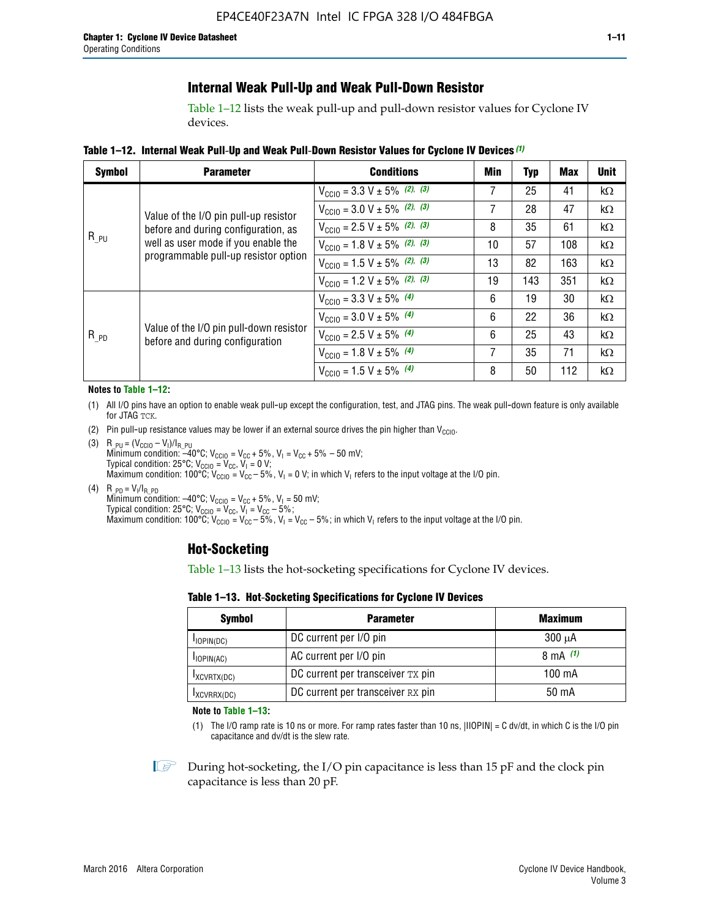## Internal Weak Pull-Up and Weak Pull-Down Resistor

Table 1–12 lists the weak pull-up and pull-down resistor values for Cyclone IV devices.

**Table 1–12. Internal Weak Pull-Up and Weak Pull-Down Resistor Values for Cyclone IV Devices (1)**

| Symbol | Parameter | Conditions | Min | Typ | Max | Unit |
|---|---|---|---|---|---|---|
| $R_{\_PU}$ | Value of the I/O pin pull-up resistor before and during configuration, as well as user mode if you enable the programmable pull-up resistor option | $V_{CCIO}$ = 3.3 V ± 5% (2), (3) | 7 | 25 | 41 | kΩ |
| | | $V_{CCIO}$ = 3.0 V ± 5% (2), (3) | 7 | 28 | 47 | kΩ |
| | | $V_{CCIO}$ = 2.5 V ± 5% (2), (3) | 8 | 35 | 61 | kΩ |
| | | $V_{CCIO}$ = 1.8 V ± 5% (2), (3) | 10 | 57 | 108 | kΩ |
| | | $V_{CCIO}$ = 1.5 V ± 5% (2), (3) | 13 | 82 | 163 | kΩ |
| | | $V_{CCIO}$ = 1.2 V ± 5% (2), (3) | 19 | 143 | 351 | kΩ |
| $R_{\_PD}$ | Value of the I/O pin pull-down resistor before and during configuration | $V_{CCIO}$ = 3.3 V ± 5% (4) | 6 | 19 | 30 | kΩ |
| | | $V_{CCIO}$ = 3.0 V ± 5% (4) | 6 | 22 | 36 | kΩ |
| | | $V_{CCIO}$ = 2.5 V ± 5% (4) | 6 | 25 | 43 | kΩ |
| | | $V_{CCIO}$ = 1.8 V ± 5% (4) | 7 | 35 | 71 | kΩ |
| | | $V_{CCIO}$ = 1.5 V ± 5% (4) | 8 | 50 | 112 | kΩ |

**Notes to Table 1–12:**

(1) All I/O pins have an option to enable weak pull-up except the configuration, test, and JTAG pins. The weak pull-down feature is only available for JTAG TCK.

(2) Pin pull-up resistance values may be lower if an external source drives the pin higher than $V_{CCIO}$.

(3) $R_{\_PU} = (V_{CCIO} - V_I)/I_{R\_PU}$
Minimum condition: –40°C; $V_{CCIO} = V_{CC} + 5\%$, $V_I = V_{CC} + 5\% - 50$ mV;
Typical condition: 25°C; $V_{CCIO} = V_{CC}$, $V_I = 0$ V;
Maximum condition: 100°C; $V_{CCIO} = V_{CC} - 5\%$, $V_I = 0$ V; in which $V_I$ refers to the input voltage at the I/O pin.

(4) $R_{\_PD} = V_I/I_{R\_PD}$
Minimum condition: –40°C; $V_{CCIO} = V_{CC} + 5\%$, $V_I = 50$ mV;
Typical condition: 25°C; $V_{CCIO} = V_{CC}$, $V_I = V_{CC} - 5\%$;
Maximum condition: 100°C; $V_{CCIO} = V_{CC} - 5\%$, $V_I = V_{CC} - 5\%$; in which $V_I$ refers to the input voltage at the I/O pin.

## Hot-Socketing

Table 1–13 lists the hot-socketing specifications for Cyclone IV devices.

**Table 1–13. Hot-Socketing Specifications for Cyclone IV Devices**

| Symbol | Parameter | Maximum |
|---|---|---|
| $I_{IOPIN(DC)}$ | DC current per I/O pin | 300 μA |
| $I_{IOPIN(AC)}$ | AC current per I/O pin | 8 mA (1) |
| $I_{XCVRTX(DC)}$ | DC current per transceiver TX pin | 100 mA |
| $I_{XCVRRX(DC)}$ | DC current per transceiver RX pin | 50 mA |

**Note to Table 1–13:**

(1) The I/O ramp rate is 10 ns or more. For ramp rates faster than 10 ns, |IIOPIN| = C dv/dt, in which C is the I/O pin capacitance and dv/dt is the slew rate.

During hot-socketing, the I/O pin capacitance is less than 15 pF and the clock pin capacitance is less than 20 pF.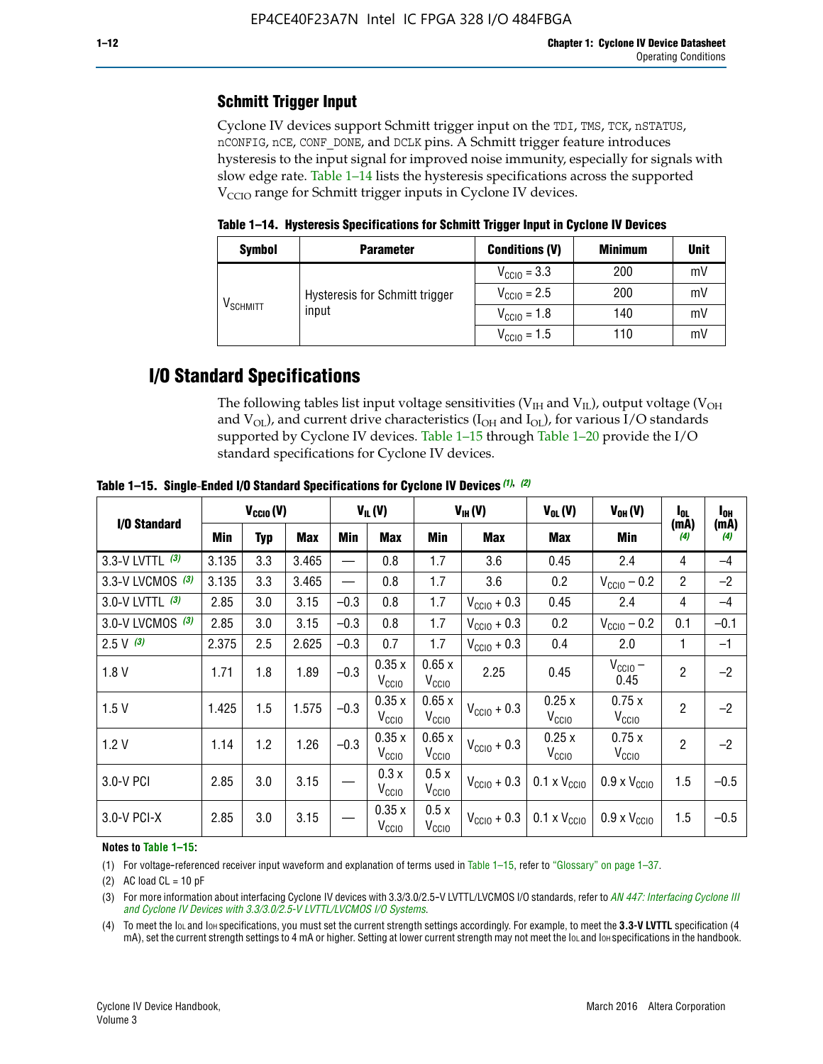### Schmitt Trigger Input

Cyclone IV devices support Schmitt trigger input on the TDI, TMS, TCK, nSTATUS, nCONFIG, nCE, CONF_DONE, and DCLK pins. A Schmitt trigger feature introduces hysteresis to the input signal for improved noise immunity, especially for signals with slow edge rate. Table 1–14 lists the hysteresis specifications across the supported $V_{CCIO}$ range for Schmitt trigger inputs in Cyclone IV devices.

**Table 1–14. Hysteresis Specifications for Schmitt Trigger Input in Cyclone IV Devices**

| Symbol | Parameter | Conditions (V) | Minimum | Unit |
|---|---|---|---|---|
| $V_{SCHMITT}$ | Hysteresis for Schmitt trigger input | $V_{CCIO}$ = 3.3 | 200 | mV |
| | | $V_{CCIO}$ = 2.5 | 200 | mV |
| | | $V_{CCIO}$ = 1.8 | 140 | mV |
| | | $V_{CCIO}$ = 1.5 | 110 | mV |

## I/O Standard Specifications

The following tables list input voltage sensitivities ($V_{IH}$ and $V_{IL}$), output voltage ($V_{OH}$ and $V_{OL}$), and current drive characteristics ($I_{OH}$ and $I_{OL}$), for various I/O standards supported by Cyclone IV devices. Table 1–15 through Table 1–20 provide the I/O standard specifications for Cyclone IV devices.

**Table 1–15. Single-Ended I/O Standard Specifications for Cyclone IV Devices (1), (2)**

| I/O Standard | $V_{CCIO}$ (V) | | | $V_{IL}$ (V) | | $V_{IH}$ (V) | | $V_{OL}$ (V) | $V_{OH}$ (V) | $I_{OL}$ (mA) (4) | $I_{OH}$ (mA) (4) |
|---|---|---|---|---|---|---|---|---|---|---|---|
| | Min | Typ | Max | Min | Max | Min | Max | Max | Min | | |
| 3.3-V LVTTL (3) | 3.135 | 3.3 | 3.465 | — | 0.8 | 1.7 | 3.6 | 0.45 | 2.4 | 4 | –4 |
| 3.3-V LVCMOS (3) | 3.135 | 3.3 | 3.465 | — | 0.8 | 1.7 | 3.6 | 0.2 | $V_{CCIO}$ – 0.2 | 2 | –2 |
| 3.0-V LVTTL (3) | 2.85 | 3.0 | 3.15 | –0.3 | 0.8 | 1.7 | $V_{CCIO}$ + 0.3 | 0.45 | 2.4 | 4 | –4 |
| 3.0-V LVCMOS (3) | 2.85 | 3.0 | 3.15 | –0.3 | 0.8 | 1.7 | $V_{CCIO}$ + 0.3 | 0.2 | $V_{CCIO}$ – 0.2 | 0.1 | –0.1 |
| 2.5 V (3) | 2.375 | 2.5 | 2.625 | –0.3 | 0.7 | 1.7 | $V_{CCIO}$ + 0.3 | 0.4 | 2.0 | 1 | –1 |
| 1.8 V | 1.71 | 1.8 | 1.89 | –0.3 | 0.35 x $V_{CCIO}$ | 0.65 x $V_{CCIO}$ | 2.25 | 0.45 | $V_{CCIO}$ – 0.45 | 2 | –2 |
| 1.5 V | 1.425 | 1.5 | 1.575 | –0.3 | 0.35 x $V_{CCIO}$ | 0.65 x $V_{CCIO}$ | $V_{CCIO}$ + 0.3 | 0.25 x $V_{CCIO}$ | 0.75 x $V_{CCIO}$ | 2 | –2 |
| 1.2 V | 1.14 | 1.2 | 1.26 | –0.3 | 0.35 x $V_{CCIO}$ | 0.65 x $V_{CCIO}$ | $V_{CCIO}$ + 0.3 | 0.25 x $V_{CCIO}$ | 0.75 x $V_{CCIO}$ | 2 | –2 |
| 3.0-V PCI | 2.85 | 3.0 | 3.15 | — | 0.3 x $V_{CCIO}$ | 0.5 x $V_{CCIO}$ | $V_{CCIO}$ + 0.3 | 0.1 x $V_{CCIO}$ | 0.9 x $V_{CCIO}$ | 1.5 | –0.5 |
| 3.0-V PCI-X | 2.85 | 3.0 | 3.15 | — | 0.35 x $V_{CCIO}$ | 0.5 x $V_{CCIO}$ | $V_{CCIO}$ + 0.3 | 0.1 x $V_{CCIO}$ | 0.9 x $V_{CCIO}$ | 1.5 | –0.5 |

**Notes to Table 1–15:**

(1) For voltage-referenced receiver input waveform and explanation of terms used in Table 1–15, refer to "Glossary" on page 1–37.

(2) AC load CL = 10 pF

(3) For more information about interfacing Cyclone IV devices with 3.3/3.0/2.5-V LVTTL/LVCMOS I/O standards, refer to *AN 447: Interfacing Cyclone III and Cyclone IV Devices with 3.3/3.0/2.5-V LVTTL/LVCMOS I/O Systems*.

(4) To meet the $I_{OL}$ and $I_{OH}$ specifications, you must set the current strength settings accordingly. For example, to meet the **3.3-V LVTTL** specification (4 mA), set the current strength settings to 4 mA or higher. Setting at lower current strength may not meet the $I_{OL}$ and $I_{OH}$ specifications in the handbook.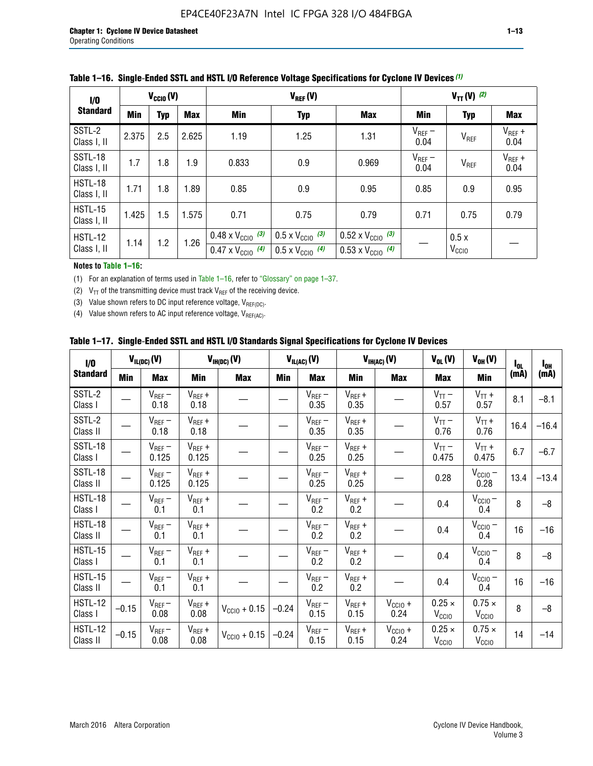**Table 1–16. Single-Ended SSTL and HSTL I/O Reference Voltage Specifications for Cyclone IV Devices (1)**

| I/O Standard | $V_{CCIO}$ (V) | | | $V_{REF}$ (V) | | | $V_{TT}$ (V) (2) | | |
|---|---|---|---|---|---|---|---|---|---|
| | Min | Typ | Max | Min | Typ | Max | Min | Typ | Max |
| SSTL-2 Class I, II | 2.375 | 2.5 | 2.625 | 1.19 | 1.25 | 1.31 | $V_{REF}$ – 0.04 | $V_{REF}$ | $V_{REF}$ + 0.04 |
| SSTL-18 Class I, II | 1.7 | 1.8 | 1.9 | 0.833 | 0.9 | 0.969 | $V_{REF}$ – 0.04 | $V_{REF}$ | $V_{REF}$ + 0.04 |
| HSTL-18 Class I, II | 1.71 | 1.8 | 1.89 | 0.85 | 0.9 | 0.95 | 0.85 | 0.9 | 0.95 |
| HSTL-15 Class I, II | 1.425 | 1.5 | 1.575 | 0.71 | 0.75 | 0.79 | 0.71 | 0.75 | 0.79 |
| HSTL-12 Class I, II | 1.14 | 1.2 | 1.26 | 0.48 x $V_{CCIO}$ (3) / 0.47 x $V_{CCIO}$ (4) | 0.5 x $V_{CCIO}$ (3) / 0.5 x $V_{CCIO}$ (4) | 0.52 x $V_{CCIO}$ (3) / 0.53 x $V_{CCIO}$ (4) | — | 0.5 x $V_{CCIO}$ | — |

**Notes to Table 1–16:**

(1) For an explanation of terms used in Table 1–16, refer to "Glossary" on page 1–37.

(2) $V_{TT}$ of the transmitting device must track $V_{REF}$ of the receiving device.

(3) Value shown refers to DC input reference voltage, $V_{REF(DC)}$.

(4) Value shown refers to AC input reference voltage, $V_{REF(AC)}$.

**Table 1–17. Single-Ended SSTL and HSTL I/O Standards Signal Specifications for Cyclone IV Devices**

| I/O Standard | $V_{IL(DC)}$ (V) | | $V_{IH(DC)}$ (V) | | $V_{IL(AC)}$ (V) | | $V_{IH(AC)}$ (V) | | $V_{OL}$ (V) | $V_{OH}$ (V) | $I_{OL}$ (mA) | $I_{OH}$ (mA) |
|---|---|---|---|---|---|---|---|---|---|---|---|---|
| | Min | Max | Min | Max | Min | Max | Min | Max | Max | Min | | |
| SSTL-2 Class I | — | $V_{REF}$ – 0.18 | $V_{REF}$ + 0.18 | — | — | $V_{REF}$ – 0.35 | $V_{REF}$ + 0.35 | — | $V_{TT}$ – 0.57 | $V_{TT}$ + 0.57 | 8.1 | –8.1 |
| SSTL-2 Class II | — | $V_{REF}$ – 0.18 | $V_{REF}$ + 0.18 | — | — | $V_{REF}$ – 0.35 | $V_{REF}$ + 0.35 | — | $V_{TT}$ – 0.76 | $V_{TT}$ + 0.76 | 16.4 | –16.4 |
| SSTL-18 Class I | — | $V_{REF}$ – 0.125 | $V_{REF}$ + 0.125 | — | — | $V_{REF}$ – 0.25 | $V_{REF}$ + 0.25 | — | $V_{TT}$ – 0.475 | $V_{TT}$ + 0.475 | 6.7 | –6.7 |
| SSTL-18 Class II | — | $V_{REF}$ – 0.125 | $V_{REF}$ + 0.125 | — | — | $V_{REF}$ – 0.25 | $V_{REF}$ + 0.25 | — | 0.28 | $V_{CCIO}$ – 0.28 | 13.4 | –13.4 |
| HSTL-18 Class I | — | $V_{REF}$ – 0.1 | $V_{REF}$ + 0.1 | — | — | $V_{REF}$ – 0.2 | $V_{REF}$ + 0.2 | — | 0.4 | $V_{CCIO}$ – 0.4 | 8 | –8 |
| HSTL-18 Class II | — | $V_{REF}$ – 0.1 | $V_{REF}$ + 0.1 | — | — | $V_{REF}$ – 0.2 | $V_{REF}$ + 0.2 | — | 0.4 | $V_{CCIO}$ – 0.4 | 16 | –16 |
| HSTL-15 Class I | — | $V_{REF}$ – 0.1 | $V_{REF}$ + 0.1 | — | — | $V_{REF}$ – 0.2 | $V_{REF}$ + 0.2 | — | 0.4 | $V_{CCIO}$ – 0.4 | 8 | –8 |
| HSTL-15 Class II | — | $V_{REF}$ – 0.1 | $V_{REF}$ + 0.1 | — | — | $V_{REF}$ – 0.2 | $V_{REF}$ + 0.2 | — | 0.4 | $V_{CCIO}$ – 0.4 | 16 | –16 |
| HSTL-12 Class I | –0.15 | $V_{REF}$ – 0.08 | $V_{REF}$ + 0.08 | $V_{CCIO}$ + 0.15 | –0.24 | $V_{REF}$ – 0.15 | $V_{REF}$ + 0.15 | $V_{CCIO}$ + 0.24 | 0.25 × $V_{CCIO}$ | 0.75 × $V_{CCIO}$ | 8 | –8 |
| HSTL-12 Class II | –0.15 | $V_{REF}$ – 0.08 | $V_{REF}$ + 0.08 | $V_{CCIO}$ + 0.15 | –0.24 | $V_{REF}$ – 0.15 | $V_{REF}$ + 0.15 | $V_{CCIO}$ + 0.24 | 0.25 × $V_{CCIO}$ | 0.75 × $V_{CCIO}$ | 14 | –14 |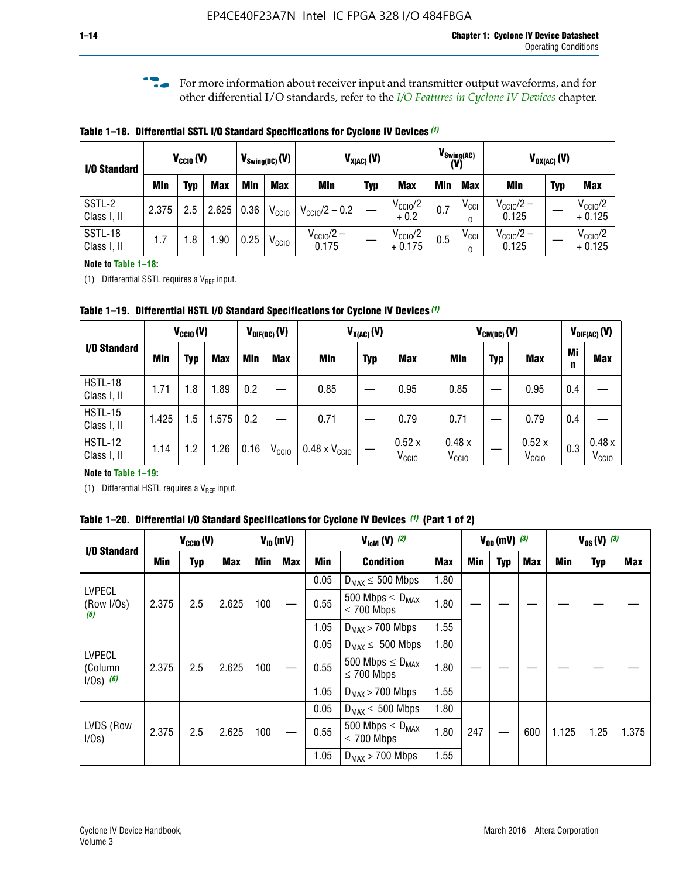For more information about receiver input and transmitter output waveforms, and for other differential I/O standards, refer to the *I/O Features in Cyclone IV Devices* chapter.

**Table 1–18. Differential SSTL I/O Standard Specifications for Cyclone IV Devices (1)**

| I/O Standard | $V_{CCIO}$ (V) | | | $V_{Swing(DC)}$ (V) | | $V_{X(AC)}$ (V) | | | $V_{Swing(AC)}$ (V) | | $V_{OX(AC)}$ (V) | | |
|---|---|---|---|---|---|---|---|---|---|---|---|---|---|
| | Min | Typ | Max | Min | Max | Min | Typ | Max | Min | Max | Min | Typ | Max |
| SSTL-2 Class I, II | 2.375 | 2.5 | 2.625 | 0.36 | $V_{CCIO}$ | $V_{CCIO}/2 - 0.2$ | — | $V_{CCIO}/2 + 0.2$ | 0.7 | $V_{CCIO}$ | $V_{CCIO}/2 - 0.125$ | — | $V_{CCIO}/2 + 0.125$ |
| SSTL-18 Class I, II | 1.7 | 1.8 | 1.90 | 0.25 | $V_{CCIO}$ | $V_{CCIO}/2 - 0.175$ | — | $V_{CCIO}/2 + 0.175$ | 0.5 | $V_{CCIO}$ | $V_{CCIO}/2 - 0.125$ | — | $V_{CCIO}/2 + 0.125$ |

**Note to Table 1–18:**

(1) Differential SSTL requires a $V_{REF}$ input.

**Table 1–19. Differential HSTL I/O Standard Specifications for Cyclone IV Devices (1)**

| I/O Standard | $V_{CCIO}$ (V) | | | $V_{DIF(DC)}$ (V) | | $V_{X(AC)}$ (V) | | | $V_{CM(DC)}$ (V) | | | $V_{DIF(AC)}$ (V) | |
|---|---|---|---|---|---|---|---|---|---|---|---|---|---|
| | Min | Typ | Max | Min | Max | Min | Typ | Max | Min | Typ | Max | Min | Max |
| HSTL-18 Class I, II | 1.71 | 1.8 | 1.89 | 0.2 | — | 0.85 | — | 0.95 | 0.85 | — | 0.95 | 0.4 | — |
| HSTL-15 Class I, II | 1.425 | 1.5 | 1.575 | 0.2 | — | 0.71 | — | 0.79 | 0.71 | — | 0.79 | 0.4 | — |
| HSTL-12 Class I, II | 1.14 | 1.2 | 1.26 | 0.16 | $V_{CCIO}$ | 0.48 x $V_{CCIO}$ | — | 0.52 x $V_{CCIO}$ | 0.48 x $V_{CCIO}$ | — | 0.52 x $V_{CCIO}$ | 0.3 | 0.48 x $V_{CCIO}$ |

**Note to Table 1–19:**

(1) Differential HSTL requires a $V_{REF}$ input.

**Table 1–20. Differential I/O Standard Specifications for Cyclone IV Devices (1) (Part 1 of 2)**

| I/O Standard | $V_{CCIO}$ (V) | | | $V_{ID}$ (mV) | | $V_{IcM}$ (V) (2) | | | $V_{OD}$ (mV) (3) | | | $V_{OS}$ (V) (3) | | |
|---|---|---|---|---|---|---|---|---|---|---|---|---|---|---|
| | Min | Typ | Max | Min | Max | Min | Condition | Max | Min | Typ | Max | Min | Typ | Max |
| LVPECL (Row I/Os) (6) | 2.375 | 2.5 | 2.625 | 100 | — | 0.05 | $D_{MAX} \leq 500$ Mbps | 1.80 | — | — | — | — | — | — |
| | | | | | | 0.55 | 500 Mbps $\leq D_{MAX} \leq 700$ Mbps | 1.80 | | | | | | |
| | | | | | | 1.05 | $D_{MAX} > 700$ Mbps | 1.55 | | | | | | |
| LVPECL (Column I/Os) (6) | 2.375 | 2.5 | 2.625 | 100 | — | 0.05 | $D_{MAX} \leq 500$ Mbps | 1.80 | — | — | — | — | — | — |
| | | | | | | 0.55 | 500 Mbps $\leq D_{MAX} \leq 700$ Mbps | 1.80 | | | | | | |
| | | | | | | 1.05 | $D_{MAX} > 700$ Mbps | 1.55 | | | | | | |
| LVDS (Row I/Os) | 2.375 | 2.5 | 2.625 | 100 | — | 0.05 | $D_{MAX} \leq 500$ Mbps | 1.80 | 247 | — | 600 | 1.125 | 1.25 | 1.375 |
| | | | | | | 0.55 | 500 Mbps $\leq D_{MAX} \leq 700$ Mbps | 1.80 | | | | | | |
| | | | | | | 1.05 | $D_{MAX} > 700$ Mbps | 1.55 | | | | | | |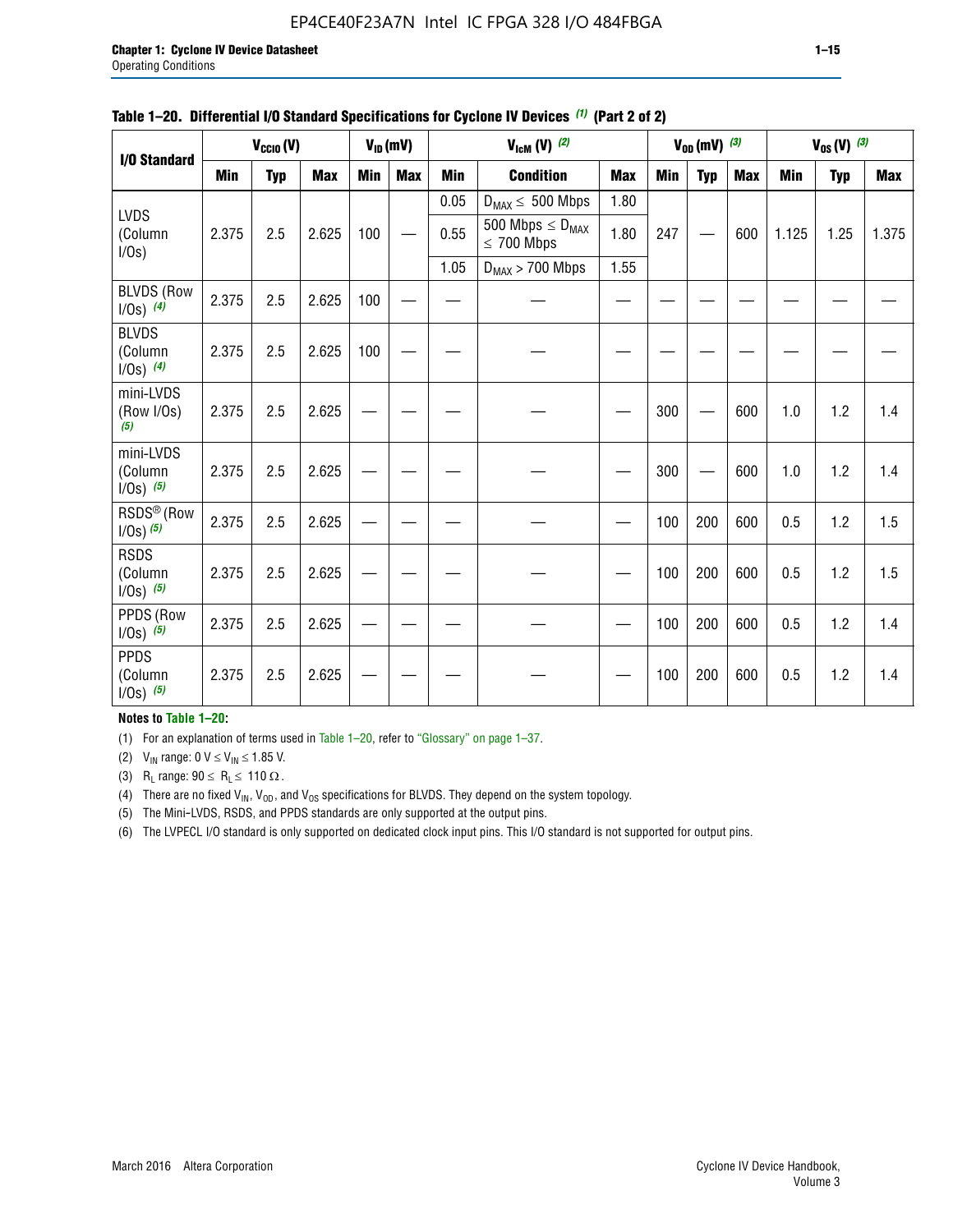**Table 1–20. Differential I/O Standard Specifications for Cyclone IV Devices (1) (Part 2 of 2)**

| I/O Standard | $V_{CCIO}$ (V) | | | $V_{ID}$ (mV) | | $V_{IcM}$ (V) (2) | | | $V_{OD}$ (mV) (3) | | | $V_{OS}$ (V) (3) | | |
|---|---|---|---|---|---|---|---|---|---|---|---|---|---|---|
| | Min | Typ | Max | Min | Max | Min | Condition | Max | Min | Typ | Max | Min | Typ | Max |
| LVDS (Column I/Os) | 2.375 | 2.5 | 2.625 | 100 | — | 0.05 | $D_{MAX} \leq$ 500 Mbps | 1.80 | 247 | — | 600 | 1.125 | 1.25 | 1.375 |
| | | | | | | 0.55 | 500 Mbps $\leq D_{MAX} \leq$ 700 Mbps | 1.80 | | | | | | |
| | | | | | | 1.05 | $D_{MAX}$ > 700 Mbps | 1.55 | | | | | | |
| BLVDS (Row I/Os) (4) | 2.375 | 2.5 | 2.625 | 100 | — | — | — | — | — | — | — | — | — | — |
| BLVDS (Column I/Os) (4) | 2.375 | 2.5 | 2.625 | 100 | — | — | — | — | — | — | — | — | — | — |
| mini-LVDS (Row I/Os) (5) | 2.375 | 2.5 | 2.625 | — | — | — | — | — | 300 | — | 600 | 1.0 | 1.2 | 1.4 |
| mini-LVDS (Column I/Os) (5) | 2.375 | 2.5 | 2.625 | — | — | — | — | — | 300 | — | 600 | 1.0 | 1.2 | 1.4 |
| RSDS® (Row I/Os) (5) | 2.375 | 2.5 | 2.625 | — | — | — | — | — | 100 | 200 | 600 | 0.5 | 1.2 | 1.5 |
| RSDS (Column I/Os) (5) | 2.375 | 2.5 | 2.625 | — | — | — | — | — | 100 | 200 | 600 | 0.5 | 1.2 | 1.5 |
| PPDS (Row I/Os) (5) | 2.375 | 2.5 | 2.625 | — | — | — | — | — | 100 | 200 | 600 | 0.5 | 1.2 | 1.4 |
| PPDS (Column I/Os) (5) | 2.375 | 2.5 | 2.625 | — | — | — | — | — | 100 | 200 | 600 | 0.5 | 1.2 | 1.4 |

**Notes to Table 1–20:**

(1) For an explanation of terms used in Table 1–20, refer to "Glossary" on page 1–37.

(2) $V_{IN}$ range: 0 V $\leq V_{IN} \leq$ 1.85 V.

(3) $R_L$ range: 90 $\leq R_L \leq$ 110 Ω.

(4) There are no fixed $V_{IN}$, $V_{OD}$, and $V_{OS}$ specifications for BLVDS. They depend on the system topology.

(5) The Mini-LVDS, RSDS, and PPDS standards are only supported at the output pins.

(6) The LVPECL I/O standard is only supported on dedicated clock input pins. This I/O standard is not supported for output pins.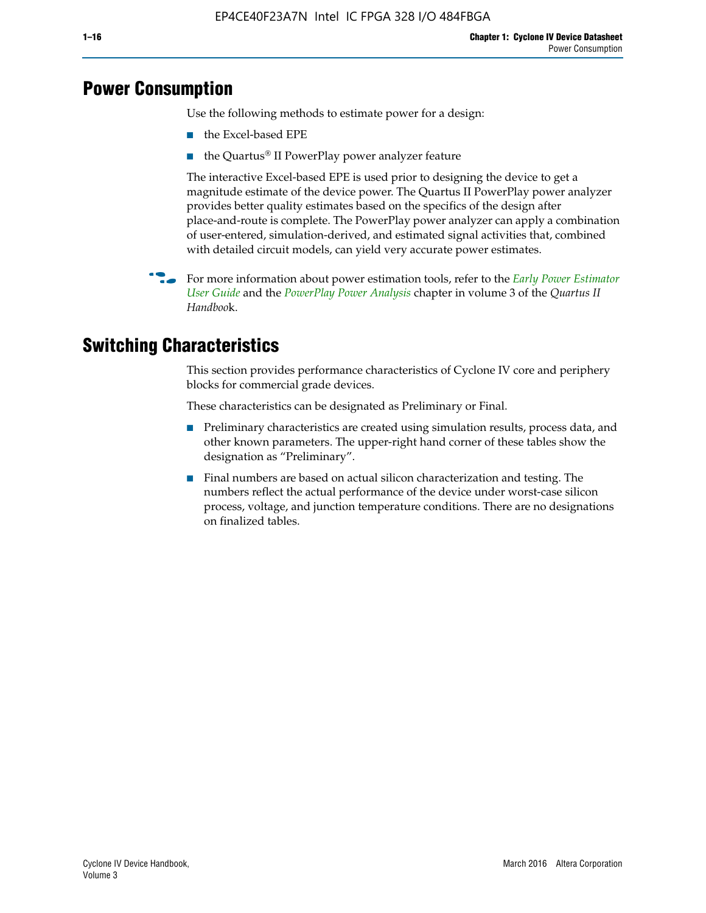## Power Consumption

Use the following methods to estimate power for a design:

- the Excel-based EPE
- the Quartus® II PowerPlay power analyzer feature

The interactive Excel-based EPE is used prior to designing the device to get a magnitude estimate of the device power. The Quartus II PowerPlay power analyzer provides better quality estimates based on the specifics of the design after place-and-route is complete. The PowerPlay power analyzer can apply a combination of user-entered, simulation-derived, and estimated signal activities that, combined with detailed circuit models, can yield very accurate power estimates.

For more information about power estimation tools, refer to the *Early Power Estimator User Guide* and the *PowerPlay Power Analysis* chapter in volume 3 of the *Quartus II Handbook*.

## Switching Characteristics

This section provides performance characteristics of Cyclone IV core and periphery blocks for commercial grade devices.

These characteristics can be designated as Preliminary or Final.

- Preliminary characteristics are created using simulation results, process data, and other known parameters. The upper-right hand corner of these tables show the designation as "Preliminary".
- Final numbers are based on actual silicon characterization and testing. The numbers reflect the actual performance of the device under worst-case silicon process, voltage, and junction temperature conditions. There are no designations on finalized tables.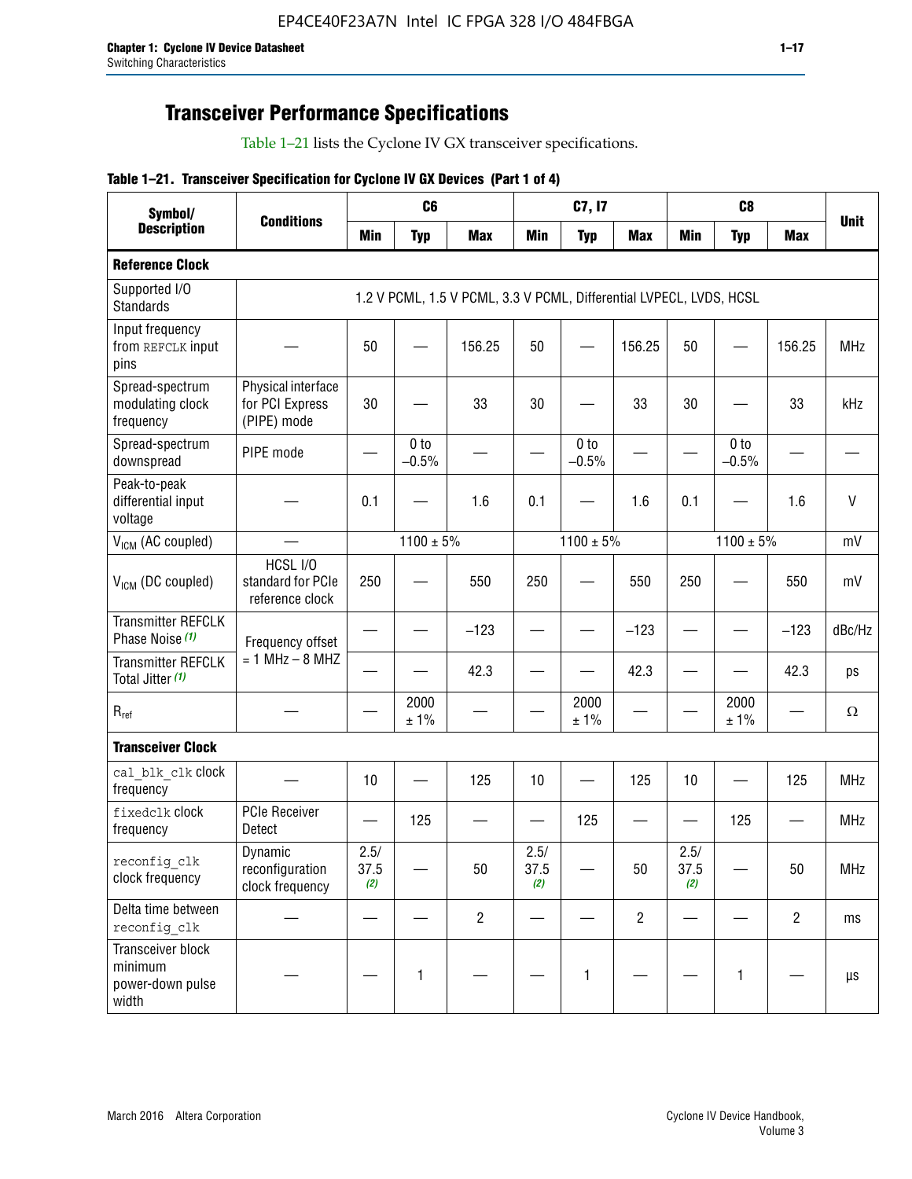## Transceiver Performance Specifications

Table 1–21 lists the Cyclone IV GX transceiver specifications.

**Table 1–21. Transceiver Specification for Cyclone IV GX Devices (Part 1 of 4)**

| Symbol/ Description | Conditions | C6 | | | C7, I7 | | | C8 | | | Unit |
|---|---|---|---|---|---|---|---|---|---|---|---|
| | | Min | Typ | Max | Min | Typ | Max | Min | Typ | Max | |
| **Reference Clock** | | | | | | | | | | | |
| Supported I/O Standards | 1.2 V PCML, 1.5 V PCML, 3.3 V PCML, Differential LVPECL, LVDS, HCSL | | | | | | | | | | |
| Input frequency from REFCLK input pins | — | 50 | — | 156.25 | 50 | — | 156.25 | 50 | — | 156.25 | MHz |
| Spread-spectrum modulating clock frequency | Physical interface for PCI Express (PIPE) mode | 30 | — | 33 | 30 | — | 33 | 30 | — | 33 | kHz |
| Spread-spectrum downspread | PIPE mode | — | 0 to −0.5% | — | — | 0 to −0.5% | — | — | 0 to −0.5% | — | — |
| Peak-to-peak differential input voltage | — | 0.1 | — | 1.6 | 0.1 | — | 1.6 | 0.1 | — | 1.6 | V |
| $V_{ICM}$ (AC coupled) | — | | 1100 ± 5% | | | 1100 ± 5% | | | 1100 ± 5% | | mV |
| $V_{ICM}$ (DC coupled) | HCSL I/O standard for PCIe reference clock | 250 | — | 550 | 250 | — | 550 | 250 | — | 550 | mV |
| Transmitter REFCLK Phase Noise *(1)* | Frequency offset = 1 MHz – 8 MHZ | — | — | −123 | — | — | −123 | — | — | −123 | dBc/Hz |
| Transmitter REFCLK Total Jitter *(1)* | | — | — | 42.3 | — | — | 42.3 | — | — | 42.3 | ps |
| $R_{ref}$ | — | — | 2000 ± 1% | — | — | 2000 ± 1% | — | — | 2000 ± 1% | — | Ω |
| **Transceiver Clock** | | | | | | | | | | | |
| cal_blk_clk clock frequency | — | 10 | — | 125 | 10 | — | 125 | 10 | — | 125 | MHz |
| fixedclk clock frequency | PCIe Receiver Detect | — | 125 | — | — | 125 | — | — | 125 | — | MHz |
| reconfig_clk clock frequency | Dynamic reconfiguration clock frequency | 2.5/ 37.5 *(2)* | — | 50 | 2.5/ 37.5 *(2)* | — | 50 | 2.5/ 37.5 *(2)* | — | 50 | MHz |
| Delta time between reconfig_clk | — | — | — | 2 | — | — | 2 | — | — | 2 | ms |
| Transceiver block minimum power-down pulse width | — | — | 1 | — | — | 1 | — | — | 1 | — | µs |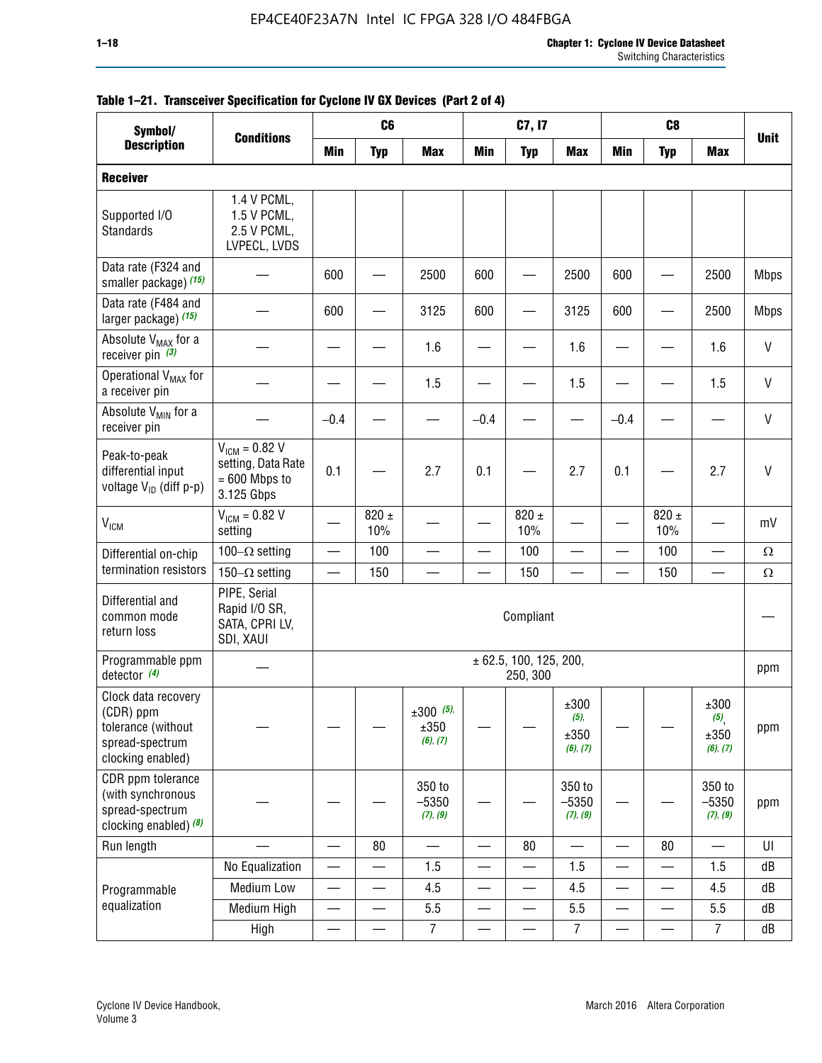**Table 1–21. Transceiver Specification for Cyclone IV GX Devices (Part 2 of 4)**

| Symbol/ Description | Conditions | C6 | | | C7, I7 | | | C8 | | | Unit |
|---|---|---|---|---|---|---|---|---|---|---|---|
| | | Min | Typ | Max | Min | Typ | Max | Min | Typ | Max | |
| **Receiver** | | | | | | | | | | | |
| Supported I/O Standards | 1.4 V PCML, 1.5 V PCML, 2.5 V PCML, LVPECL, LVDS | | | | | | | | | | |
| Data rate (F324 and smaller package) *(15)* | — | 600 | — | 2500 | 600 | — | 2500 | 600 | — | 2500 | Mbps |
| Data rate (F484 and larger package) *(15)* | — | 600 | — | 3125 | 600 | — | 3125 | 600 | — | 2500 | Mbps |
| Absolute $V_{MAX}$ for a receiver pin *(3)* | — | — | — | 1.6 | — | — | 1.6 | — | — | 1.6 | V |
| Operational $V_{MAX}$ for a receiver pin | — | — | — | 1.5 | — | — | 1.5 | — | — | 1.5 | V |
| Absolute $V_{MIN}$ for a receiver pin | — | –0.4 | — | — | –0.4 | — | — | –0.4 | — | — | V |
| Peak-to-peak differential input voltage $V_{ID}$ (diff p-p) | $V_{ICM}$ = 0.82 V setting, Data Rate = 600 Mbps to 3.125 Gbps | 0.1 | — | 2.7 | 0.1 | — | 2.7 | 0.1 | — | 2.7 | V |
| $V_{ICM}$ | $V_{ICM}$ = 0.82 V setting | — | 820 ± 10% | — | — | 820 ± 10% | — | — | 820 ± 10% | — | mV |
| Differential on-chip termination resistors | 100–Ω setting | — | 100 | — | — | 100 | — | — | 100 | — | Ω |
| | 150–Ω setting | — | 150 | — | — | 150 | — | — | 150 | — | Ω |
| Differential and common mode return loss | PIPE, Serial Rapid I/O SR, SATA, CPRI LV, SDI, XAUI | Compliant | | | | | | | | | — |
| Programmable ppm detector *(4)* | — | ± 62.5, 100, 125, 200, 250, 300 | | | | | | | | | ppm |
| Clock data recovery (CDR) ppm tolerance (without spread-spectrum clocking enabled) | — | — | — | ±300 *(5)*, ±350 *(6)*, *(7)* | — | — | ±300 *(5)*, ±350 *(6)*, *(7)* | — | — | ±300 *(5)*, ±350 *(6)*, *(7)* | ppm |
| CDR ppm tolerance (with synchronous spread-spectrum clocking enabled) *(8)* | — | — | — | 350 to –5350 *(7)*, *(9)* | — | — | 350 to –5350 *(7)*, *(9)* | — | — | 350 to –5350 *(7)*, *(9)* | ppm |
| Run length | — | — | 80 | — | — | 80 | — | — | 80 | — | UI |
| Programmable equalization | No Equalization | — | — | 1.5 | — | — | 1.5 | — | — | 1.5 | dB |
| | Medium Low | — | — | 4.5 | — | — | 4.5 | — | — | 4.5 | dB |
| | Medium High | — | — | 5.5 | — | — | 5.5 | — | — | 5.5 | dB |
| | High | — | — | 7 | — | — | 7 | — | — | 7 | dB |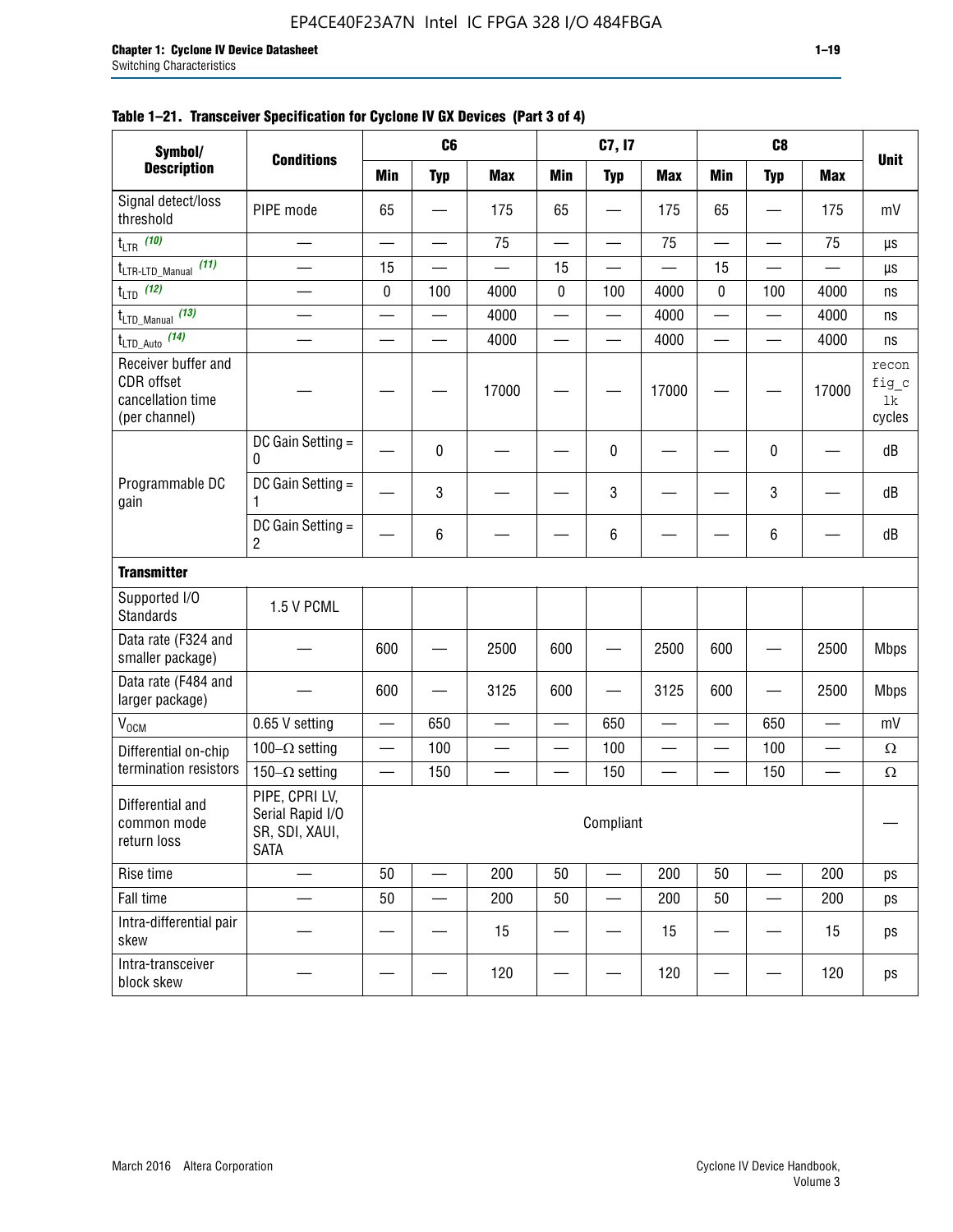**Table 1–21. Transceiver Specification for Cyclone IV GX Devices (Part 3 of 4)**

| Symbol/ Description | Conditions | C6 | | | C7, I7 | | | C8 | | | Unit |
|---|---|---|---|---|---|---|---|---|---|---|---|
| | | Min | Typ | Max | Min | Typ | Max | Min | Typ | Max | |
| Signal detect/loss threshold | PIPE mode | 65 | — | 175 | 65 | — | 175 | 65 | — | 175 | mV |
| $t_{LTR}$ (10) | — | — | — | 75 | — | — | 75 | — | — | 75 | µs |
| $t_{LTR\text{-}LTD\_Manual}$ (11) | — | 15 | — | — | 15 | — | — | 15 | — | — | µs |
| $t_{LTD}$ (12) | — | 0 | 100 | 4000 | 0 | 100 | 4000 | 0 | 100 | 4000 | ns |
| $t_{LTD\_Manual}$ (13) | — | — | — | 4000 | — | — | 4000 | — | — | 4000 | ns |
| $t_{LTD\_Auto}$ (14) | — | — | — | 4000 | — | — | 4000 | — | — | 4000 | ns |
| Receiver buffer and CDR offset cancellation time (per channel) | — | — | — | 17000 | — | — | 17000 | — | — | 17000 | reconfig_clk cycles |
| Programmable DC gain | DC Gain Setting = 0 | — | 0 | — | — | 0 | — | — | 0 | — | dB |
| | DC Gain Setting = 1 | — | 3 | — | — | 3 | — | — | 3 | — | dB |
| | DC Gain Setting = 2 | — | 6 | — | — | 6 | — | — | 6 | — | dB |
| **Transmitter** | | | | | | | | | | | |
| Supported I/O Standards | 1.5 V PCML | | | | | | | | | | |
| Data rate (F324 and smaller package) | — | 600 | — | 2500 | 600 | — | 2500 | 600 | — | 2500 | Mbps |
| Data rate (F484 and larger package) | — | 600 | — | 3125 | 600 | — | 3125 | 600 | — | 2500 | Mbps |
| $V_{OCM}$ | 0.65 V setting | — | 650 | — | — | 650 | — | — | 650 | — | mV |
| Differential on-chip termination resistors | 100–Ω setting | — | 100 | — | — | 100 | — | — | 100 | — | Ω |
| | 150–Ω setting | — | 150 | — | — | 150 | — | — | 150 | — | Ω |
| Differential and common mode return loss | PIPE, CPRI LV, Serial Rapid I/O SR, SDI, XAUI, SATA | Compliant | | | | | | | | | — |
| Rise time | — | 50 | — | 200 | 50 | — | 200 | 50 | — | 200 | ps |
| Fall time | — | 50 | — | 200 | 50 | — | 200 | 50 | — | 200 | ps |
| Intra-differential pair skew | — | — | — | 15 | — | — | 15 | — | — | 15 | ps |
| Intra-transceiver block skew | — | — | — | 120 | — | — | 120 | — | — | 120 | ps |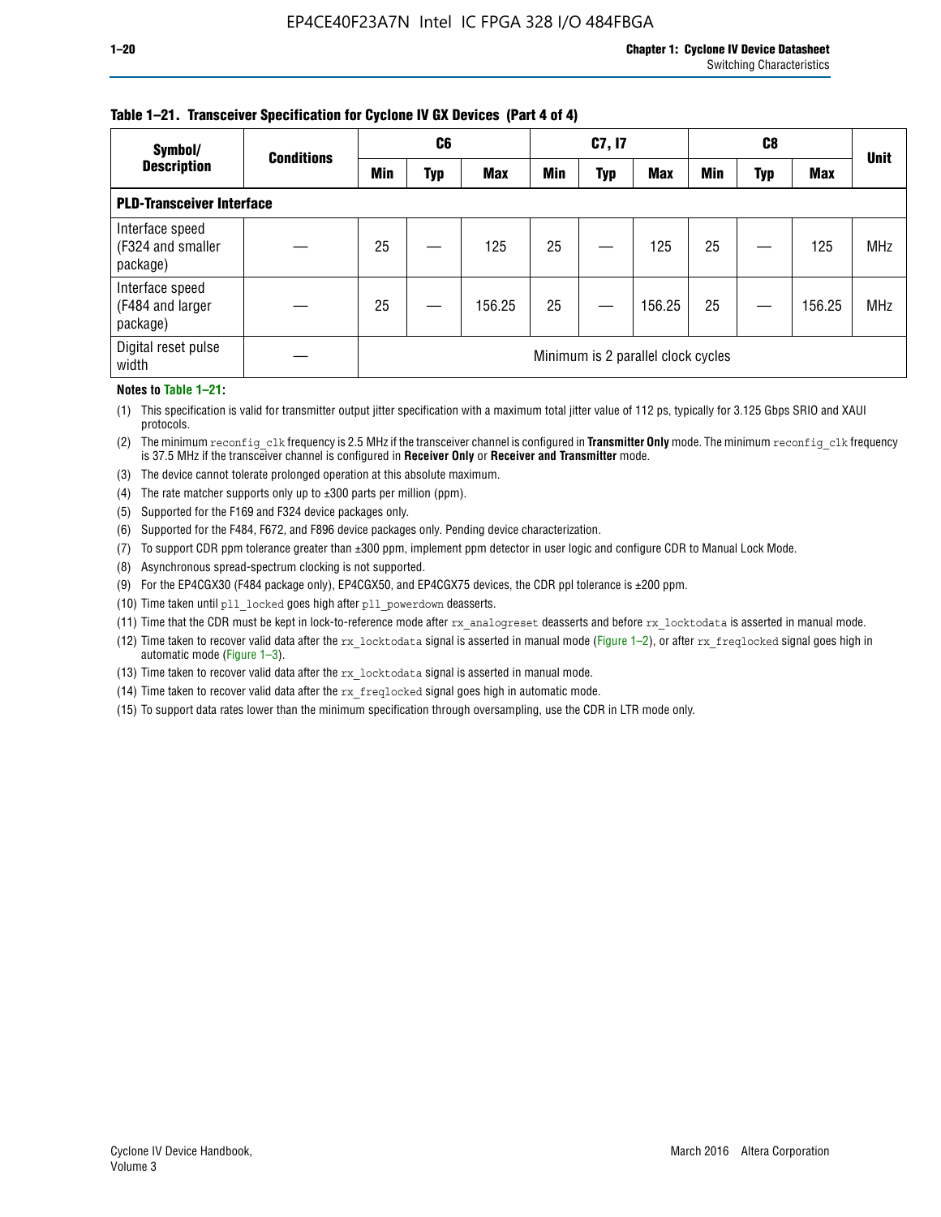**Table 1–21. Transceiver Specification for Cyclone IV GX Devices (Part 4 of 4)**

| Symbol/ Description | Conditions | C6 | | | C7, I7 | | | C8 | | | Unit |
|---|---|---|---|---|---|---|---|---|---|---|---|
| | | Min | Typ | Max | Min | Typ | Max | Min | Typ | Max | |
| **PLD-Transceiver Interface** | | | | | | | | | | | |
| Interface speed (F324 and smaller package) | — | 25 | — | 125 | 25 | — | 125 | 25 | — | 125 | MHz |
| Interface speed (F484 and larger package) | — | 25 | — | 156.25 | 25 | — | 156.25 | 25 | — | 156.25 | MHz |
| Digital reset pulse width | — | Minimum is 2 parallel clock cycles | | | | | | | | | |

**Notes to Table 1–21:**

(1) This specification is valid for transmitter output jitter specification with a maximum total jitter value of 112 ps, typically for 3.125 Gbps SRIO and XAUI protocols.

(2) The minimum `reconfig_clk` frequency is 2.5 MHz if the transceiver channel is configured in **Transmitter Only** mode. The minimum `reconfig_clk` frequency is 37.5 MHz if the transceiver channel is configured in **Receiver Only** or **Receiver and Transmitter** mode.

(3) The device cannot tolerate prolonged operation at this absolute maximum.

(4) The rate matcher supports only up to ±300 parts per million (ppm).

(5) Supported for the F169 and F324 device packages only.

(6) Supported for the F484, F672, and F896 device packages only. Pending device characterization.

(7) To support CDR ppm tolerance greater than ±300 ppm, implement ppm detector in user logic and configure CDR to Manual Lock Mode.

(8) Asynchronous spread-spectrum clocking is not supported.

(9) For the EP4CGX30 (F484 package only), EP4CGX50, and EP4CGX75 devices, the CDR ppl tolerance is ±200 ppm.

(10) Time taken until `pll_locked` goes high after `pll_powerdown` deasserts.

(11) Time that the CDR must be kept in lock-to-reference mode after `rx_analogreset` deasserts and before `rx_locktodata` is asserted in manual mode.

(12) Time taken to recover valid data after the `rx_locktodata` signal is asserted in manual mode (Figure 1–2), or after `rx_freqlocked` signal goes high in automatic mode (Figure 1–3).

(13) Time taken to recover valid data after the `rx_locktodata` signal is asserted in manual mode.

(14) Time taken to recover valid data after the `rx_freqlocked` signal goes high in automatic mode.

(15) To support data rates lower than the minimum specification through oversampling, use the CDR in LTR mode only.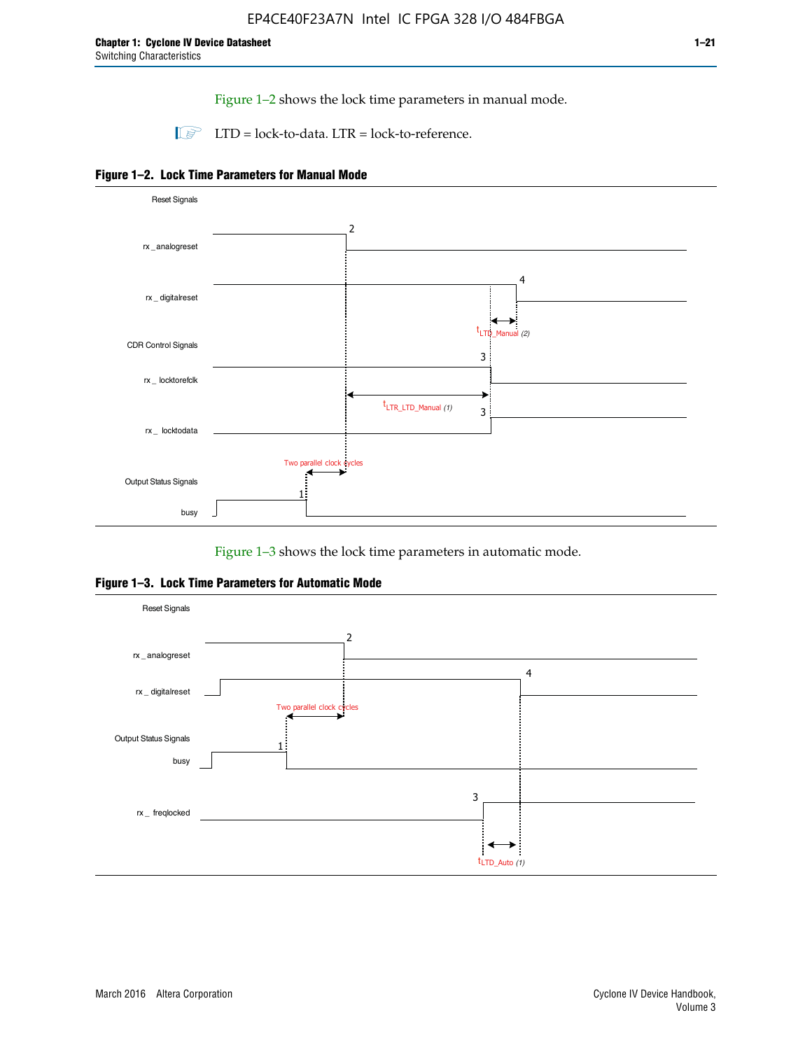Figure 1–2 shows the lock time parameters in manual mode.

LTD = lock-to-data. LTR = lock-to-reference.

**Figure 1–2. Lock Time Parameters for Manual Mode**

Reset Signals

rx_analogreset

rx_digitalreset

$t_{LTD\_Manual}$ (2)

CDR Control Signals

rx_locktorefclk

$t_{LTR\_LTD\_Manual}$ (1)

rx_locktodata

Two parallel clock cycles

Output Status Signals

busy

Figure 1–3 shows the lock time parameters in automatic mode.

**Figure 1–3. Lock Time Parameters for Automatic Mode**

Reset Signals

rx_analogreset

rx_digitalreset

Two parallel clock cycles

Output Status Signals

busy

rx_freqlocked

$t_{LTD\_Auto}$ (1)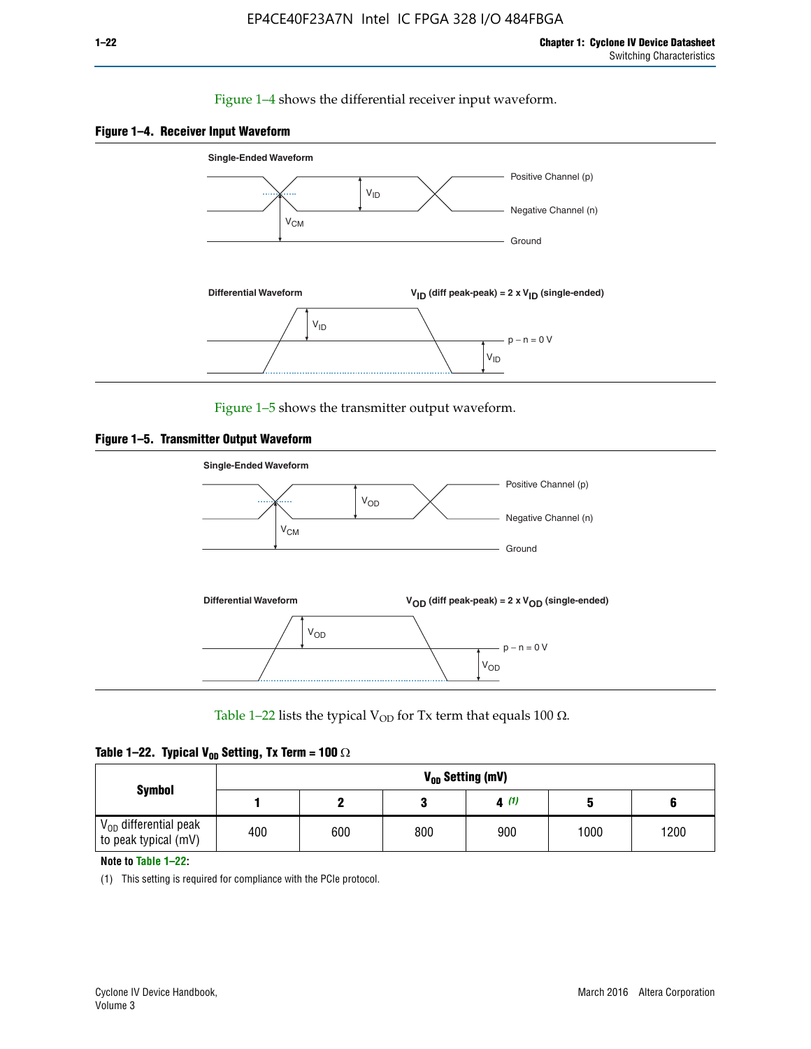Figure 1–4 shows the differential receiver input waveform.

**Figure 1–4. Receiver Input Waveform**

Single-Ended Waveform

Positive Channel (p)

Negative Channel (n)

Ground

$V_{ID}$

$V_{CM}$

Differential Waveform

$V_{ID}$ (diff peak-peak) = 2 x $V_{ID}$ (single-ended)

$V_{ID}$

p − n = 0 V

$V_{ID}$

Figure 1–5 shows the transmitter output waveform.

**Figure 1–5. Transmitter Output Waveform**

Single-Ended Waveform

Positive Channel (p)

Negative Channel (n)

Ground

$V_{OD}$

$V_{CM}$

Differential Waveform

$V_{OD}$ (diff peak-peak) = 2 x $V_{OD}$ (single-ended)

$V_{OD}$

p − n = 0 V

$V_{OD}$

Table 1–22 lists the typical $V_{OD}$ for Tx term that equals 100 Ω.

**Table 1–22. Typical $V_{OD}$ Setting, Tx Term = 100 Ω**

| Symbol | $V_{OD}$ Setting (mV) | | | | | |
|---|---|---|---|---|---|---|
| | 1 | 2 | 3 | 4 (1) | 5 | 6 |
| $V_{OD}$ differential peak to peak typical (mV) | 400 | 600 | 800 | 900 | 1000 | 1200 |

**Note to Table 1–22:**

(1) This setting is required for compliance with the PCIe protocol.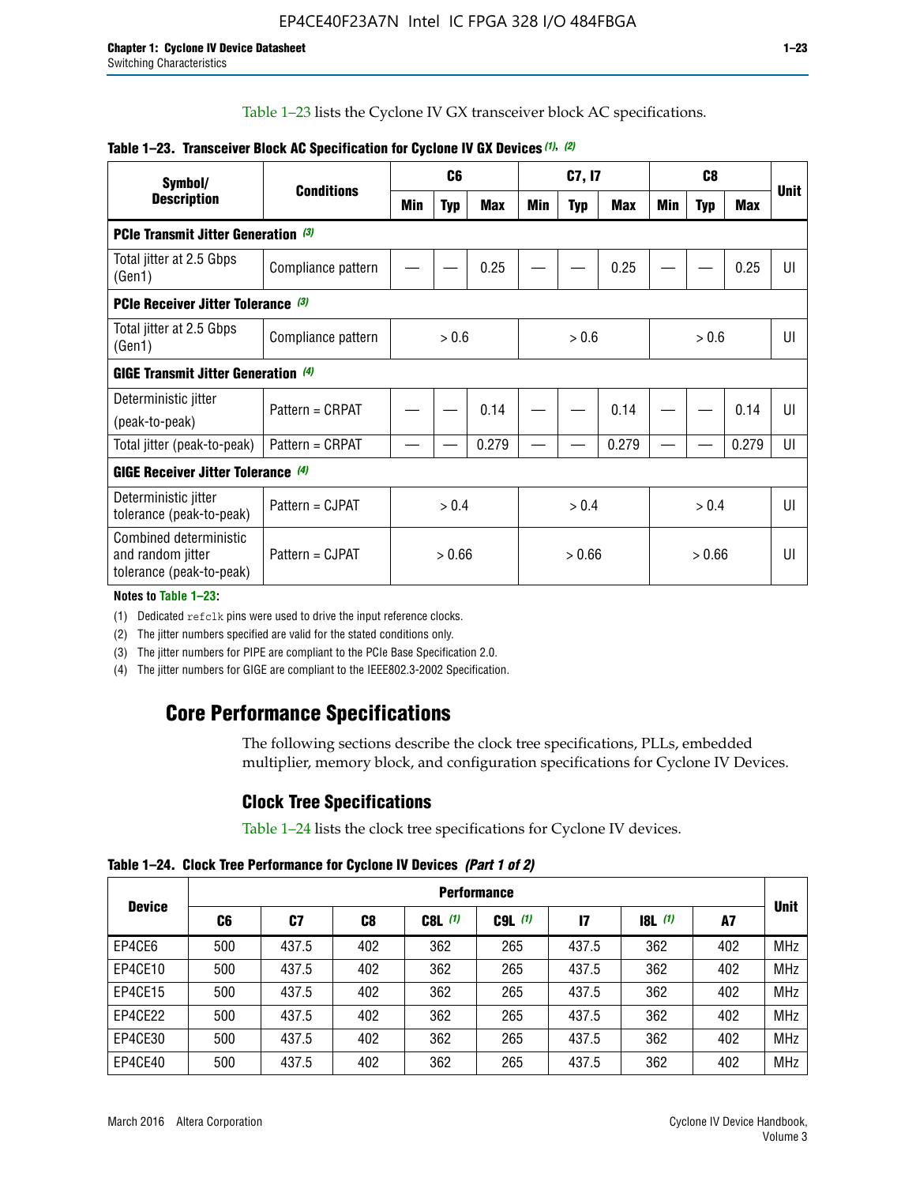Table 1–23 lists the Cyclone IV GX transceiver block AC specifications.

**Table 1–23. Transceiver Block AC Specification for Cyclone IV GX Devices (1), (2)**

| Symbol/ Description | Conditions | C6 | | | C7, I7 | | | C8 | | | Unit |
|---|---|---|---|---|---|---|---|---|---|---|---|
| | | Min | Typ | Max | Min | Typ | Max | Min | Typ | Max | |
| **PCIe Transmit Jitter Generation (3)** | | | | | | | | | | | |
| Total jitter at 2.5 Gbps (Gen1) | Compliance pattern | — | — | 0.25 | — | — | 0.25 | — | — | 0.25 | UI |
| **PCIe Receiver Jitter Tolerance (3)** | | | | | | | | | | | |
| Total jitter at 2.5 Gbps (Gen1) | Compliance pattern | > 0.6 | | | > 0.6 | | | > 0.6 | | | UI |
| **GIGE Transmit Jitter Generation (4)** | | | | | | | | | | | |
| Deterministic jitter (peak-to-peak) | Pattern = CRPAT | — | — | 0.14 | — | — | 0.14 | — | — | 0.14 | UI |
| Total jitter (peak-to-peak) | Pattern = CRPAT | — | — | 0.279 | — | — | 0.279 | — | — | 0.279 | UI |
| **GIGE Receiver Jitter Tolerance (4)** | | | | | | | | | | | |
| Deterministic jitter tolerance (peak-to-peak) | Pattern = CJPAT | > 0.4 | | | > 0.4 | | | > 0.4 | | | UI |
| Combined deterministic and random jitter tolerance (peak-to-peak) | Pattern = CJPAT | > 0.66 | | | > 0.66 | | | > 0.66 | | | UI |

**Notes to Table 1–23:**

(1) Dedicated refclk pins were used to drive the input reference clocks.

(2) The jitter numbers specified are valid for the stated conditions only.

(3) The jitter numbers for PIPE are compliant to the PCIe Base Specification 2.0.

(4) The jitter numbers for GIGE are compliant to the IEEE802.3-2002 Specification.

# Core Performance Specifications

The following sections describe the clock tree specifications, PLLs, embedded multiplier, memory block, and configuration specifications for Cyclone IV Devices.

## Clock Tree Specifications

Table 1–24 lists the clock tree specifications for Cyclone IV devices.

**Table 1–24. Clock Tree Performance for Cyclone IV Devices (Part 1 of 2)**

| Device | Performance | | | | | | | | Unit |
|---|---|---|---|---|---|---|---|---|---|
| | C6 | C7 | C8 | C8L (1) | C9L (1) | I7 | I8L (1) | A7 | |
| EP4CE6 | 500 | 437.5 | 402 | 362 | 265 | 437.5 | 362 | 402 | MHz |
| EP4CE10 | 500 | 437.5 | 402 | 362 | 265 | 437.5 | 362 | 402 | MHz |
| EP4CE15 | 500 | 437.5 | 402 | 362 | 265 | 437.5 | 362 | 402 | MHz |
| EP4CE22 | 500 | 437.5 | 402 | 362 | 265 | 437.5 | 362 | 402 | MHz |
| EP4CE30 | 500 | 437.5 | 402 | 362 | 265 | 437.5 | 362 | 402 | MHz |
| EP4CE40 | 500 | 437.5 | 402 | 362 | 265 | 437.5 | 362 | 402 | MHz |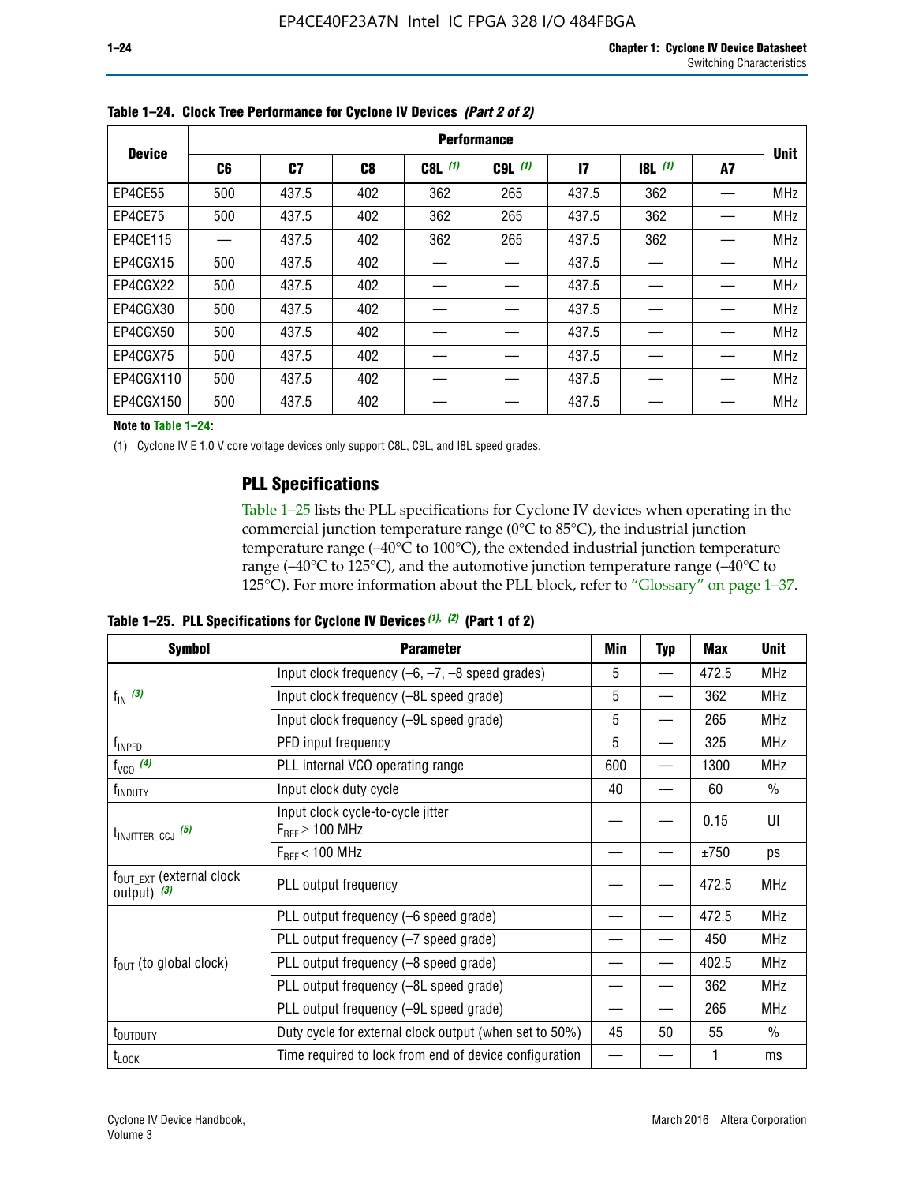**Table 1–24. Clock Tree Performance for Cyclone IV Devices *(Part 2 of 2)***

| Device | Performance | | | | | | | | Unit |
|---|---|---|---|---|---|---|---|---|---|
| | C6 | C7 | C8 | C8L *(1)* | C9L *(1)* | I7 | I8L *(1)* | A7 | |
| EP4CE55 | 500 | 437.5 | 402 | 362 | 265 | 437.5 | 362 | — | MHz |
| EP4CE75 | 500 | 437.5 | 402 | 362 | 265 | 437.5 | 362 | — | MHz |
| EP4CE115 | — | 437.5 | 402 | 362 | 265 | 437.5 | 362 | — | MHz |
| EP4CGX15 | 500 | 437.5 | 402 | — | — | 437.5 | — | — | MHz |
| EP4CGX22 | 500 | 437.5 | 402 | — | — | 437.5 | — | — | MHz |
| EP4CGX30 | 500 | 437.5 | 402 | — | — | 437.5 | — | — | MHz |
| EP4CGX50 | 500 | 437.5 | 402 | — | — | 437.5 | — | — | MHz |
| EP4CGX75 | 500 | 437.5 | 402 | — | — | 437.5 | — | — | MHz |
| EP4CGX110 | 500 | 437.5 | 402 | — | — | 437.5 | — | — | MHz |
| EP4CGX150 | 500 | 437.5 | 402 | — | — | 437.5 | — | — | MHz |

**Note to Table 1–24:**

(1) Cyclone IV E 1.0 V core voltage devices only support C8L, C9L, and I8L speed grades.

## PLL Specifications

Table 1–25 lists the PLL specifications for Cyclone IV devices when operating in the commercial junction temperature range (0°C to 85°C), the industrial junction temperature range (–40°C to 100°C), the extended industrial junction temperature range (–40°C to 125°C), and the automotive junction temperature range (–40°C to 125°C). For more information about the PLL block, refer to "Glossary" on page 1–37.

**Table 1–25. PLL Specifications for Cyclone IV Devices *(1), (2)* (Part 1 of 2)**

| Symbol | Parameter | Min | Typ | Max | Unit |
|---|---|---|---|---|---|
| $f_{IN}$ *(3)* | Input clock frequency (–6, –7, –8 speed grades) | 5 | — | 472.5 | MHz |
| | Input clock frequency (–8L speed grade) | 5 | — | 362 | MHz |
| | Input clock frequency (–9L speed grade) | 5 | — | 265 | MHz |
| $f_{INPFD}$ | PFD input frequency | 5 | — | 325 | MHz |
| $f_{VCO}$ *(4)* | PLL internal VCO operating range | 600 | — | 1300 | MHz |
| $f_{INDUTY}$ | Input clock duty cycle | 40 | — | 60 | % |
| $t_{INJITTER\_CCJ}$ *(5)* | Input clock cycle-to-cycle jitter $F_{REF} \geq 100$ MHz | — | — | 0.15 | UI |
| | $F_{REF} < 100$ MHz | — | — | ±750 | ps |
| $f_{OUT\_EXT}$ (external clock output) *(3)* | PLL output frequency | — | — | 472.5 | MHz |
| $f_{OUT}$ (to global clock) | PLL output frequency (–6 speed grade) | — | — | 472.5 | MHz |
| | PLL output frequency (–7 speed grade) | — | — | 450 | MHz |
| | PLL output frequency (–8 speed grade) | — | — | 402.5 | MHz |
| | PLL output frequency (–8L speed grade) | — | — | 362 | MHz |
| | PLL output frequency (–9L speed grade) | — | — | 265 | MHz |
| $t_{OUTDUTY}$ | Duty cycle for external clock output (when set to 50%) | 45 | 50 | 55 | % |
| $t_{LOCK}$ | Time required to lock from end of device configuration | — | — | 1 | ms |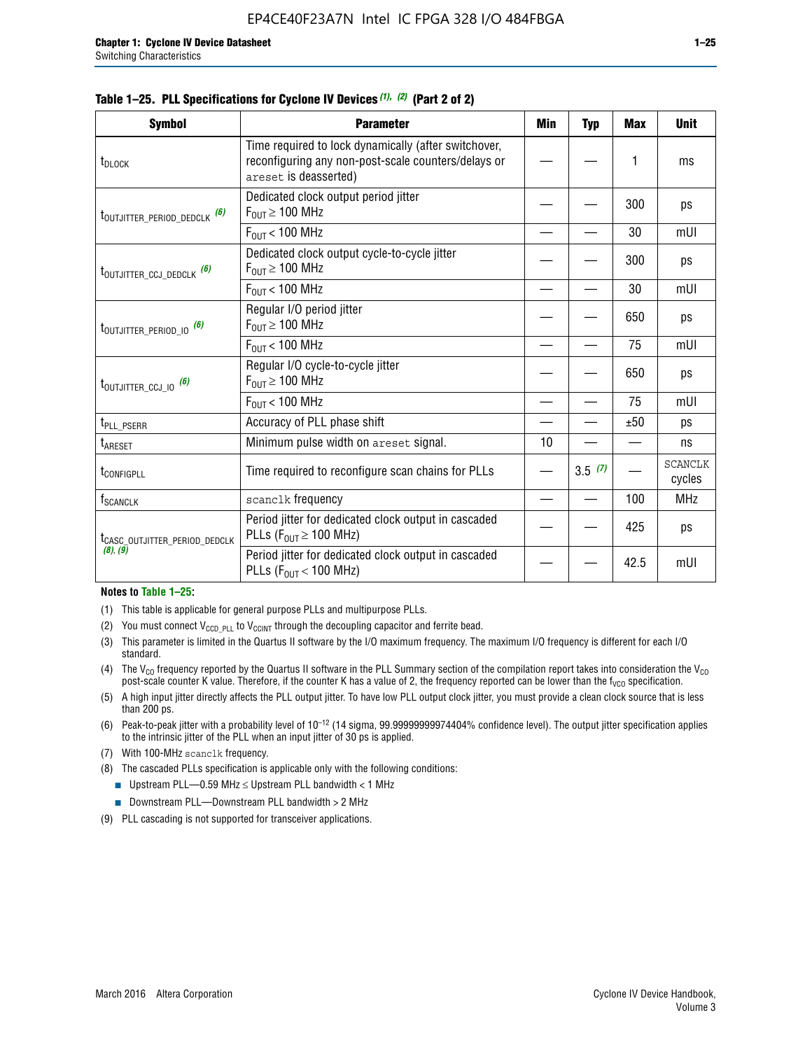**Table 1–25. PLL Specifications for Cyclone IV Devices (1), (2) (Part 2 of 2)**

| Symbol | Parameter | Min | Typ | Max | Unit |
|---|---|---|---|---|---|
| $t_{DLOCK}$ | Time required to lock dynamically (after switchover, reconfiguring any non-post-scale counters/delays or areset is deasserted) | — | — | 1 | ms |
| $t_{OUTJITTER\_PERIOD\_DEDCLK}$ (6) | Dedicated clock output period jitter $F_{OUT} \geq 100$ MHz | — | — | 300 | ps |
| | $F_{OUT} < 100$ MHz | — | — | 30 | mUI |
| $t_{OUTJITTER\_CCJ\_DEDCLK}$ (6) | Dedicated clock output cycle-to-cycle jitter $F_{OUT} \geq 100$ MHz | — | — | 300 | ps |
| | $F_{OUT} < 100$ MHz | — | — | 30 | mUI |
| $t_{OUTJITTER\_PERIOD\_IO}$ (6) | Regular I/O period jitter $F_{OUT} \geq 100$ MHz | — | — | 650 | ps |
| | $F_{OUT} < 100$ MHz | — | — | 75 | mUI |
| $t_{OUTJITTER\_CCJ\_IO}$ (6) | Regular I/O cycle-to-cycle jitter $F_{OUT} \geq 100$ MHz | — | — | 650 | ps |
| | $F_{OUT} < 100$ MHz | — | — | 75 | mUI |
| $t_{PLL\_PSERR}$ | Accuracy of PLL phase shift | — | — | ±50 | ps |
| $t_{ARESET}$ | Minimum pulse width on areset signal. | 10 | — | — | ns |
| $t_{CONFIGPLL}$ | Time required to reconfigure scan chains for PLLs | — | 3.5 (7) | — | SCANCLK cycles |
| $f_{SCANCLK}$ | scanclk frequency | — | — | 100 | MHz |
| $t_{CASC\_OUTJITTER\_PERIOD\_DEDCLK}$ (8), (9) | Period jitter for dedicated clock output in cascaded PLLs ($F_{OUT} \geq 100$ MHz) | — | — | 425 | ps |
| | Period jitter for dedicated clock output in cascaded PLLs ($F_{OUT} < 100$ MHz) | — | — | 42.5 | mUI |

**Notes to Table 1–25:**

(1) This table is applicable for general purpose PLLs and multipurpose PLLs.

(2) You must connect $V_{CCD\_PLL}$ to $V_{CCINT}$ through the decoupling capacitor and ferrite bead.

(3) This parameter is limited in the Quartus II software by the I/O maximum frequency. The maximum I/O frequency is different for each I/O standard.

(4) The $V_{CO}$ frequency reported by the Quartus II software in the PLL Summary section of the compilation report takes into consideration the $V_{CO}$ post-scale counter K value. Therefore, if the counter K has a value of 2, the frequency reported can be lower than the $f_{VCO}$ specification.

(5) A high input jitter directly affects the PLL output jitter. To have low PLL output clock jitter, you must provide a clean clock source that is less than 200 ps.

(6) Peak-to-peak jitter with a probability level of $10^{-12}$ (14 sigma, 99.99999999974404% confidence level). The output jitter specification applies to the intrinsic jitter of the PLL when an input jitter of 30 ps is applied.

(7) With 100-MHz scanclk frequency.

(8) The cascaded PLLs specification is applicable only with the following conditions:

- Upstream PLL—0.59 MHz ≤ Upstream PLL bandwidth < 1 MHz
- Downstream PLL—Downstream PLL bandwidth > 2 MHz

(9) PLL cascading is not supported for transceiver applications.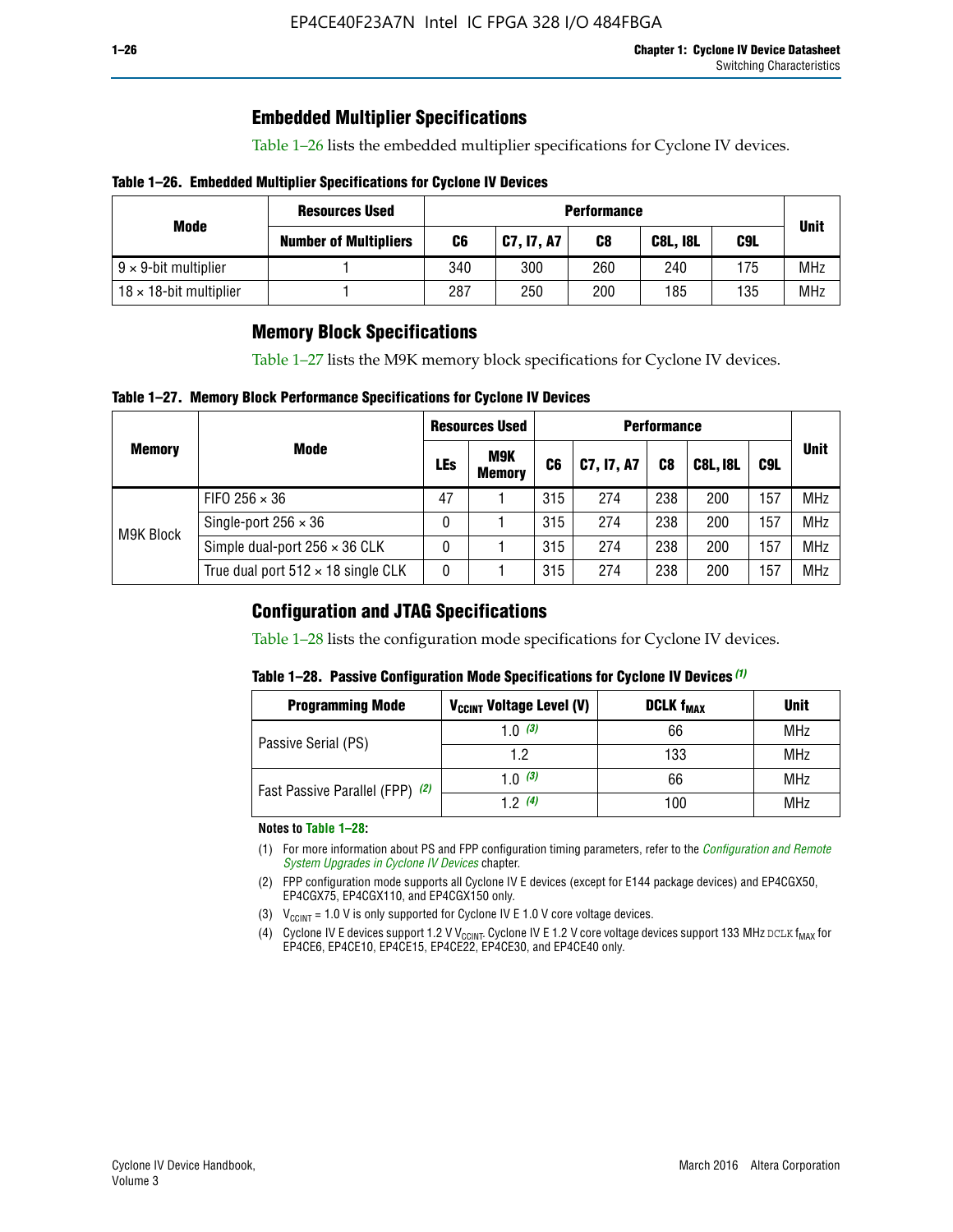## Embedded Multiplier Specifications

Table 1–26 lists the embedded multiplier specifications for Cyclone IV devices.

**Table 1–26. Embedded Multiplier Specifications for Cyclone IV Devices**

| Mode | Resources Used | Performance | | | | | Unit |
|---|---|---|---|---|---|---|---|
| | Number of Multipliers | C6 | C7, I7, A7 | C8 | C8L, I8L | C9L | |
| 9 × 9-bit multiplier | 1 | 340 | 300 | 260 | 240 | 175 | MHz |
| 18 × 18-bit multiplier | 1 | 287 | 250 | 200 | 185 | 135 | MHz |

## Memory Block Specifications

Table 1–27 lists the M9K memory block specifications for Cyclone IV devices.

**Table 1–27. Memory Block Performance Specifications for Cyclone IV Devices**

| Memory | Mode | Resources Used | | Performance | | | | | Unit |
|---|---|---|---|---|---|---|---|---|---|
| | | LEs | M9K Memory | C6 | C7, I7, A7 | C8 | C8L, I8L | C9L | |
| M9K Block | FIFO 256 × 36 | 47 | 1 | 315 | 274 | 238 | 200 | 157 | MHz |
| | Single-port 256 × 36 | 0 | 1 | 315 | 274 | 238 | 200 | 157 | MHz |
| | Simple dual-port 256 × 36 CLK | 0 | 1 | 315 | 274 | 238 | 200 | 157 | MHz |
| | True dual port 512 × 18 single CLK | 0 | 1 | 315 | 274 | 238 | 200 | 157 | MHz |

## Configuration and JTAG Specifications

Table 1–28 lists the configuration mode specifications for Cyclone IV devices.

**Table 1–28. Passive Configuration Mode Specifications for Cyclone IV Devices** *(1)*

| Programming Mode | $V_{CCINT}$ Voltage Level (V) | DCLK $f_{MAX}$ | Unit |
|---|---|---|---|
| Passive Serial (PS) | 1.0 *(3)* | 66 | MHz |
| | 1.2 | 133 | MHz |
| Fast Passive Parallel (FPP) *(2)* | 1.0 *(3)* | 66 | MHz |
| | 1.2 *(4)* | 100 | MHz |

**Notes to Table 1–28:**

(1) For more information about PS and FPP configuration timing parameters, refer to the *Configuration and Remote System Upgrades in Cyclone IV Devices* chapter.

(2) FPP configuration mode supports all Cyclone IV E devices (except for E144 package devices) and EP4CGX50, EP4CGX75, EP4CGX110, and EP4CGX150 only.

(3) $V_{CCINT}$ = 1.0 V is only supported for Cyclone IV E 1.0 V core voltage devices.

(4) Cyclone IV E devices support 1.2 V $V_{CCINT}$. Cyclone IV E 1.2 V core voltage devices support 133 MHz DCLK $f_{MAX}$ for EP4CE6, EP4CE10, EP4CE15, EP4CE22, EP4CE30, and EP4CE40 only.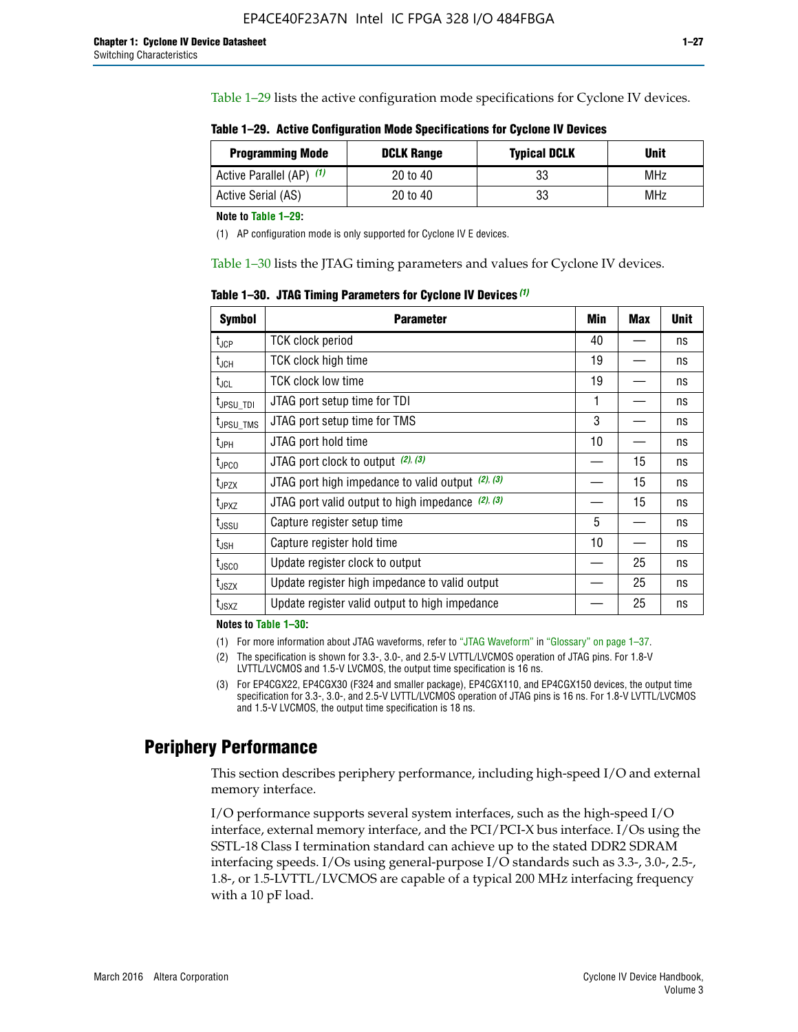Table 1–29 lists the active configuration mode specifications for Cyclone IV devices.

**Table 1–29. Active Configuration Mode Specifications for Cyclone IV Devices**

| Programming Mode | DCLK Range | Typical DCLK | Unit |
|---|---|---|---|
| Active Parallel (AP) (1) | 20 to 40 | 33 | MHz |
| Active Serial (AS) | 20 to 40 | 33 | MHz |

**Note to Table 1–29:**

(1) AP configuration mode is only supported for Cyclone IV E devices.

Table 1–30 lists the JTAG timing parameters and values for Cyclone IV devices.

**Table 1–30. JTAG Timing Parameters for Cyclone IV Devices (1)**

| Symbol | Parameter | Min | Max | Unit |
|---|---|---|---|---|
| $t_{JCP}$ | TCK clock period | 40 | — | ns |
| $t_{JCH}$ | TCK clock high time | 19 | — | ns |
| $t_{JCL}$ | TCK clock low time | 19 | — | ns |
| $t_{JPSU\_TDI}$ | JTAG port setup time for TDI | 1 | — | ns |
| $t_{JPSU\_TMS}$ | JTAG port setup time for TMS | 3 | — | ns |
| $t_{JPH}$ | JTAG port hold time | 10 | — | ns |
| $t_{JPCO}$ | JTAG port clock to output (2), (3) | — | 15 | ns |
| $t_{JPZX}$ | JTAG port high impedance to valid output (2), (3) | — | 15 | ns |
| $t_{JPXZ}$ | JTAG port valid output to high impedance (2), (3) | — | 15 | ns |
| $t_{JSSU}$ | Capture register setup time | 5 | — | ns |
| $t_{JSH}$ | Capture register hold time | 10 | — | ns |
| $t_{JSCO}$ | Update register clock to output | — | 25 | ns |
| $t_{JSZX}$ | Update register high impedance to valid output | — | 25 | ns |
| $t_{JSXZ}$ | Update register valid output to high impedance | — | 25 | ns |

**Notes to Table 1–30:**

(1) For more information about JTAG waveforms, refer to "JTAG Waveform" in "Glossary" on page 1–37.

(2) The specification is shown for 3.3-, 3.0-, and 2.5-V LVTTL/LVCMOS operation of JTAG pins. For 1.8-V LVTTL/LVCMOS and 1.5-V LVCMOS, the output time specification is 16 ns.

(3) For EP4CGX22, EP4CGX30 (F324 and smaller package), EP4CGX110, and EP4CGX150 devices, the output time specification for 3.3-, 3.0-, and 2.5-V LVTTL/LVCMOS operation of JTAG pins is 16 ns. For 1.8-V LVTTL/LVCMOS and 1.5-V LVCMOS, the output time specification is 18 ns.

## Periphery Performance

This section describes periphery performance, including high-speed I/O and external memory interface.

I/O performance supports several system interfaces, such as the high-speed I/O interface, external memory interface, and the PCI/PCI-X bus interface. I/Os using the SSTL-18 Class I termination standard can achieve up to the stated DDR2 SDRAM interfacing speeds. I/Os using general-purpose I/O standards such as 3.3-, 3.0-, 2.5-, 1.8-, or 1.5-LVTTL/LVCMOS are capable of a typical 200 MHz interfacing frequency with a 10 pF load.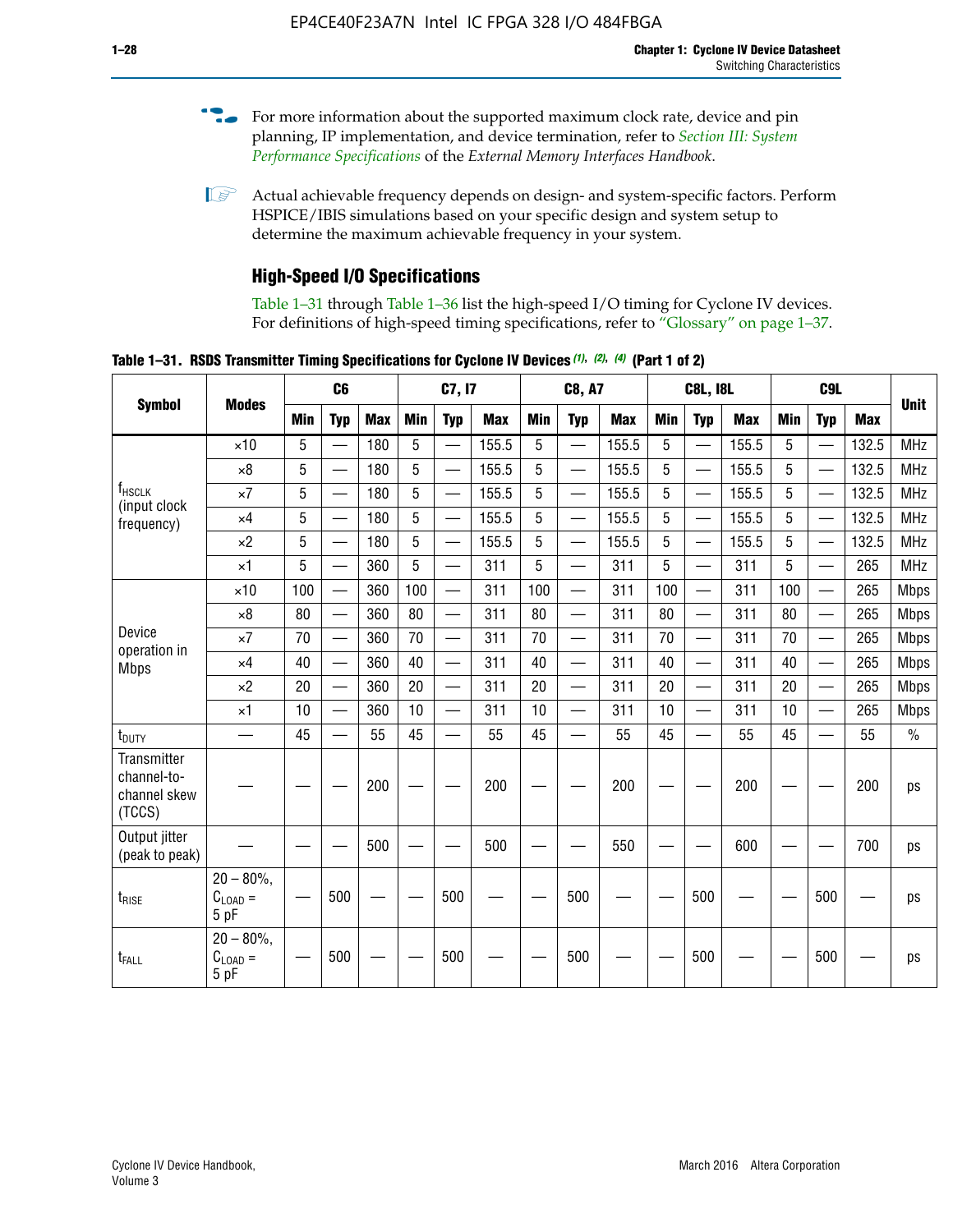For more information about the supported maximum clock rate, device and pin planning, IP implementation, and device termination, refer to *Section III: System Performance Specifications* of the *External Memory Interfaces Handbook*.

Actual achievable frequency depends on design- and system-specific factors. Perform HSPICE/IBIS simulations based on your specific design and system setup to determine the maximum achievable frequency in your system.

## High-Speed I/O Specifications

Table 1–31 through Table 1–36 list the high-speed I/O timing for Cyclone IV devices. For definitions of high-speed timing specifications, refer to "Glossary" on page 1–37.

**Table 1–31. RSDS Transmitter Timing Specifications for Cyclone IV Devices (1), (2), (4) (Part 1 of 2)**

| Symbol | Modes | C6 | | | C7, I7 | | | C8, A7 | | | C8L, I8L | | | C9L | | | Unit |
|---|---|---|---|---|---|---|---|---|---|---|---|---|---|---|---|---|---|
| | | Min | Typ | Max | Min | Typ | Max | Min | Typ | Max | Min | Typ | Max | Min | Typ | Max | |
| $f_{HSCLK}$ (input clock frequency) | ×10 | 5 | — | 180 | 5 | — | 155.5 | 5 | — | 155.5 | 5 | — | 155.5 | 5 | — | 132.5 | MHz |
| | ×8 | 5 | — | 180 | 5 | — | 155.5 | 5 | — | 155.5 | 5 | — | 155.5 | 5 | — | 132.5 | MHz |
| | ×7 | 5 | — | 180 | 5 | — | 155.5 | 5 | — | 155.5 | 5 | — | 155.5 | 5 | — | 132.5 | MHz |
| | ×4 | 5 | — | 180 | 5 | — | 155.5 | 5 | — | 155.5 | 5 | — | 155.5 | 5 | — | 132.5 | MHz |
| | ×2 | 5 | — | 180 | 5 | — | 155.5 | 5 | — | 155.5 | 5 | — | 155.5 | 5 | — | 132.5 | MHz |
| | ×1 | 5 | — | 360 | 5 | — | 311 | 5 | — | 311 | 5 | — | 311 | 5 | — | 265 | MHz |
| Device operation in Mbps | ×10 | 100 | — | 360 | 100 | — | 311 | 100 | — | 311 | 100 | — | 311 | 100 | — | 265 | Mbps |
| | ×8 | 80 | — | 360 | 80 | — | 311 | 80 | — | 311 | 80 | — | 311 | 80 | — | 265 | Mbps |
| | ×7 | 70 | — | 360 | 70 | — | 311 | 70 | — | 311 | 70 | — | 311 | 70 | — | 265 | Mbps |
| | ×4 | 40 | — | 360 | 40 | — | 311 | 40 | — | 311 | 40 | — | 311 | 40 | — | 265 | Mbps |
| | ×2 | 20 | — | 360 | 20 | — | 311 | 20 | — | 311 | 20 | — | 311 | 20 | — | 265 | Mbps |
| | ×1 | 10 | — | 360 | 10 | — | 311 | 10 | — | 311 | 10 | — | 311 | 10 | — | 265 | Mbps |
| $t_{DUTY}$ | — | 45 | — | 55 | 45 | — | 55 | 45 | — | 55 | 45 | — | 55 | 45 | — | 55 | % |
| Transmitter channel-to-channel skew (TCCS) | — | — | — | 200 | — | — | 200 | — | — | 200 | — | — | 200 | — | — | 200 | ps |
| Output jitter (peak to peak) | — | — | — | 500 | — | — | 500 | — | — | 550 | — | — | 600 | — | — | 700 | ps |
| $t_{RISE}$ | 20 – 80%, $C_{LOAD}$ = 5 pF | — | 500 | — | — | 500 | — | — | 500 | — | — | 500 | — | — | 500 | — | ps |
| $t_{FALL}$ | 20 – 80%, $C_{LOAD}$ = 5 pF | — | 500 | — | — | 500 | — | — | 500 | — | — | 500 | — | — | 500 | — | ps |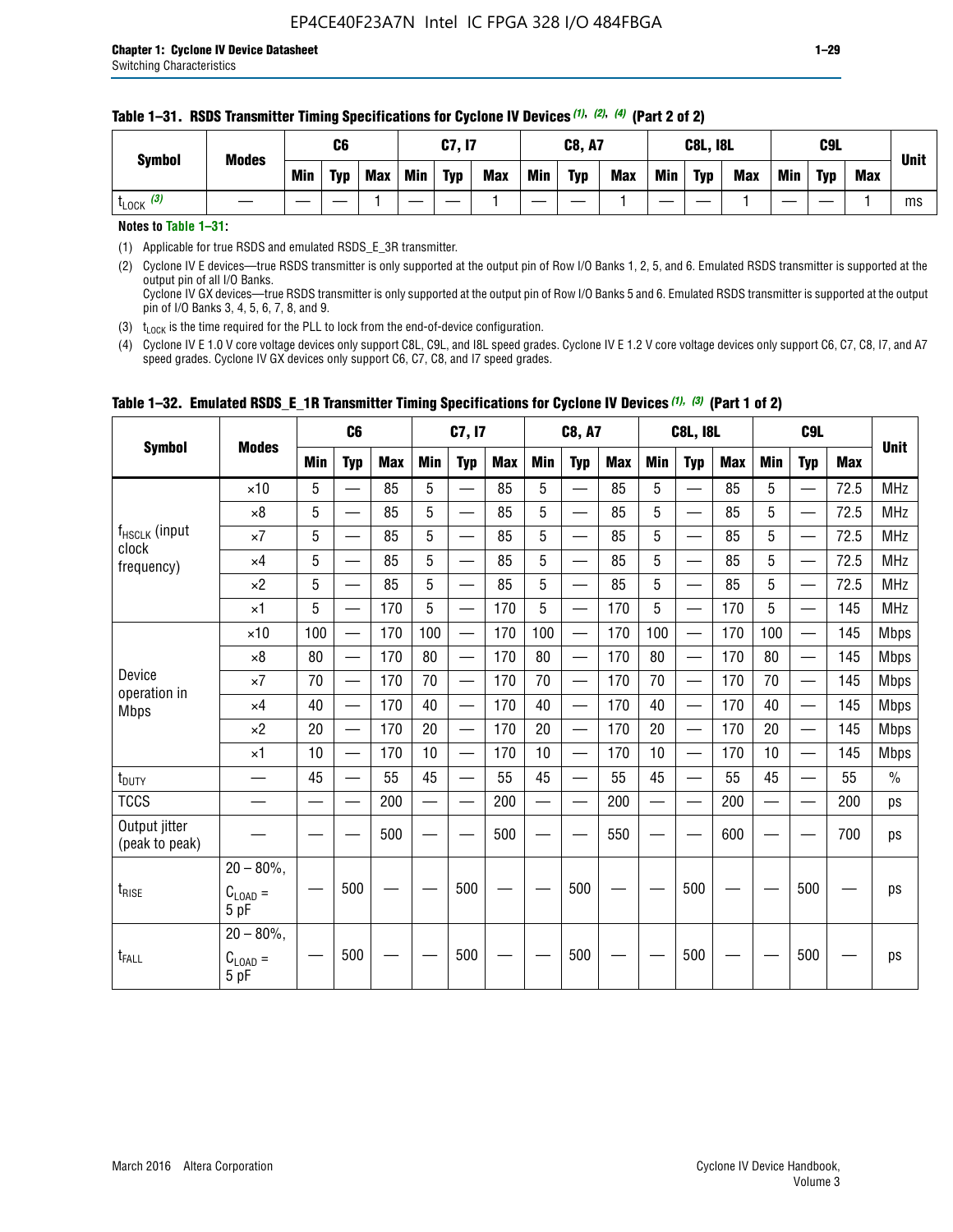**Table 1–31. RSDS Transmitter Timing Specifications for Cyclone IV Devices (1), (2), (4) (Part 2 of 2)**

| Symbol | Modes | C6 | | | C7, I7 | | | C8, A7 | | | C8L, I8L | | | C9L | | | Unit |
|---|---|---|---|---|---|---|---|---|---|---|---|---|---|---|---|---|---|
| | | Min | Typ | Max | Min | Typ | Max | Min | Typ | Max | Min | Typ | Max | Min | Typ | Max | |
| $t_{LOCK}$ (3) | — | — | — | 1 | — | — | 1 | — | — | 1 | — | — | 1 | — | — | 1 | ms |

**Notes to Table 1–31:**

(1) Applicable for true RSDS and emulated RSDS_E_3R transmitter.

(2) Cyclone IV E devices—true RSDS transmitter is only supported at the output pin of Row I/O Banks 1, 2, 5, and 6. Emulated RSDS transmitter is supported at the output pin of all I/O Banks.
Cyclone IV GX devices—true RSDS transmitter is only supported at the output pin of Row I/O Banks 5 and 6. Emulated RSDS transmitter is supported at the output pin of I/O Banks 3, 4, 5, 6, 7, 8, and 9.

(3) $t_{LOCK}$ is the time required for the PLL to lock from the end-of-device configuration.

(4) Cyclone IV E 1.0 V core voltage devices only support C8L, C9L, and I8L speed grades. Cyclone IV E 1.2 V core voltage devices only support C6, C7, C8, I7, and A7 speed grades. Cyclone IV GX devices only support C6, C7, C8, and I7 speed grades.

**Table 1–32. Emulated RSDS_E_1R Transmitter Timing Specifications for Cyclone IV Devices (1), (3) (Part 1 of 2)**

| Symbol | Modes | C6 | | | C7, I7 | | | C8, A7 | | | C8L, I8L | | | C9L | | | Unit |
|---|---|---|---|---|---|---|---|---|---|---|---|---|---|---|---|---|---|
| | | Min | Typ | Max | Min | Typ | Max | Min | Typ | Max | Min | Typ | Max | Min | Typ | Max | |
| $f_{HSCLK}$ (input clock frequency) | ×10 | 5 | — | 85 | 5 | — | 85 | 5 | — | 85 | 5 | — | 85 | 5 | — | 72.5 | MHz |
| | ×8 | 5 | — | 85 | 5 | — | 85 | 5 | — | 85 | 5 | — | 85 | 5 | — | 72.5 | MHz |
| | ×7 | 5 | — | 85 | 5 | — | 85 | 5 | — | 85 | 5 | — | 85 | 5 | — | 72.5 | MHz |
| | ×4 | 5 | — | 85 | 5 | — | 85 | 5 | — | 85 | 5 | — | 85 | 5 | — | 72.5 | MHz |
| | ×2 | 5 | — | 85 | 5 | — | 85 | 5 | — | 85 | 5 | — | 85 | 5 | — | 72.5 | MHz |
| | ×1 | 5 | — | 170 | 5 | — | 170 | 5 | — | 170 | 5 | — | 170 | 5 | — | 145 | MHz |
| Device operation in Mbps | ×10 | 100 | — | 170 | 100 | — | 170 | 100 | — | 170 | 100 | — | 170 | 100 | — | 145 | Mbps |
| | ×8 | 80 | — | 170 | 80 | — | 170 | 80 | — | 170 | 80 | — | 170 | 80 | — | 145 | Mbps |
| | ×7 | 70 | — | 170 | 70 | — | 170 | 70 | — | 170 | 70 | — | 170 | 70 | — | 145 | Mbps |
| | ×4 | 40 | — | 170 | 40 | — | 170 | 40 | — | 170 | 40 | — | 170 | 40 | — | 145 | Mbps |
| | ×2 | 20 | — | 170 | 20 | — | 170 | 20 | — | 170 | 20 | — | 170 | 20 | — | 145 | Mbps |
| | ×1 | 10 | — | 170 | 10 | — | 170 | 10 | — | 170 | 10 | — | 170 | 10 | — | 145 | Mbps |
| $t_{DUTY}$ | — | 45 | — | 55 | 45 | — | 55 | 45 | — | 55 | 45 | — | 55 | 45 | — | 55 | % |
| TCCS | — | — | — | 200 | — | — | 200 | — | — | 200 | — | — | 200 | — | — | 200 | ps |
| Output jitter (peak to peak) | — | — | — | 500 | — | — | 500 | — | — | 550 | — | — | 600 | — | — | 700 | ps |
| $t_{RISE}$ | 20 – 80%, $C_{LOAD}$ = 5 pF | — | 500 | — | — | 500 | — | — | 500 | — | — | 500 | — | — | 500 | — | ps |
| $t_{FALL}$ | 20 – 80%, $C_{LOAD}$ = 5 pF | — | 500 | — | — | 500 | — | — | 500 | — | — | 500 | — | — | 500 | — | ps |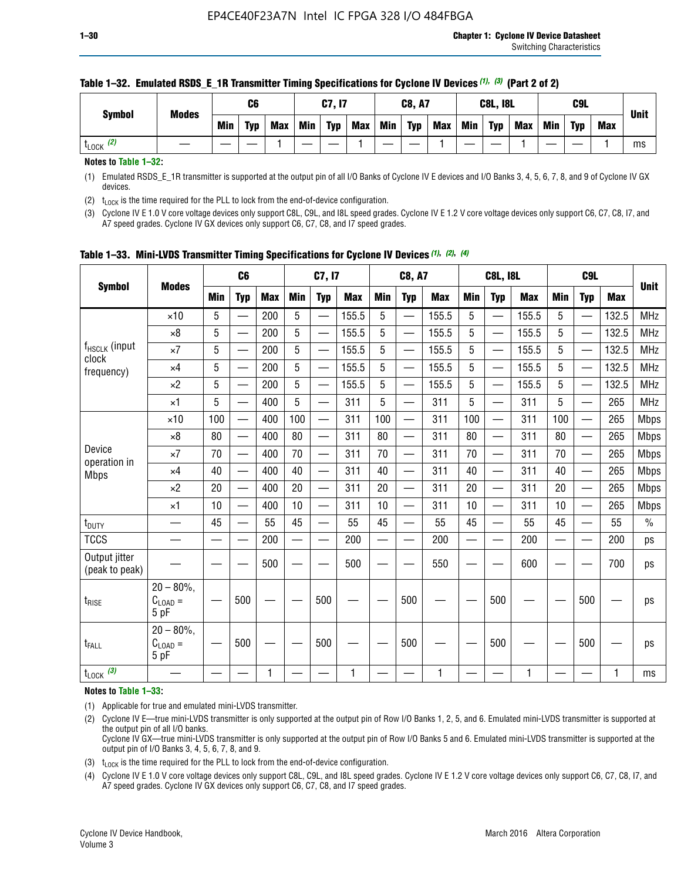**Table 1–32. Emulated RSDS_E_1R Transmitter Timing Specifications for Cyclone IV Devices (1), (3) (Part 2 of 2)**

| Symbol | Modes | C6 | | | C7, I7 | | | C8, A7 | | | C8L, I8L | | | C9L | | | Unit |
|---|---|---|---|---|---|---|---|---|---|---|---|---|---|---|---|---|---|
| | | Min | Typ | Max | Min | Typ | Max | Min | Typ | Max | Min | Typ | Max | Min | Typ | Max | |
| $t_{LOCK}$ (2) | — | — | — | 1 | — | — | 1 | — | — | 1 | — | — | 1 | — | — | 1 | ms |

**Notes to Table 1–32:**

(1) Emulated RSDS_E_1R transmitter is supported at the output pin of all I/O Banks of Cyclone IV E devices and I/O Banks 3, 4, 5, 6, 7, 8, and 9 of Cyclone IV GX devices.

(2) $t_{LOCK}$ is the time required for the PLL to lock from the end-of-device configuration.

(3) Cyclone IV E 1.0 V core voltage devices only support C8L, C9L, and I8L speed grades. Cyclone IV E 1.2 V core voltage devices only support C6, C7, C8, I7, and A7 speed grades. Cyclone IV GX devices only support C6, C7, C8, and I7 speed grades.

**Table 1–33. Mini-LVDS Transmitter Timing Specifications for Cyclone IV Devices (1), (2), (4)**

| Symbol | Modes | C6 | | | C7, I7 | | | C8, A7 | | | C8L, I8L | | | C9L | | | Unit |
|---|---|---|---|---|---|---|---|---|---|---|---|---|---|---|---|---|---|
| | | Min | Typ | Max | Min | Typ | Max | Min | Typ | Max | Min | Typ | Max | Min | Typ | Max | |
| $f_{HSCLK}$ (input clock frequency) | ×10 | 5 | — | 200 | 5 | — | 155.5 | 5 | — | 155.5 | 5 | — | 155.5 | 5 | — | 132.5 | MHz |
| | ×8 | 5 | — | 200 | 5 | — | 155.5 | 5 | — | 155.5 | 5 | — | 155.5 | 5 | — | 132.5 | MHz |
| | ×7 | 5 | — | 200 | 5 | — | 155.5 | 5 | — | 155.5 | 5 | — | 155.5 | 5 | — | 132.5 | MHz |
| | ×4 | 5 | — | 200 | 5 | — | 155.5 | 5 | — | 155.5 | 5 | — | 155.5 | 5 | — | 132.5 | MHz |
| | ×2 | 5 | — | 200 | 5 | — | 155.5 | 5 | — | 155.5 | 5 | — | 155.5 | 5 | — | 132.5 | MHz |
| | ×1 | 5 | — | 400 | 5 | — | 311 | 5 | — | 311 | 5 | — | 311 | 5 | — | 265 | MHz |
| Device operation in Mbps | ×10 | 100 | — | 400 | 100 | — | 311 | 100 | — | 311 | 100 | — | 311 | 100 | — | 265 | Mbps |
| | ×8 | 80 | — | 400 | 80 | — | 311 | 80 | — | 311 | 80 | — | 311 | 80 | — | 265 | Mbps |
| | ×7 | 70 | — | 400 | 70 | — | 311 | 70 | — | 311 | 70 | — | 311 | 70 | — | 265 | Mbps |
| | ×4 | 40 | — | 400 | 40 | — | 311 | 40 | — | 311 | 40 | — | 311 | 40 | — | 265 | Mbps |
| | ×2 | 20 | — | 400 | 20 | — | 311 | 20 | — | 311 | 20 | — | 311 | 20 | — | 265 | Mbps |
| | ×1 | 10 | — | 400 | 10 | — | 311 | 10 | — | 311 | 10 | — | 311 | 10 | — | 265 | Mbps |
| $t_{DUTY}$ | — | 45 | — | 55 | 45 | — | 55 | 45 | — | 55 | 45 | — | 55 | 45 | — | 55 | % |
| TCCS | — | — | — | 200 | — | — | 200 | — | — | 200 | — | — | 200 | — | — | 200 | ps |
| Output jitter (peak to peak) | — | — | — | 500 | — | — | 500 | — | — | 550 | — | — | 600 | — | — | 700 | ps |
| $t_{RISE}$ | 20 – 80%, $C_{LOAD}$ = 5 pF | — | 500 | — | — | 500 | — | — | 500 | — | — | 500 | — | — | 500 | — | ps |
| $t_{FALL}$ | 20 – 80%, $C_{LOAD}$ = 5 pF | — | 500 | — | — | 500 | — | — | 500 | — | — | 500 | — | — | 500 | — | ps |
| $t_{LOCK}$ (3) | — | — | — | 1 | — | — | 1 | — | — | 1 | — | — | 1 | — | — | 1 | ms |

**Notes to Table 1–33:**

(1) Applicable for true and emulated mini-LVDS transmitter.

(2) Cyclone IV E—true mini-LVDS transmitter is only supported at the output pin of Row I/O Banks 1, 2, 5, and 6. Emulated mini-LVDS transmitter is supported at the output pin of all I/O banks.
Cyclone IV GX—true mini-LVDS transmitter is only supported at the output pin of Row I/O Banks 5 and 6. Emulated mini-LVDS transmitter is supported at the output pin of I/O Banks 3, 4, 5, 6, 7, 8, and 9.

(3) $t_{LOCK}$ is the time required for the PLL to lock from the end-of-device configuration.

(4) Cyclone IV E 1.0 V core voltage devices only support C8L, C9L, and I8L speed grades. Cyclone IV E 1.2 V core voltage devices only support C6, C7, C8, I7, and A7 speed grades. Cyclone IV GX devices only support C6, C7, C8, and I7 speed grades.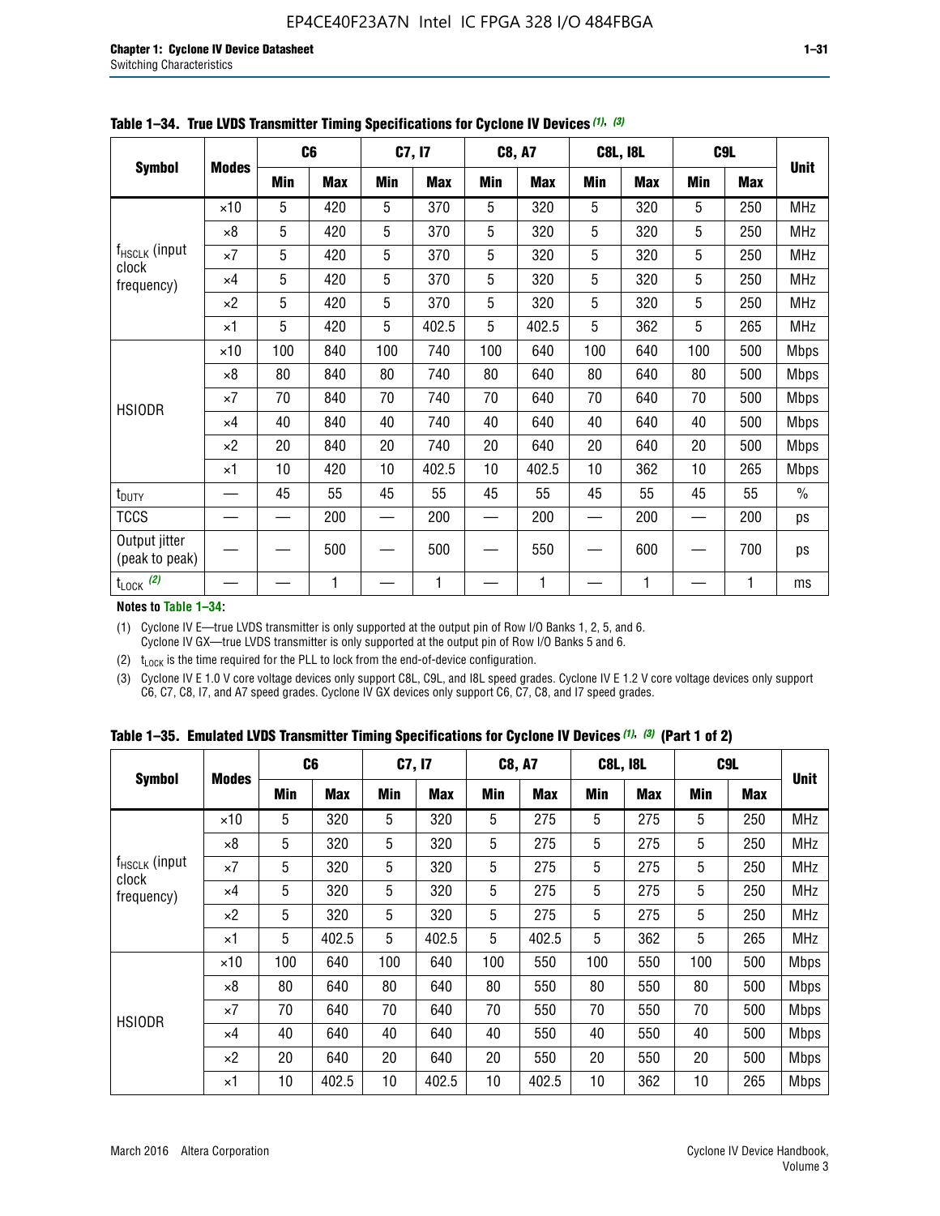**Table 1–34. True LVDS Transmitter Timing Specifications for Cyclone IV Devices (1), (3)**

| Symbol | Modes | C6 | | C7, I7 | | C8, A7 | | C8L, I8L | | C9L | | Unit |
|---|---|---|---|---|---|---|---|---|---|---|---|---|
| | | Min | Max | Min | Max | Min | Max | Min | Max | Min | Max | |
| $f_{HSCLK}$ (input clock frequency) | ×10 | 5 | 420 | 5 | 370 | 5 | 320 | 5 | 320 | 5 | 250 | MHz |
| | ×8 | 5 | 420 | 5 | 370 | 5 | 320 | 5 | 320 | 5 | 250 | MHz |
| | ×7 | 5 | 420 | 5 | 370 | 5 | 320 | 5 | 320 | 5 | 250 | MHz |
| | ×4 | 5 | 420 | 5 | 370 | 5 | 320 | 5 | 320 | 5 | 250 | MHz |
| | ×2 | 5 | 420 | 5 | 370 | 5 | 320 | 5 | 320 | 5 | 250 | MHz |
| | ×1 | 5 | 420 | 5 | 402.5 | 5 | 402.5 | 5 | 362 | 5 | 265 | MHz |
| HSIODR | ×10 | 100 | 840 | 100 | 740 | 100 | 640 | 100 | 640 | 100 | 500 | Mbps |
| | ×8 | 80 | 840 | 80 | 740 | 80 | 640 | 80 | 640 | 80 | 500 | Mbps |
| | ×7 | 70 | 840 | 70 | 740 | 70 | 640 | 70 | 640 | 70 | 500 | Mbps |
| | ×4 | 40 | 840 | 40 | 740 | 40 | 640 | 40 | 640 | 40 | 500 | Mbps |
| | ×2 | 20 | 840 | 20 | 740 | 20 | 640 | 20 | 640 | 20 | 500 | Mbps |
| | ×1 | 10 | 420 | 10 | 402.5 | 10 | 402.5 | 10 | 362 | 10 | 265 | Mbps |
| $t_{DUTY}$ | — | 45 | 55 | 45 | 55 | 45 | 55 | 45 | 55 | 45 | 55 | % |
| TCCS | — | — | 200 | — | 200 | — | 200 | — | 200 | — | 200 | ps |
| Output jitter (peak to peak) | — | — | 500 | — | 500 | — | 550 | — | 600 | — | 700 | ps |
| $t_{LOCK}$ (2) | — | — | 1 | — | 1 | — | 1 | — | 1 | — | 1 | ms |

**Notes to Table 1–34:**

(1) Cyclone IV E—true LVDS transmitter is only supported at the output pin of Row I/O Banks 1, 2, 5, and 6. Cyclone IV GX—true LVDS transmitter is only supported at the output pin of Row I/O Banks 5 and 6.

(2) $t_{LOCK}$ is the time required for the PLL to lock from the end-of-device configuration.

(3) Cyclone IV E 1.0 V core voltage devices only support C8L, C9L, and I8L speed grades. Cyclone IV E 1.2 V core voltage devices only support C6, C7, C8, I7, and A7 speed grades. Cyclone IV GX devices only support C6, C7, C8, and I7 speed grades.

**Table 1–35. Emulated LVDS Transmitter Timing Specifications for Cyclone IV Devices (1), (3) (Part 1 of 2)**

| Symbol | Modes | C6 | | C7, I7 | | C8, A7 | | C8L, I8L | | C9L | | Unit |
|---|---|---|---|---|---|---|---|---|---|---|---|---|
| | | Min | Max | Min | Max | Min | Max | Min | Max | Min | Max | |
| $f_{HSCLK}$ (input clock frequency) | ×10 | 5 | 320 | 5 | 320 | 5 | 275 | 5 | 275 | 5 | 250 | MHz |
| | ×8 | 5 | 320 | 5 | 320 | 5 | 275 | 5 | 275 | 5 | 250 | MHz |
| | ×7 | 5 | 320 | 5 | 320 | 5 | 275 | 5 | 275 | 5 | 250 | MHz |
| | ×4 | 5 | 320 | 5 | 320 | 5 | 275 | 5 | 275 | 5 | 250 | MHz |
| | ×2 | 5 | 320 | 5 | 320 | 5 | 275 | 5 | 275 | 5 | 250 | MHz |
| | ×1 | 5 | 402.5 | 5 | 402.5 | 5 | 402.5 | 5 | 362 | 5 | 265 | MHz |
| HSIODR | ×10 | 100 | 640 | 100 | 640 | 100 | 550 | 100 | 550 | 100 | 500 | Mbps |
| | ×8 | 80 | 640 | 80 | 640 | 80 | 550 | 80 | 550 | 80 | 500 | Mbps |
| | ×7 | 70 | 640 | 70 | 640 | 70 | 550 | 70 | 550 | 70 | 500 | Mbps |
| | ×4 | 40 | 640 | 40 | 640 | 40 | 550 | 40 | 550 | 40 | 500 | Mbps |
| | ×2 | 20 | 640 | 20 | 640 | 20 | 550 | 20 | 550 | 20 | 500 | Mbps |
| | ×1 | 10 | 402.5 | 10 | 402.5 | 10 | 402.5 | 10 | 362 | 10 | 265 | Mbps |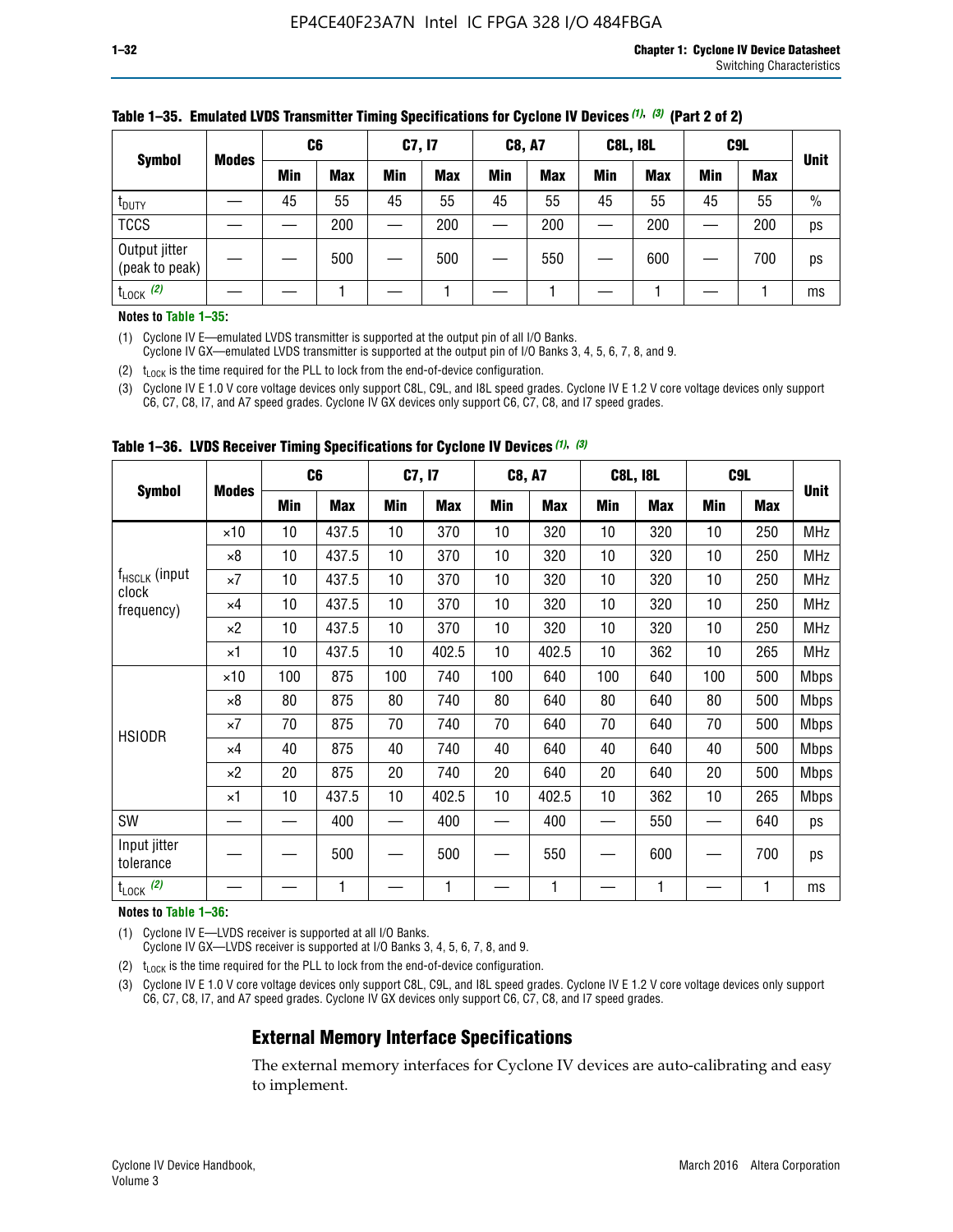**Table 1–35. Emulated LVDS Transmitter Timing Specifications for Cyclone IV Devices (1), (3) (Part 2 of 2)**

| Symbol | Modes | C6 | | C7, I7 | | C8, A7 | | C8L, I8L | | C9L | | Unit |
|---|---|---|---|---|---|---|---|---|---|---|---|---|
| | | Min | Max | Min | Max | Min | Max | Min | Max | Min | Max | |
| $t_{DUTY}$ | — | 45 | 55 | 45 | 55 | 45 | 55 | 45 | 55 | 45 | 55 | % |
| TCCS | — | — | 200 | — | 200 | — | 200 | — | 200 | — | 200 | ps |
| Output jitter (peak to peak) | — | — | 500 | — | 500 | — | 550 | — | 600 | — | 700 | ps |
| $t_{LOCK}$ (2) | — | — | 1 | — | 1 | — | 1 | — | 1 | — | 1 | ms |

**Notes to Table 1–35:**

(1) Cyclone IV E—emulated LVDS transmitter is supported at the output pin of all I/O Banks.
Cyclone IV GX—emulated LVDS transmitter is supported at the output pin of I/O Banks 3, 4, 5, 6, 7, 8, and 9.

(2) $t_{LOCK}$ is the time required for the PLL to lock from the end-of-device configuration.

(3) Cyclone IV E 1.0 V core voltage devices only support C8L, C9L, and I8L speed grades. Cyclone IV E 1.2 V core voltage devices only support C6, C7, C8, I7, and A7 speed grades. Cyclone IV GX devices only support C6, C7, C8, and I7 speed grades.

**Table 1–36. LVDS Receiver Timing Specifications for Cyclone IV Devices (1), (3)**

| Symbol | Modes | C6 | | C7, I7 | | C8, A7 | | C8L, I8L | | C9L | | Unit |
|---|---|---|---|---|---|---|---|---|---|---|---|---|
| | | Min | Max | Min | Max | Min | Max | Min | Max | Min | Max | |
| $f_{HSCLK}$ (input clock frequency) | ×10 | 10 | 437.5 | 10 | 370 | 10 | 320 | 10 | 320 | 10 | 250 | MHz |
| | ×8 | 10 | 437.5 | 10 | 370 | 10 | 320 | 10 | 320 | 10 | 250 | MHz |
| | ×7 | 10 | 437.5 | 10 | 370 | 10 | 320 | 10 | 320 | 10 | 250 | MHz |
| | ×4 | 10 | 437.5 | 10 | 370 | 10 | 320 | 10 | 320 | 10 | 250 | MHz |
| | ×2 | 10 | 437.5 | 10 | 370 | 10 | 320 | 10 | 320 | 10 | 250 | MHz |
| | ×1 | 10 | 437.5 | 10 | 402.5 | 10 | 402.5 | 10 | 362 | 10 | 265 | MHz |
| HSIODR | ×10 | 100 | 875 | 100 | 740 | 100 | 640 | 100 | 640 | 100 | 500 | Mbps |
| | ×8 | 80 | 875 | 80 | 740 | 80 | 640 | 80 | 640 | 80 | 500 | Mbps |
| | ×7 | 70 | 875 | 70 | 740 | 70 | 640 | 70 | 640 | 70 | 500 | Mbps |
| | ×4 | 40 | 875 | 40 | 740 | 40 | 640 | 40 | 640 | 40 | 500 | Mbps |
| | ×2 | 20 | 875 | 20 | 740 | 20 | 640 | 20 | 640 | 20 | 500 | Mbps |
| | ×1 | 10 | 437.5 | 10 | 402.5 | 10 | 402.5 | 10 | 362 | 10 | 265 | Mbps |
| SW | — | — | 400 | — | 400 | — | 400 | — | 550 | — | 640 | ps |
| Input jitter tolerance | — | — | 500 | — | 500 | — | 550 | — | 600 | — | 700 | ps |
| $t_{LOCK}$ (2) | — | — | 1 | — | 1 | — | 1 | — | 1 | — | 1 | ms |

**Notes to Table 1–36:**

(1) Cyclone IV E—LVDS receiver is supported at all I/O Banks.
Cyclone IV GX—LVDS receiver is supported at I/O Banks 3, 4, 5, 6, 7, 8, and 9.

(2) $t_{LOCK}$ is the time required for the PLL to lock from the end-of-device configuration.

(3) Cyclone IV E 1.0 V core voltage devices only support C8L, C9L, and I8L speed grades. Cyclone IV E 1.2 V core voltage devices only support C6, C7, C8, I7, and A7 speed grades. Cyclone IV GX devices only support C6, C7, C8, and I7 speed grades.

## External Memory Interface Specifications

The external memory interfaces for Cyclone IV devices are auto-calibrating and easy to implement.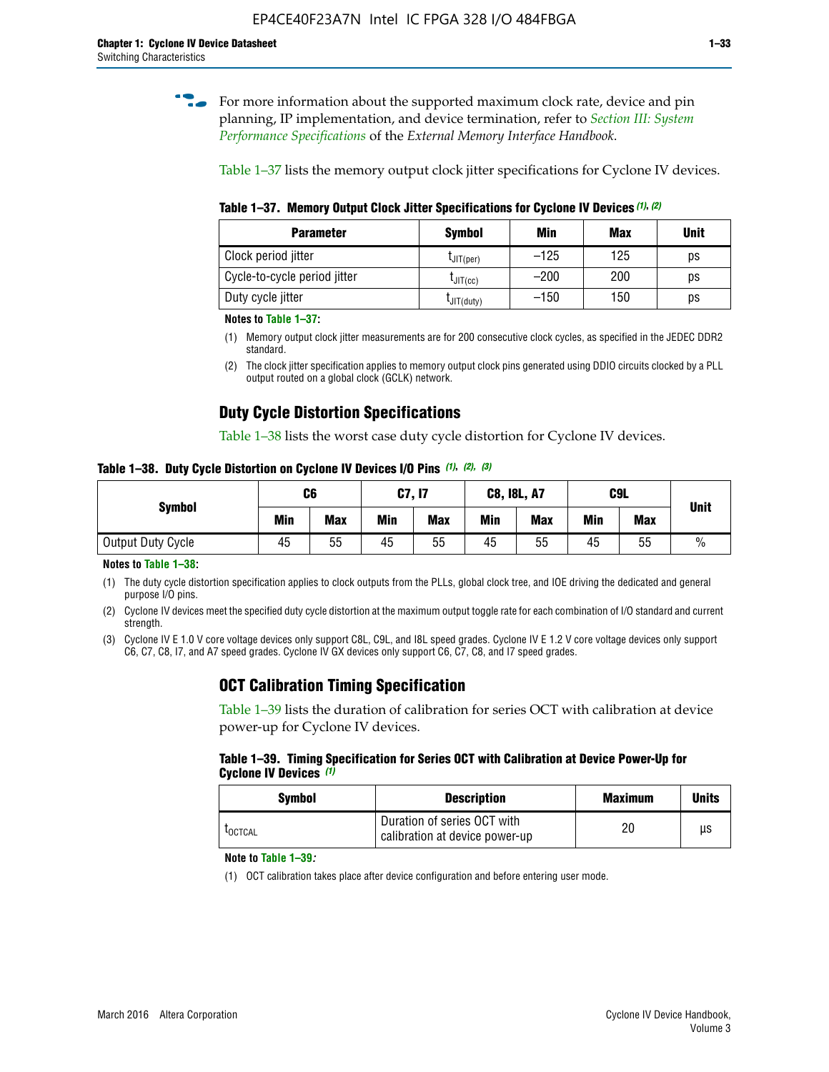For more information about the supported maximum clock rate, device and pin planning, IP implementation, and device termination, refer to *Section III: System Performance Specifications* of the *External Memory Interface Handbook*.

Table 1–37 lists the memory output clock jitter specifications for Cyclone IV devices.

**Table 1–37. Memory Output Clock Jitter Specifications for Cyclone IV Devices** *(1)*, *(2)*

| Parameter | Symbol | Min | Max | Unit |
|---|---|---|---|---|
| Clock period jitter | $t_{JIT(per)}$ | –125 | 125 | ps |
| Cycle-to-cycle period jitter | $t_{JIT(cc)}$ | –200 | 200 | ps |
| Duty cycle jitter | $t_{JIT(duty)}$ | –150 | 150 | ps |

**Notes to Table 1–37:**

(1) Memory output clock jitter measurements are for 200 consecutive clock cycles, as specified in the JEDEC DDR2 standard.

(2) The clock jitter specification applies to memory output clock pins generated using DDIO circuits clocked by a PLL output routed on a global clock (GCLK) network.

## Duty Cycle Distortion Specifications

Table 1–38 lists the worst case duty cycle distortion for Cyclone IV devices.

**Table 1–38. Duty Cycle Distortion on Cyclone IV Devices I/O Pins** *(1)*, *(2)*, *(3)*

| Symbol | C6 | | C7, I7 | | C8, I8L, A7 | | C9L | | Unit |
|---|---|---|---|---|---|---|---|---|---|
| | Min | Max | Min | Max | Min | Max | Min | Max | |
| Output Duty Cycle | 45 | 55 | 45 | 55 | 45 | 55 | 45 | 55 | % |

**Notes to Table 1–38:**

(1) The duty cycle distortion specification applies to clock outputs from the PLLs, global clock tree, and IOE driving the dedicated and general purpose I/O pins.

(2) Cyclone IV devices meet the specified duty cycle distortion at the maximum output toggle rate for each combination of I/O standard and current strength.

(3) Cyclone IV E 1.0 V core voltage devices only support C8L, C9L, and I8L speed grades. Cyclone IV E 1.2 V core voltage devices only support C6, C7, C8, I7, and A7 speed grades. Cyclone IV GX devices only support C6, C7, C8, and I7 speed grades.

## OCT Calibration Timing Specification

Table 1–39 lists the duration of calibration for series OCT with calibration at device power-up for Cyclone IV devices.

**Table 1–39. Timing Specification for Series OCT with Calibration at Device Power-Up for Cyclone IV Devices** *(1)*

| Symbol | Description | Maximum | Units |
|---|---|---|---|
| $t_{OCTCAL}$ | Duration of series OCT with calibration at device power-up | 20 | µs |

**Note to Table 1–39:**

(1) OCT calibration takes place after device configuration and before entering user mode.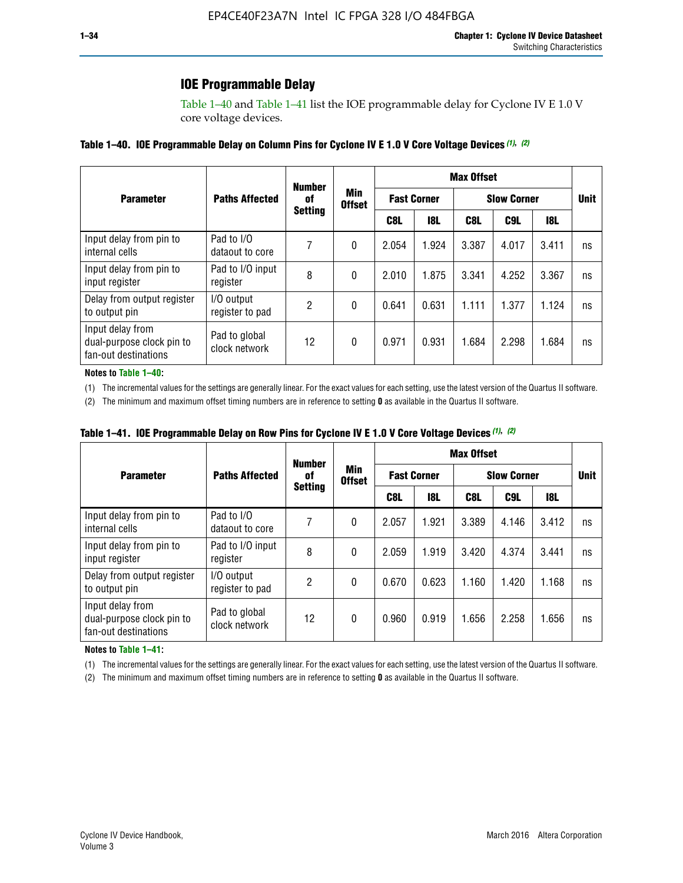## IOE Programmable Delay

Table 1–40 and Table 1–41 list the IOE programmable delay for Cyclone IV E 1.0 V core voltage devices.

**Table 1–40. IOE Programmable Delay on Column Pins for Cyclone IV E 1.0 V Core Voltage Devices** *(1)*, *(2)*

| Parameter | Paths Affected | Number of Setting | Min Offset | Max Offset | | | | | Unit |
|---|---|---|---|---|---|---|---|---|---|
| | | | | Fast Corner | | Slow Corner | | | |
| | | | | C8L | I8L | C8L | C9L | I8L | |
| Input delay from pin to internal cells | Pad to I/O dataout to core | 7 | 0 | 2.054 | 1.924 | 3.387 | 4.017 | 3.411 | ns |
| Input delay from pin to input register | Pad to I/O input register | 8 | 0 | 2.010 | 1.875 | 3.341 | 4.252 | 3.367 | ns |
| Delay from output register to output pin | I/O output register to pad | 2 | 0 | 0.641 | 0.631 | 1.111 | 1.377 | 1.124 | ns |
| Input delay from dual-purpose clock pin to fan-out destinations | Pad to global clock network | 12 | 0 | 0.971 | 0.931 | 1.684 | 2.298 | 1.684 | ns |

**Notes to Table 1–40:**

(1) The incremental values for the settings are generally linear. For the exact values for each setting, use the latest version of the Quartus II software.

(2) The minimum and maximum offset timing numbers are in reference to setting **0** as available in the Quartus II software.

**Table 1–41. IOE Programmable Delay on Row Pins for Cyclone IV E 1.0 V Core Voltage Devices** *(1)*, *(2)*

| Parameter | Paths Affected | Number of Setting | Min Offset | Max Offset | | | | | Unit |
|---|---|---|---|---|---|---|---|---|---|
| | | | | Fast Corner | | Slow Corner | | | |
| | | | | C8L | I8L | C8L | C9L | I8L | |
| Input delay from pin to internal cells | Pad to I/O dataout to core | 7 | 0 | 2.057 | 1.921 | 3.389 | 4.146 | 3.412 | ns |
| Input delay from pin to input register | Pad to I/O input register | 8 | 0 | 2.059 | 1.919 | 3.420 | 4.374 | 3.441 | ns |
| Delay from output register to output pin | I/O output register to pad | 2 | 0 | 0.670 | 0.623 | 1.160 | 1.420 | 1.168 | ns |
| Input delay from dual-purpose clock pin to fan-out destinations | Pad to global clock network | 12 | 0 | 0.960 | 0.919 | 1.656 | 2.258 | 1.656 | ns |

**Notes to Table 1–41:**

(1) The incremental values for the settings are generally linear. For the exact values for each setting, use the latest version of the Quartus II software.

(2) The minimum and maximum offset timing numbers are in reference to setting **0** as available in the Quartus II software.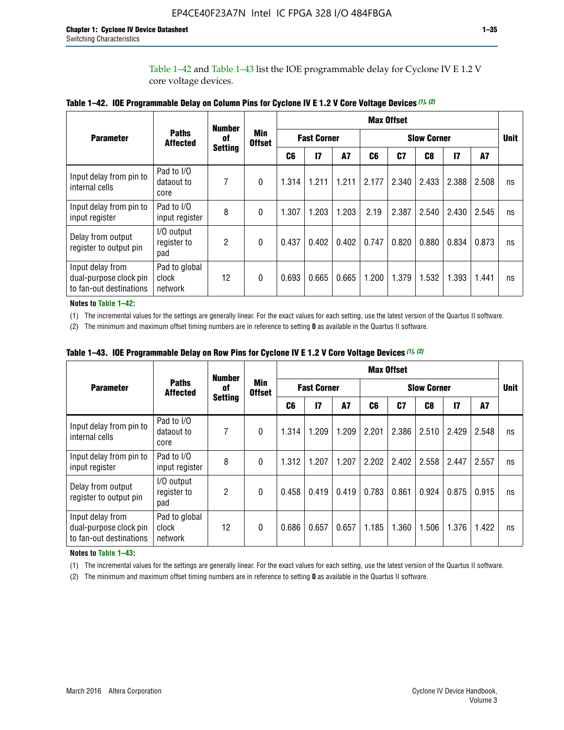Table 1–42 and Table 1–43 list the IOE programmable delay for Cyclone IV E 1.2 V core voltage devices.

**Table 1–42. IOE Programmable Delay on Column Pins for Cyclone IV E 1.2 V Core Voltage Devices (1), (2)**

| Parameter | Paths Affected | Number of Setting | Min Offset | Max Offset | | | | | | | | | Unit |
|---|---|---|---|---|---|---|---|---|---|---|---|---|---|
| | | | | Fast Corner | | | Slow Corner | | | | | | |
| | | | | C6 | I7 | A7 | C6 | C7 | C8 | I7 | A7 | | |
| Input delay from pin to internal cells | Pad to I/O dataout to core | 7 | 0 | 1.314 | 1.211 | 1.211 | 2.177 | 2.340 | 2.433 | 2.388 | 2.508 | ns | |
| Input delay from pin to input register | Pad to I/O input register | 8 | 0 | 1.307 | 1.203 | 1.203 | 2.19 | 2.387 | 2.540 | 2.430 | 2.545 | ns | |
| Delay from output register to output pin | I/O output register to pad | 2 | 0 | 0.437 | 0.402 | 0.402 | 0.747 | 0.820 | 0.880 | 0.834 | 0.873 | ns | |
| Input delay from dual-purpose clock pin to fan-out destinations | Pad to global clock network | 12 | 0 | 0.693 | 0.665 | 0.665 | 1.200 | 1.379 | 1.532 | 1.393 | 1.441 | ns | |

**Notes to Table 1–42:**

(1) The incremental values for the settings are generally linear. For the exact values for each setting, use the latest version of the Quartus II software.

(2) The minimum and maximum offset timing numbers are in reference to setting **0** as available in the Quartus II software.

**Table 1–43. IOE Programmable Delay on Row Pins for Cyclone IV E 1.2 V Core Voltage Devices (1), (2)**

| Parameter | Paths Affected | Number of Setting | Min Offset | Max Offset | | | | | | | | | Unit |
|---|---|---|---|---|---|---|---|---|---|---|---|---|---|
| | | | | Fast Corner | | | Slow Corner | | | | | | |
| | | | | C6 | I7 | A7 | C6 | C7 | C8 | I7 | A7 | | |
| Input delay from pin to internal cells | Pad to I/O dataout to core | 7 | 0 | 1.314 | 1.209 | 1.209 | 2.201 | 2.386 | 2.510 | 2.429 | 2.548 | ns | |
| Input delay from pin to input register | Pad to I/O input register | 8 | 0 | 1.312 | 1.207 | 1.207 | 2.202 | 2.402 | 2.558 | 2.447 | 2.557 | ns | |
| Delay from output register to output pin | I/O output register to pad | 2 | 0 | 0.458 | 0.419 | 0.419 | 0.783 | 0.861 | 0.924 | 0.875 | 0.915 | ns | |
| Input delay from dual-purpose clock pin to fan-out destinations | Pad to global clock network | 12 | 0 | 0.686 | 0.657 | 0.657 | 1.185 | 1.360 | 1.506 | 1.376 | 1.422 | ns | |

**Notes to Table 1–43:**

(1) The incremental values for the settings are generally linear. For the exact values for each setting, use the latest version of the Quartus II software.

(2) The minimum and maximum offset timing numbers are in reference to setting **0** as available in the Quartus II software.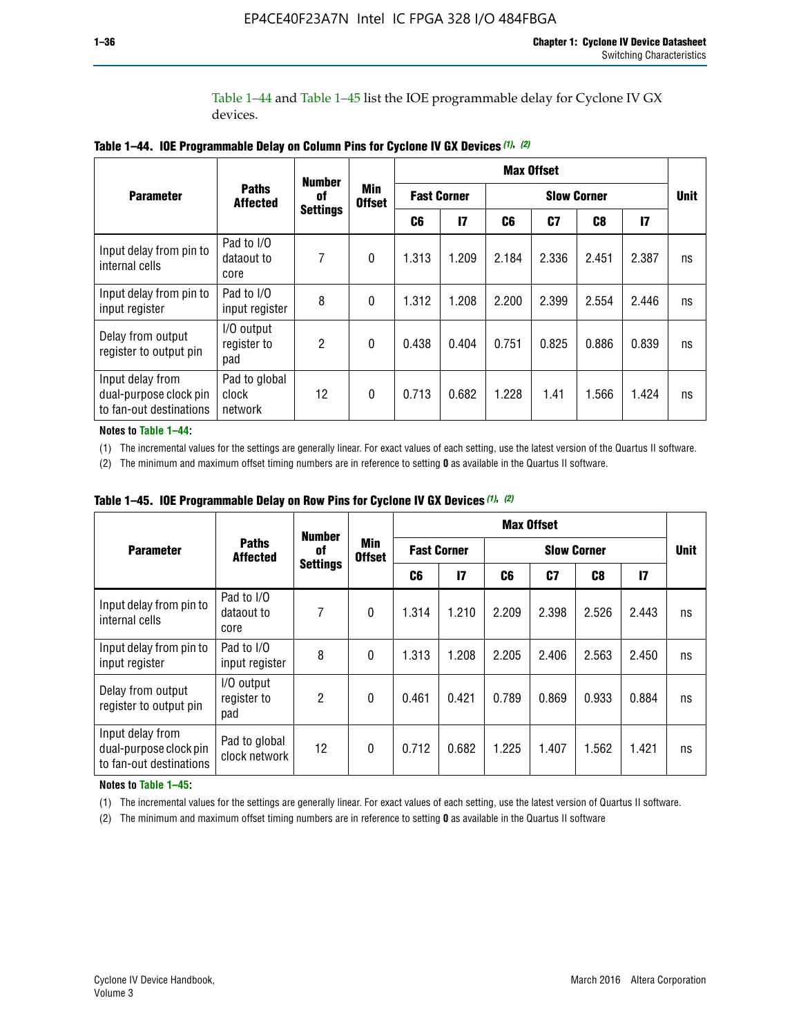Table 1–44 and Table 1–45 list the IOE programmable delay for Cyclone IV GX devices.

**Table 1–44. IOE Programmable Delay on Column Pins for Cyclone IV GX Devices (1), (2)**

| Parameter | Paths Affected | Number of Settings | Min Offset | Max Offset | | | | | | Unit |
|---|---|---|---|---|---|---|---|---|---|---|
| | | | | Fast Corner | | Slow Corner | | | | |
| | | | | C6 | I7 | C6 | C7 | C8 | I7 | |
| Input delay from pin to internal cells | Pad to I/O dataout to core | 7 | 0 | 1.313 | 1.209 | 2.184 | 2.336 | 2.451 | 2.387 | ns |
| Input delay from pin to input register | Pad to I/O input register | 8 | 0 | 1.312 | 1.208 | 2.200 | 2.399 | 2.554 | 2.446 | ns |
| Delay from output register to output pin | I/O output register to pad | 2 | 0 | 0.438 | 0.404 | 0.751 | 0.825 | 0.886 | 0.839 | ns |
| Input delay from dual-purpose clock pin to fan-out destinations | Pad to global clock network | 12 | 0 | 0.713 | 0.682 | 1.228 | 1.41 | 1.566 | 1.424 | ns |

**Notes to Table 1–44:**

(1) The incremental values for the settings are generally linear. For exact values of each setting, use the latest version of the Quartus II software.

(2) The minimum and maximum offset timing numbers are in reference to setting **0** as available in the Quartus II software.

**Table 1–45. IOE Programmable Delay on Row Pins for Cyclone IV GX Devices (1), (2)**

| Parameter | Paths Affected | Number of Settings | Min Offset | Max Offset | | | | | | Unit |
|---|---|---|---|---|---|---|---|---|---|---|
| | | | | Fast Corner | | Slow Corner | | | | |
| | | | | C6 | I7 | C6 | C7 | C8 | I7 | |
| Input delay from pin to internal cells | Pad to I/O dataout to core | 7 | 0 | 1.314 | 1.210 | 2.209 | 2.398 | 2.526 | 2.443 | ns |
| Input delay from pin to input register | Pad to I/O input register | 8 | 0 | 1.313 | 1.208 | 2.205 | 2.406 | 2.563 | 2.450 | ns |
| Delay from output register to output pin | I/O output register to pad | 2 | 0 | 0.461 | 0.421 | 0.789 | 0.869 | 0.933 | 0.884 | ns |
| Input delay from dual-purpose clock pin to fan-out destinations | Pad to global clock network | 12 | 0 | 0.712 | 0.682 | 1.225 | 1.407 | 1.562 | 1.421 | ns |

**Notes to Table 1–45:**

(1) The incremental values for the settings are generally linear. For exact values of each setting, use the latest version of Quartus II software.

(2) The minimum and maximum offset timing numbers are in reference to setting **0** as available in the Quartus II software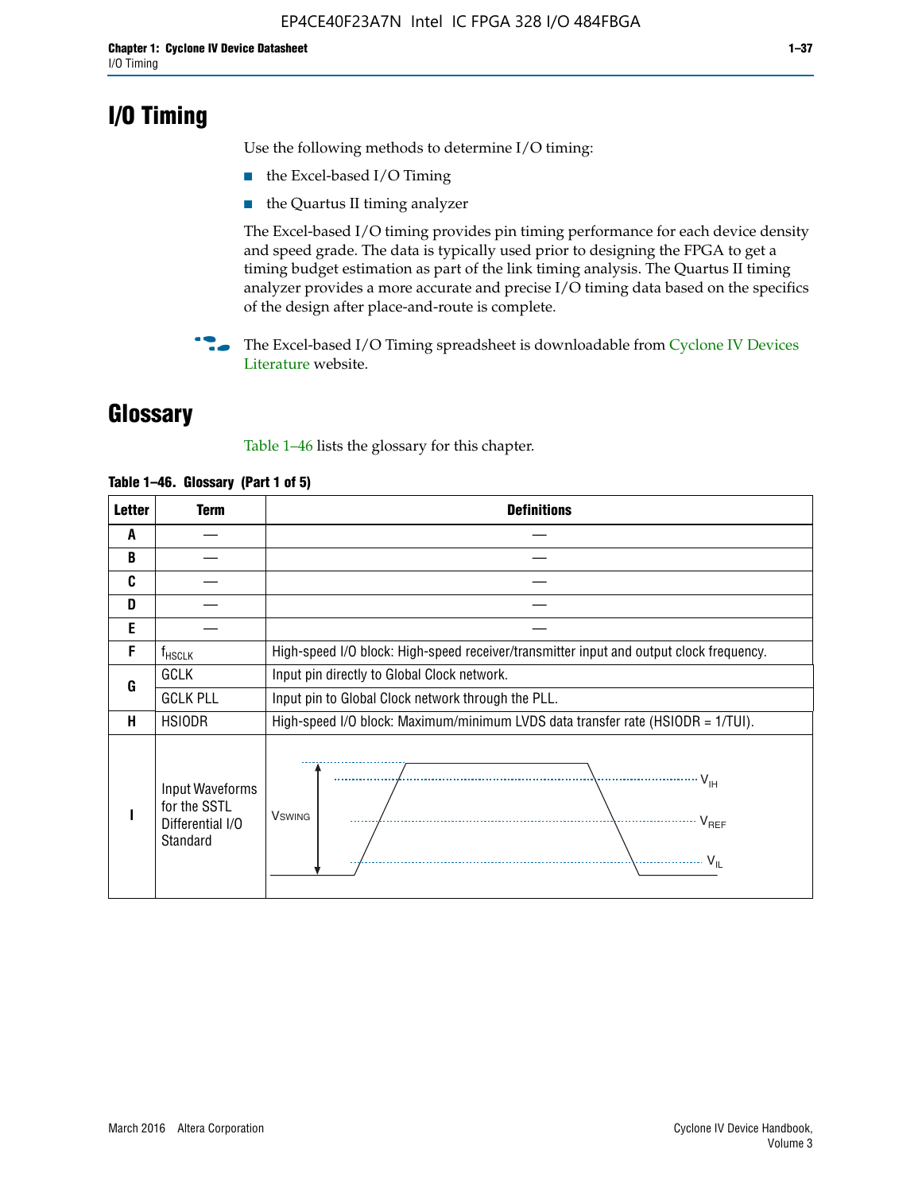# I/O Timing

Use the following methods to determine I/O timing:

- the Excel-based I/O Timing
- the Quartus II timing analyzer

The Excel-based I/O timing provides pin timing performance for each device density and speed grade. The data is typically used prior to designing the FPGA to get a timing budget estimation as part of the link timing analysis. The Quartus II timing analyzer provides a more accurate and precise I/O timing data based on the specifics of the design after place-and-route is complete.

The Excel-based I/O Timing spreadsheet is downloadable from Cyclone IV Devices Literature website.

# Glossary

Table 1–46 lists the glossary for this chapter.

**Table 1–46. Glossary (Part 1 of 5)**

| Letter | Term | Definitions |
|---|---|---|
| A | — | — |
| B | — | — |
| C | — | — |
| D | — | — |
| E | — | — |
| F | $f_{HSCLK}$ | High-speed I/O block: High-speed receiver/transmitter input and output clock frequency. |
| G | GCLK | Input pin directly to Global Clock network. |
| | GCLK PLL | Input pin to Global Clock network through the PLL. |
| H | HSIODR | High-speed I/O block: Maximum/minimum LVDS data transfer rate (HSIODR = 1/TUI). |
| I | Input Waveforms for the SSTL Differential I/O Standard | (Waveform: $V_{SWING}$, $V_{IH}$, $V_{REF}$, $V_{IL}$) |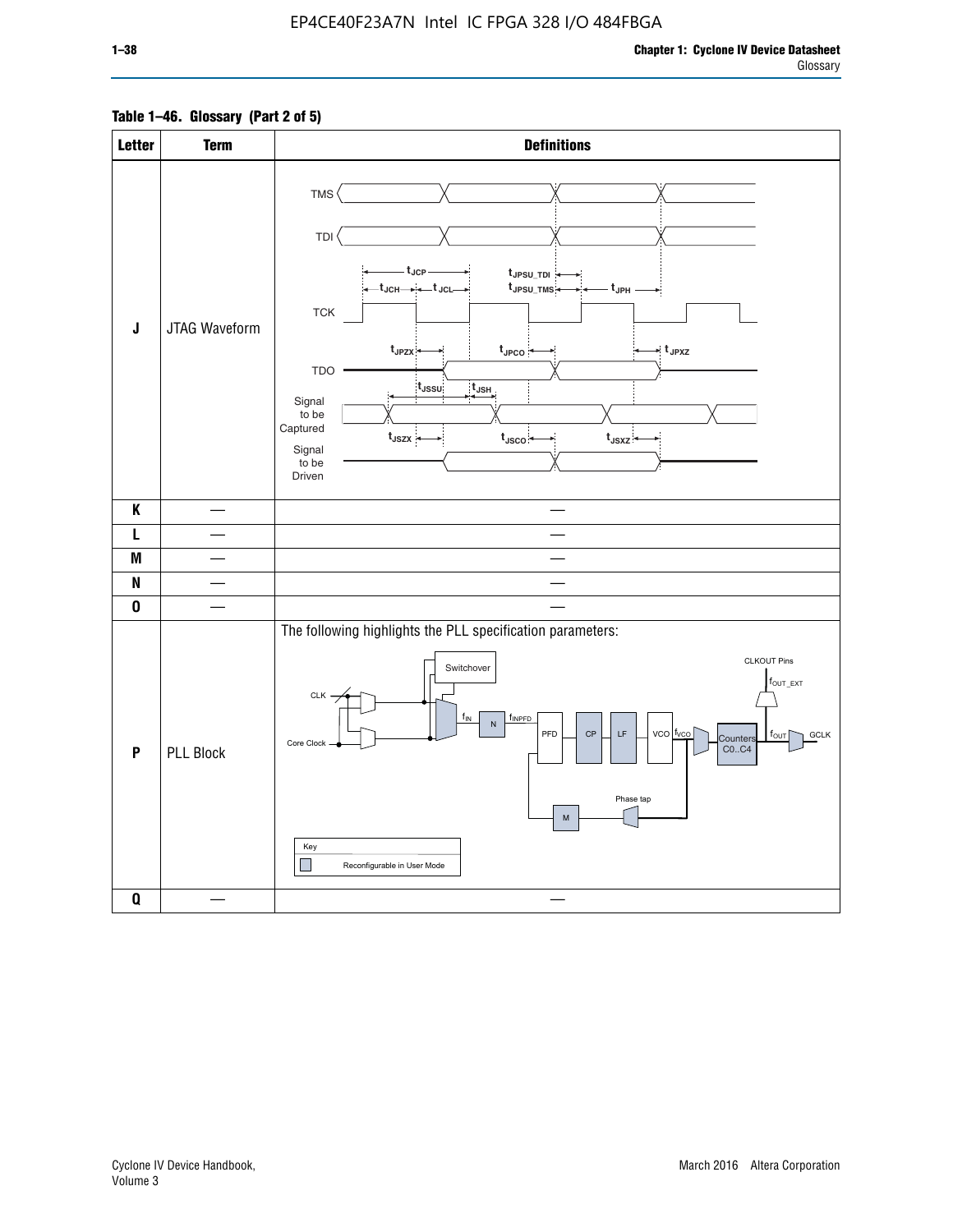**Table 1–46. Glossary (Part 2 of 5)**

| Letter | Term | Definitions |
| --- | --- | --- |
| J | JTAG Waveform | TMS, TDI, TCK, TDO, Signal to be Captured, Signal to be Driven; $t_{JCP}$, $t_{JCH}$, $t_{JCL}$, $t_{JPSU\_TDI}$, $t_{JPSU\_TMS}$, $t_{JPH}$, $t_{JPZX}$, $t_{JPCO}$, $t_{JPXZ}$, $t_{JSSU}$, $t_{JSH}$, $t_{JSZX}$, $t_{JSCO}$, $t_{JSXZ}$ |
| K | — | — |
| L | — | — |
| M | — | — |
| N | — | — |
| O | — | — |
| P | PLL Block | The following highlights the PLL specification parameters: CLK, Core Clock, Switchover, $f_{IN}$, N, $f_{INPFD}$, PFD, CP, LF, VCO, $f_{VCO}$, Counters C0..C4, $f_{OUT}$, GCLK, CLKOUT Pins, $f_{OUT\_EXT}$, Phase tap, M. Key: Reconfigurable in User Mode |
| Q | — | — |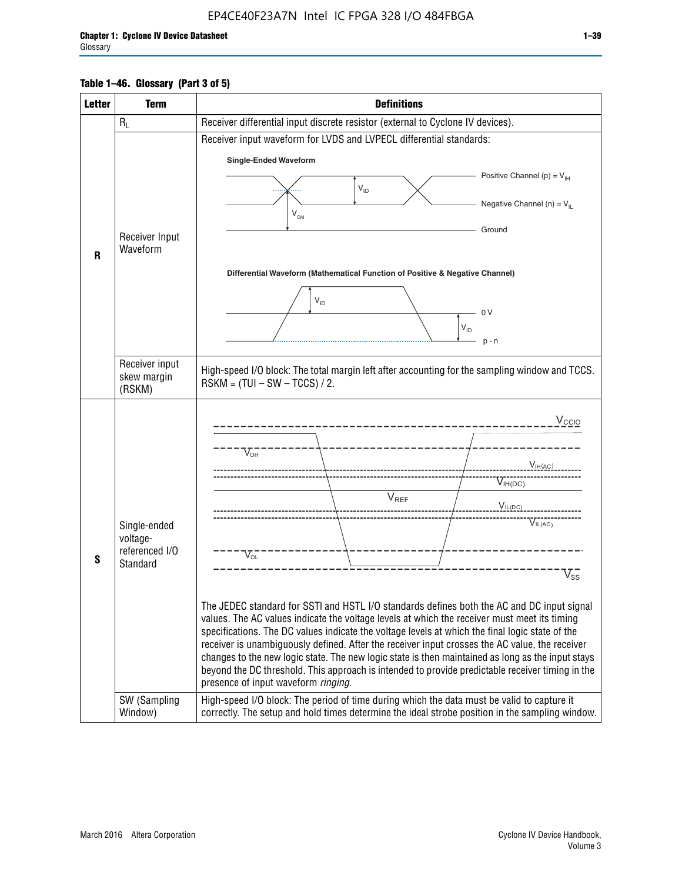**Table 1–46. Glossary (Part 3 of 5)**

| Letter | Term | Definitions |
|---|---|---|
| R | $R_L$ | Receiver differential input discrete resistor (external to Cyclone IV devices). |
| | Receiver Input Waveform | Receiver input waveform for LVDS and LVPECL differential standards:<br><br>**Single-Ended Waveform**<br>Positive Channel (p) = $V_{IH}$<br>Negative Channel (n) = $V_{IL}$<br>Ground<br>$V_{ID}$<br>$V_{CM}$<br><br>**Differential Waveform (Mathematical Function of Positive & Negative Channel)**<br>$V_{ID}$<br>0 V<br>$V_{ID}$<br>p - n |
| | Receiver input skew margin (RSKM) | High-speed I/O block: The total margin left after accounting for the sampling window and TCCS. RSKM = (TUI – SW – TCCS) / 2. |
| S | Single-ended voltage-referenced I/O Standard | $V_{CCIO}$<br>$V_{OH}$<br>$V_{IH(AC)}$<br>$V_{IH(DC)}$<br>$V_{REF}$<br>$V_{IL(DC)}$<br>$V_{IL(AC)}$<br>$V_{OL}$<br>$V_{SS}$<br><br>The JEDEC standard for SSTl and HSTL I/O standards defines both the AC and DC input signal values. The AC values indicate the voltage levels at which the receiver must meet its timing specifications. The DC values indicate the voltage levels at which the final logic state of the receiver is unambiguously defined. After the receiver input crosses the AC value, the receiver changes to the new logic state. The new logic state is then maintained as long as the input stays beyond the DC threshold. This approach is intended to provide predictable receiver timing in the presence of input waveform *ringing*. |
| | SW (Sampling Window) | High-speed I/O block: The period of time during which the data must be valid to capture it correctly. The setup and hold times determine the ideal strobe position in the sampling window. |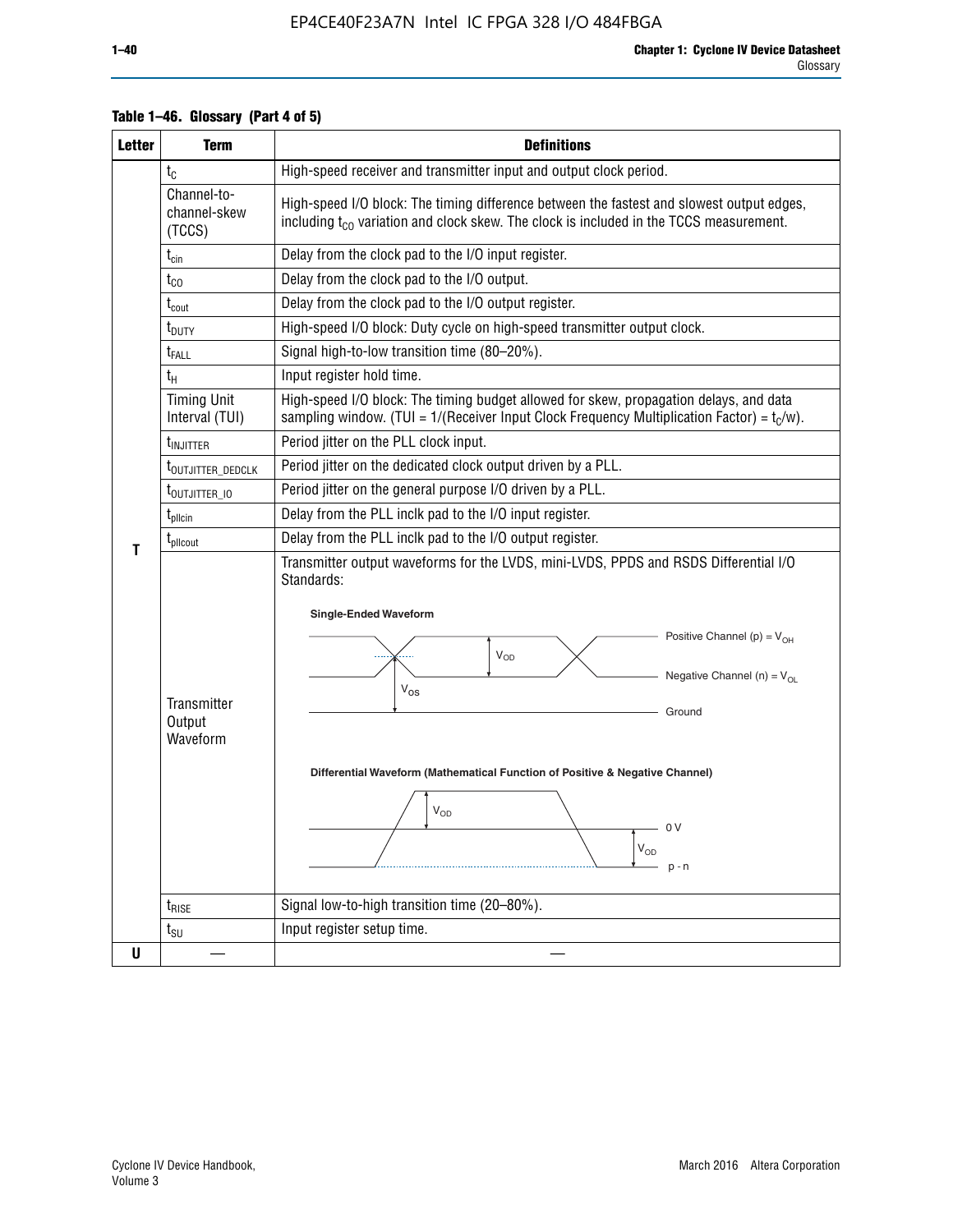**Table 1–46. Glossary (Part 4 of 5)**

| Letter | Term | Definitions |
|---|---|---|
| T | $t_C$ | High-speed receiver and transmitter input and output clock period. |
| | Channel-to-channel-skew (TCCS) | High-speed I/O block: The timing difference between the fastest and slowest output edges, including $t_{CO}$ variation and clock skew. The clock is included in the TCCS measurement. |
| | $t_{cin}$ | Delay from the clock pad to the I/O input register. |
| | $t_{CO}$ | Delay from the clock pad to the I/O output. |
| | $t_{cout}$ | Delay from the clock pad to the I/O output register. |
| | $t_{DUTY}$ | High-speed I/O block: Duty cycle on high-speed transmitter output clock. |
| | $t_{FALL}$ | Signal high-to-low transition time (80–20%). |
| | $t_H$ | Input register hold time. |
| | Timing Unit Interval (TUI) | High-speed I/O block: The timing budget allowed for skew, propagation delays, and data sampling window. (TUI = 1/(Receiver Input Clock Frequency Multiplication Factor) = $t_C$/w). |
| | $t_{INJITTER}$ | Period jitter on the PLL clock input. |
| | $t_{OUTJITTER\_DEDCLK}$ | Period jitter on the dedicated clock output driven by a PLL. |
| | $t_{OUTJITTER\_IO}$ | Period jitter on the general purpose I/O driven by a PLL. |
| | $t_{pllcin}$ | Delay from the PLL inclk pad to the I/O input register. |
| | $t_{pllcout}$ | Delay from the PLL inclk pad to the I/O output register. |
| | Transmitter Output Waveform | Transmitter output waveforms for the LVDS, mini-LVDS, PPDS and RSDS Differential I/O Standards: **Single-Ended Waveform** (Positive Channel (p) = $V_{OH}$; Negative Channel (n) = $V_{OL}$; Ground; $V_{OD}$; $V_{OS}$) **Differential Waveform (Mathematical Function of Positive & Negative Channel)** ($V_{OD}$; 0 V; p - n) |
| | $t_{RISE}$ | Signal low-to-high transition time (20–80%). |
| | $t_{SU}$ | Input register setup time. |
| U | — | — |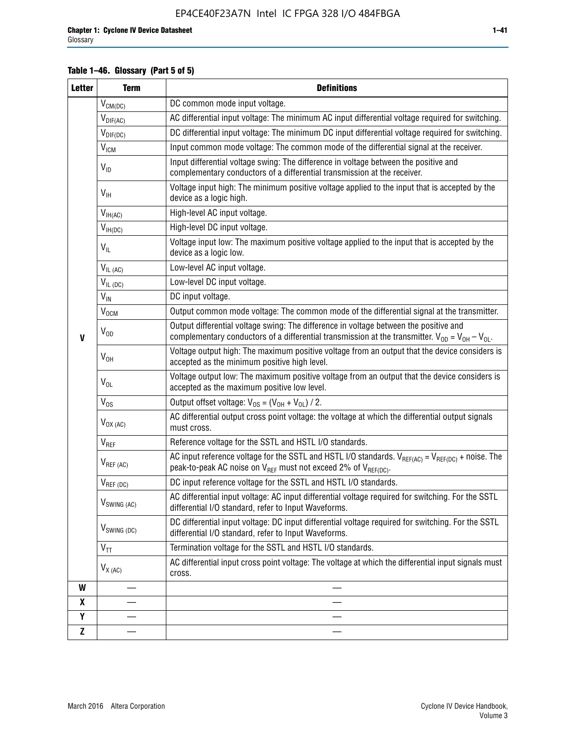**Table 1–46. Glossary (Part 5 of 5)**

| Letter | Term | Definitions |
|---|---|---|
| V | $V_{CM(DC)}$ | DC common mode input voltage. |
| | $V_{DIF(AC)}$ | AC differential input voltage: The minimum AC input differential voltage required for switching. |
| | $V_{DIF(DC)}$ | DC differential input voltage: The minimum DC input differential voltage required for switching. |
| | $V_{ICM}$ | Input common mode voltage: The common mode of the differential signal at the receiver. |
| | $V_{ID}$ | Input differential voltage swing: The difference in voltage between the positive and complementary conductors of a differential transmission at the receiver. |
| | $V_{IH}$ | Voltage input high: The minimum positive voltage applied to the input that is accepted by the device as a logic high. |
| | $V_{IH(AC)}$ | High-level AC input voltage. |
| | $V_{IH(DC)}$ | High-level DC input voltage. |
| | $V_{IL}$ | Voltage input low: The maximum positive voltage applied to the input that is accepted by the device as a logic low. |
| | $V_{IL\ (AC)}$ | Low-level AC input voltage. |
| | $V_{IL\ (DC)}$ | Low-level DC input voltage. |
| | $V_{IN}$ | DC input voltage. |
| | $V_{OCM}$ | Output common mode voltage: The common mode of the differential signal at the transmitter. |
| | $V_{OD}$ | Output differential voltage swing: The difference in voltage between the positive and complementary conductors of a differential transmission at the transmitter. $V_{OD} = V_{OH} - V_{OL}$. |
| | $V_{OH}$ | Voltage output high: The maximum positive voltage from an output that the device considers is accepted as the minimum positive high level. |
| | $V_{OL}$ | Voltage output low: The maximum positive voltage from an output that the device considers is accepted as the maximum positive low level. |
| | $V_{OS}$ | Output offset voltage: $V_{OS} = (V_{OH} + V_{OL}) / 2$. |
| | $V_{OX\ (AC)}$ | AC differential output cross point voltage: the voltage at which the differential output signals must cross. |
| | $V_{REF}$ | Reference voltage for the SSTL and HSTL I/O standards. |
| | $V_{REF\ (AC)}$ | AC input reference voltage for the SSTL and HSTL I/O standards. $V_{REF(AC)} = V_{REF(DC)}$ + noise. The peak-to-peak AC noise on $V_{REF}$ must not exceed 2% of $V_{REF(DC)}$. |
| | $V_{REF\ (DC)}$ | DC input reference voltage for the SSTL and HSTL I/O standards. |
| | $V_{SWING\ (AC)}$ | AC differential input voltage: AC input differential voltage required for switching. For the SSTL differential I/O standard, refer to Input Waveforms. |
| | $V_{SWING\ (DC)}$ | DC differential input voltage: DC input differential voltage required for switching. For the SSTL differential I/O standard, refer to Input Waveforms. |
| | $V_{TT}$ | Termination voltage for the SSTL and HSTL I/O standards. |
| | $V_{X\ (AC)}$ | AC differential input cross point voltage: The voltage at which the differential input signals must cross. |
| W | — | — |
| X | — | — |
| Y | — | — |
| Z | — | — |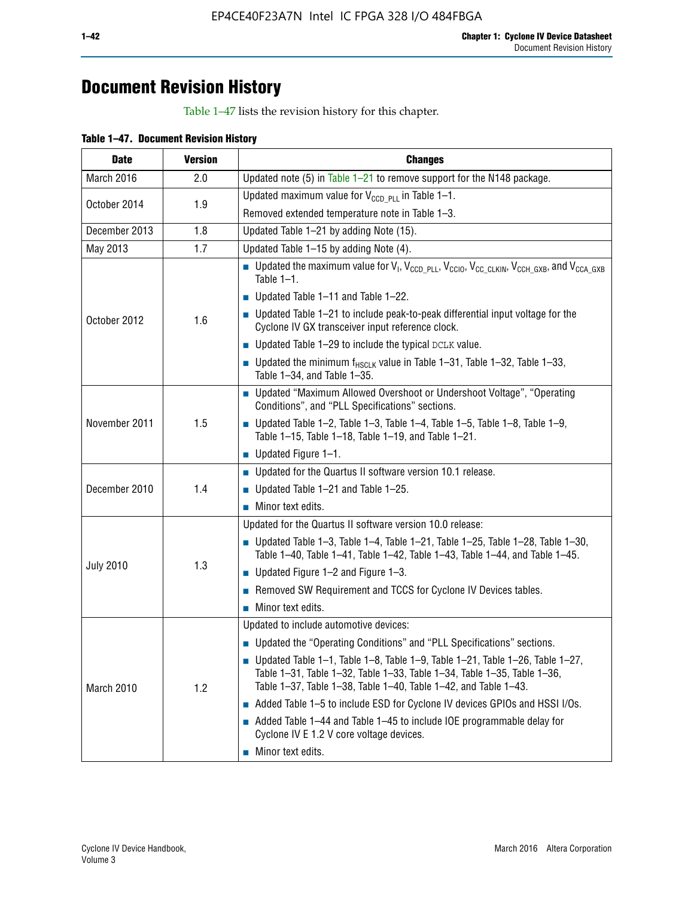# Document Revision History

Table 1–47 lists the revision history for this chapter.

**Table 1–47. Document Revision History**

| Date | Version | Changes |
|---|---|---|
| March 2016 | 2.0 | Updated note (5) in Table 1–21 to remove support for the N148 package. |
| October 2014 | 1.9 | Updated maximum value for $V_{CCD\_PLL}$ in Table 1–1.<br>Removed extended temperature note in Table 1–3. |
| December 2013 | 1.8 | Updated Table 1–21 by adding Note (15). |
| May 2013 | 1.7 | Updated Table 1–15 by adding Note (4). |
| October 2012 | 1.6 | ■ Updated the maximum value for $V_I$, $V_{CCD\_PLL}$, $V_{CCIO}$, $V_{CC\_CLKIN}$, $V_{CCH\_GXB}$, and $V_{CCA\_GXB}$ Table 1–1.<br>■ Updated Table 1–11 and Table 1–22.<br>■ Updated Table 1–21 to include peak-to-peak differential input voltage for the Cyclone IV GX transceiver input reference clock.<br>■ Updated Table 1–29 to include the typical DCLK value.<br>■ Updated the minimum $f_{HSCLK}$ value in Table 1–31, Table 1–32, Table 1–33, Table 1–34, and Table 1–35. |
| November 2011 | 1.5 | ■ Updated "Maximum Allowed Overshoot or Undershoot Voltage", "Operating Conditions", and "PLL Specifications" sections.<br>■ Updated Table 1–2, Table 1–3, Table 1–4, Table 1–5, Table 1–8, Table 1–9, Table 1–15, Table 1–18, Table 1–19, and Table 1–21.<br>■ Updated Figure 1–1. |
| December 2010 | 1.4 | ■ Updated for the Quartus II software version 10.1 release.<br>■ Updated Table 1–21 and Table 1–25.<br>■ Minor text edits. |
| July 2010 | 1.3 | Updated for the Quartus II software version 10.0 release:<br>■ Updated Table 1–3, Table 1–4, Table 1–21, Table 1–25, Table 1–28, Table 1–30, Table 1–40, Table 1–41, Table 1–42, Table 1–43, Table 1–44, and Table 1–45.<br>■ Updated Figure 1–2 and Figure 1–3.<br>■ Removed SW Requirement and TCCS for Cyclone IV Devices tables.<br>■ Minor text edits. |
| March 2010 | 1.2 | Updated to include automotive devices:<br>■ Updated the "Operating Conditions" and "PLL Specifications" sections.<br>■ Updated Table 1–1, Table 1–8, Table 1–9, Table 1–21, Table 1–26, Table 1–27, Table 1–31, Table 1–32, Table 1–33, Table 1–34, Table 1–35, Table 1–36, Table 1–37, Table 1–38, Table 1–40, Table 1–42, and Table 1–43.<br>■ Added Table 1–5 to include ESD for Cyclone IV devices GPIOs and HSSI I/Os.<br>■ Added Table 1–44 and Table 1–45 to include IOE programmable delay for Cyclone IV E 1.2 V core voltage devices.<br>■ Minor text edits. |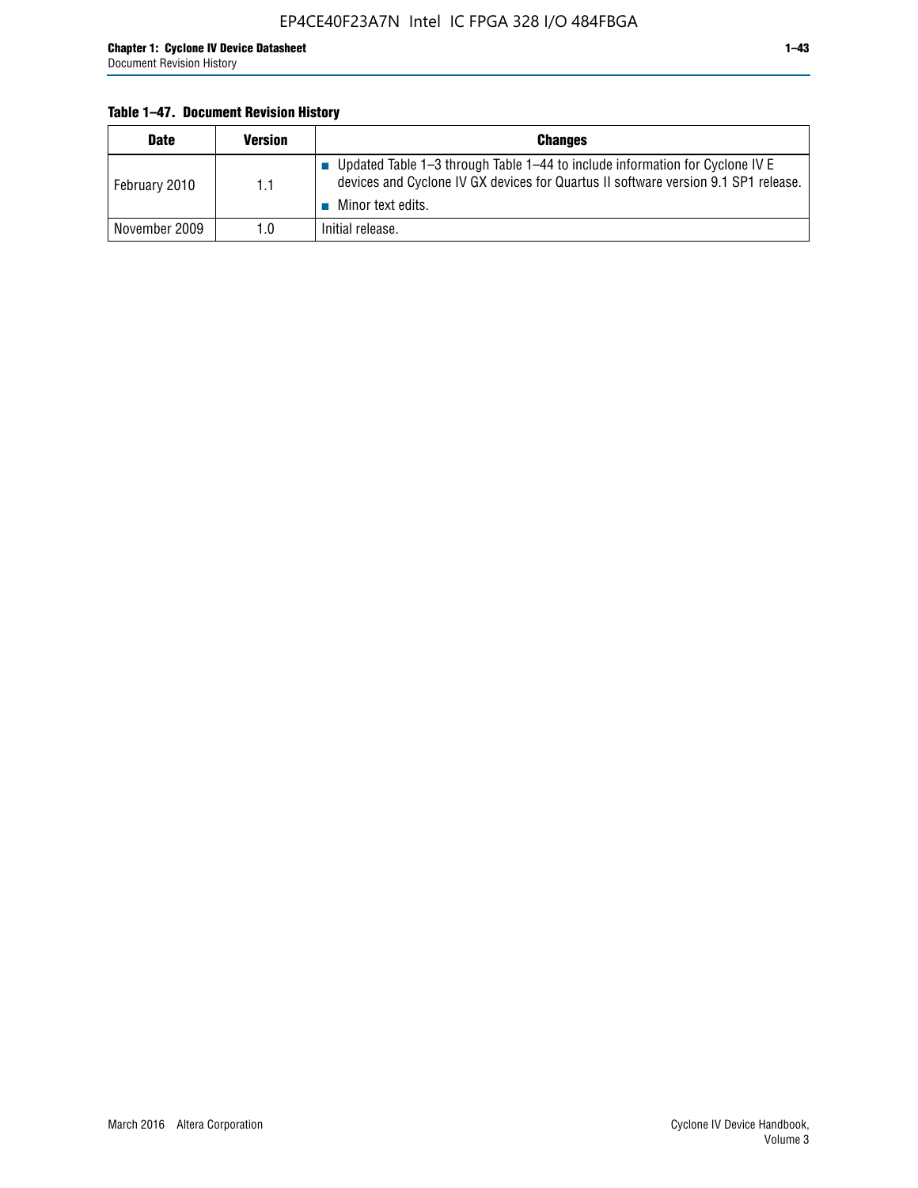**Table 1–47. Document Revision History**

| Date | Version | Changes |
|---|---|---|
| February 2010 | 1.1 | ■ Updated Table 1–3 through Table 1–44 to include information for Cyclone IV E devices and Cyclone IV GX devices for Quartus II software version 9.1 SP1 release.<br>■ Minor text edits. |
| November 2009 | 1.0 | Initial release. |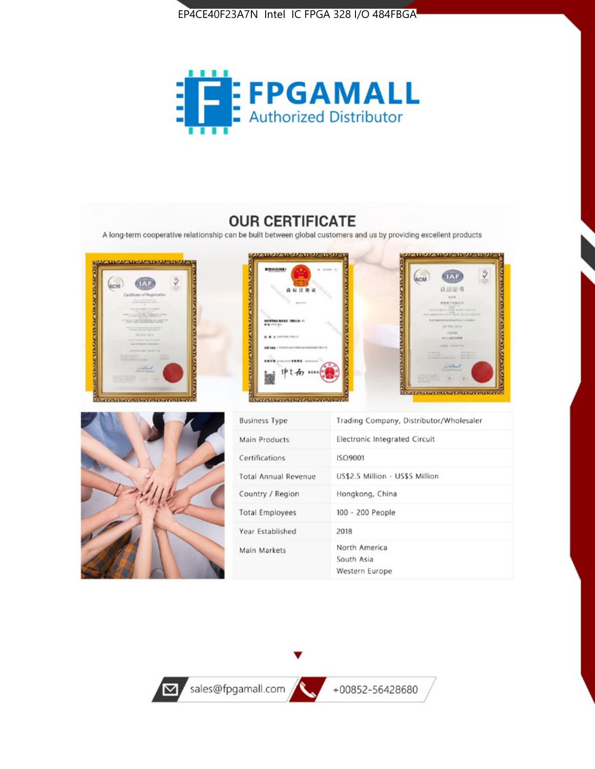FPGAMALL

Authorized Distributor

## OUR CERTIFICATE

A long-term cooperative relationship can be built between global customers and us by providing excellent products

| | |
|---|---|
| Business Type | Trading Company, Distributor/Wholesaler |
| Main Products | Electronic Integrated Circuit |
| Certifications | ISO9001 |
| Total Annual Revenue | US$2.5 Million - US$5 Million |
| Country / Region | Hongkong, China |
| Total Employees | 100 - 200 People |
| Year Established | 2018 |
| Main Markets | North America<br>South Asia<br>Western Europe |

sales@fpgamall.com

+00852-56428680